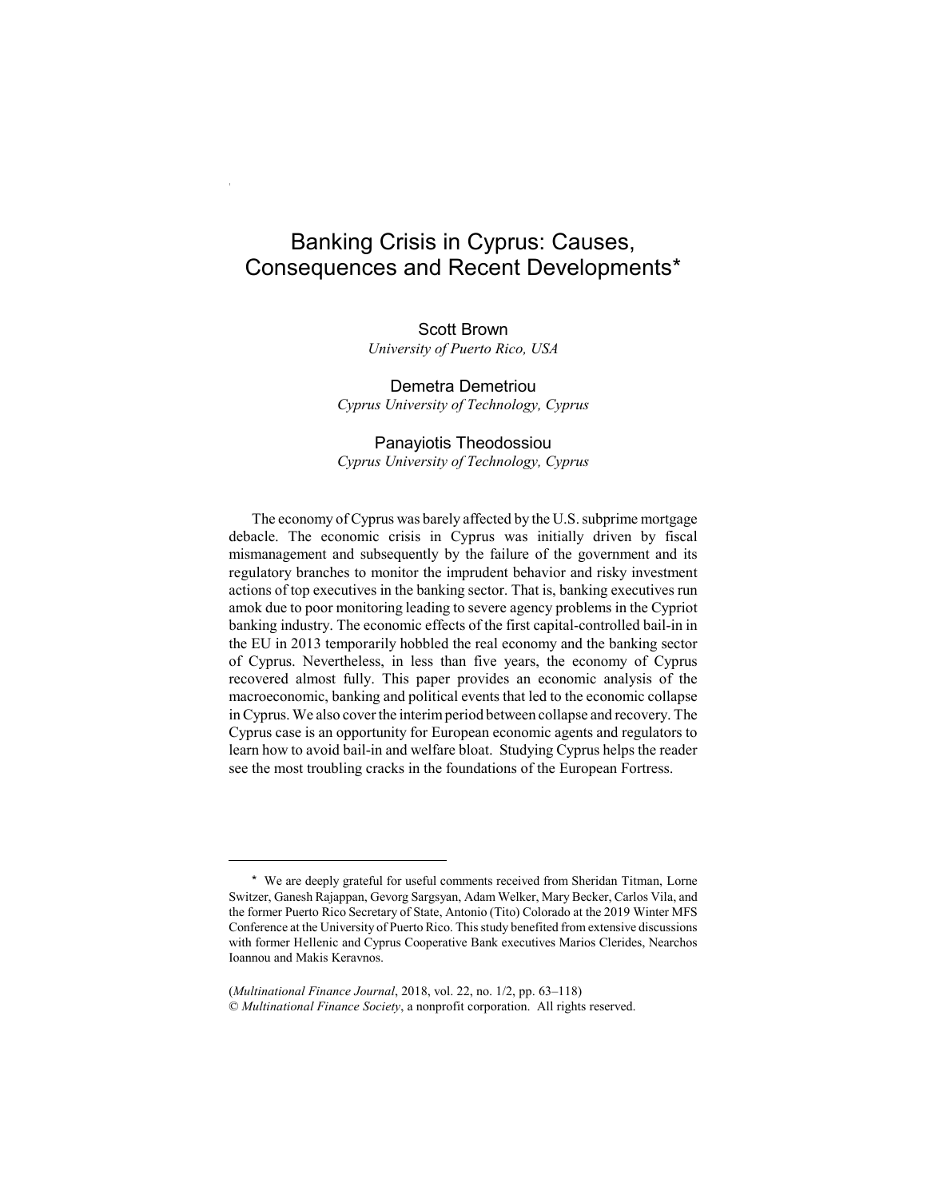# Banking Crisis in Cyprus: Causes, Consequences and Recent Developments*

Scott Brown
*University of Puerto Rico, USA*

Demetra Demetriou
*Cyprus University of Technology, Cyprus*

Panayiotis Theodossiou
*Cyprus University of Technology, Cyprus*

The economy of Cyprus was barely affected by the U.S. subprime mortgage debacle. The economic crisis in Cyprus was initially driven by fiscal mismanagement and subsequently by the failure of the government and its regulatory branches to monitor the imprudent behavior and risky investment actions of top executives in the banking sector. That is, banking executives run amok due to poor monitoring leading to severe agency problems in the Cypriot banking industry. The economic effects of the first capital-controlled bail-in in the EU in 2013 temporarily hobbled the real economy and the banking sector of Cyprus. Nevertheless, in less than five years, the economy of Cyprus recovered almost fully. This paper provides an economic analysis of the macroeconomic, banking and political events that led to the economic collapse in Cyprus. We also cover the interim period between collapse and recovery. The Cyprus case is an opportunity for European economic agents and regulators to learn how to avoid bail-in and welfare bloat. Studying Cyprus helps the reader see the most troubling cracks in the foundations of the European Fortress.

---

\* We are deeply grateful for useful comments received from Sheridan Titman, Lorne Switzer, Ganesh Rajappan, Gevorg Sargsyan, Adam Welker, Mary Becker, Carlos Vila, and the former Puerto Rico Secretary of State, Antonio (Tito) Colorado at the 2019 Winter MFS Conference at the University of Puerto Rico. This study benefited from extensive discussions with former Hellenic and Cyprus Cooperative Bank executives Marios Clerides, Nearchos Ioannou and Makis Keravnos.

(*Multinational Finance Journal*, 2018, vol. 22, no. 1/2, pp. 63–118)
© *Multinational Finance Society*, a nonprofit corporation. All rights reserved.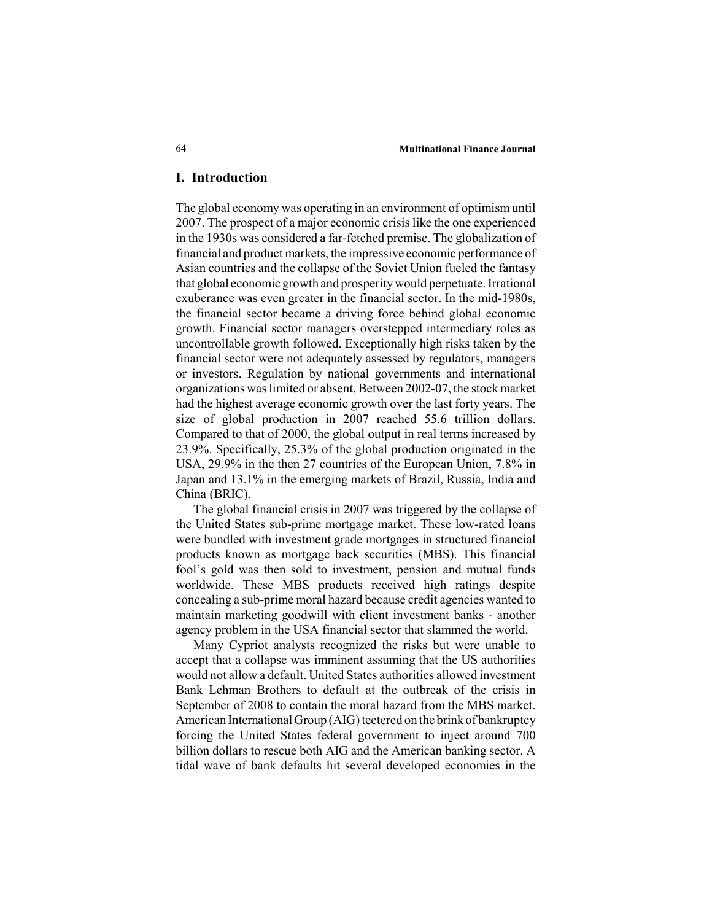## I. Introduction

The global economy was operating in an environment of optimism until 2007. The prospect of a major economic crisis like the one experienced in the 1930s was considered a far-fetched premise. The globalization of financial and product markets, the impressive economic performance of Asian countries and the collapse of the Soviet Union fueled the fantasy that global economic growth and prosperity would perpetuate. Irrational exuberance was even greater in the financial sector. In the mid-1980s, the financial sector became a driving force behind global economic growth. Financial sector managers overstepped intermediary roles as uncontrollable growth followed. Exceptionally high risks taken by the financial sector were not adequately assessed by regulators, managers or investors. Regulation by national governments and international organizations was limited or absent. Between 2002-07, the stock market had the highest average economic growth over the last forty years. The size of global production in 2007 reached 55.6 trillion dollars. Compared to that of 2000, the global output in real terms increased by 23.9%. Specifically, 25.3% of the global production originated in the USA, 29.9% in the then 27 countries of the European Union, 7.8% in Japan and 13.1% in the emerging markets of Brazil, Russia, India and China (BRIC).

The global financial crisis in 2007 was triggered by the collapse of the United States sub-prime mortgage market. These low-rated loans were bundled with investment grade mortgages in structured financial products known as mortgage back securities (MBS). This financial fool's gold was then sold to investment, pension and mutual funds worldwide. These MBS products received high ratings despite concealing a sub-prime moral hazard because credit agencies wanted to maintain marketing goodwill with client investment banks - another agency problem in the USA financial sector that slammed the world.

Many Cypriot analysts recognized the risks but were unable to accept that a collapse was imminent assuming that the US authorities would not allow a default. United States authorities allowed investment Bank Lehman Brothers to default at the outbreak of the crisis in September of 2008 to contain the moral hazard from the MBS market. American International Group (AIG) teetered on the brink of bankruptcy forcing the United States federal government to inject around 700 billion dollars to rescue both AIG and the American banking sector. A tidal wave of bank defaults hit several developed economies in the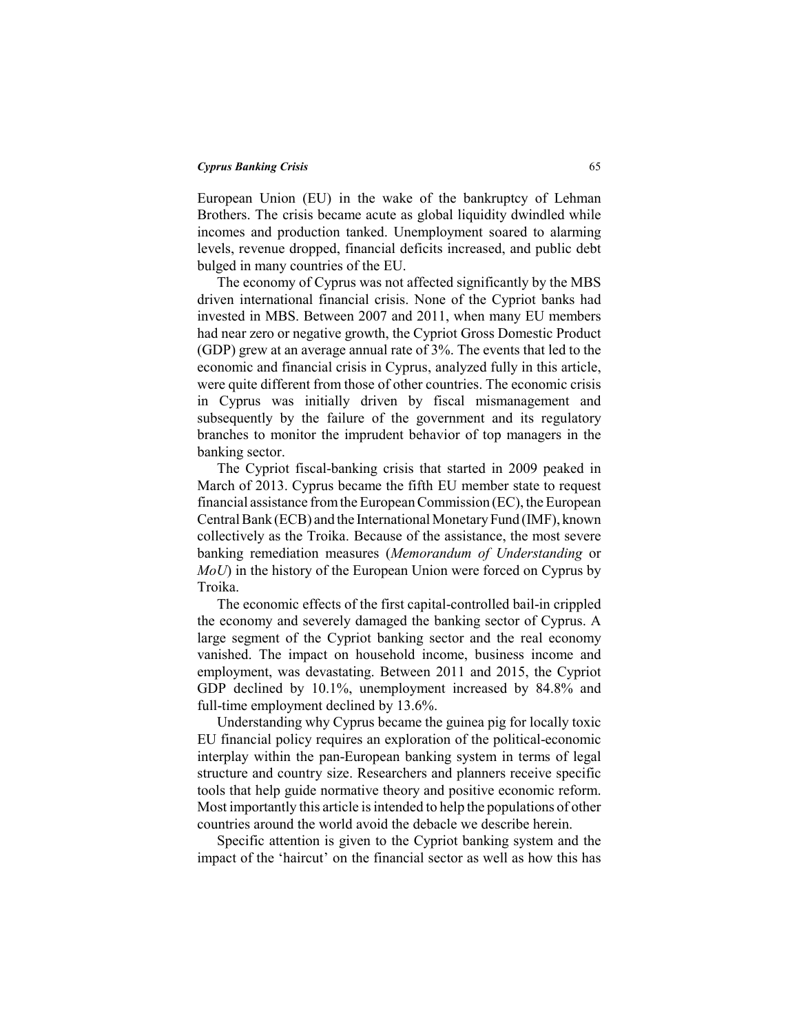European Union (EU) in the wake of the bankruptcy of Lehman Brothers. The crisis became acute as global liquidity dwindled while incomes and production tanked. Unemployment soared to alarming levels, revenue dropped, financial deficits increased, and public debt bulged in many countries of the EU.

The economy of Cyprus was not affected significantly by the MBS driven international financial crisis. None of the Cypriot banks had invested in MBS. Between 2007 and 2011, when many EU members had near zero or negative growth, the Cypriot Gross Domestic Product (GDP) grew at an average annual rate of 3%. The events that led to the economic and financial crisis in Cyprus, analyzed fully in this article, were quite different from those of other countries. The economic crisis in Cyprus was initially driven by fiscal mismanagement and subsequently by the failure of the government and its regulatory branches to monitor the imprudent behavior of top managers in the banking sector.

The Cypriot fiscal-banking crisis that started in 2009 peaked in March of 2013. Cyprus became the fifth EU member state to request financial assistance from the European Commission (EC), the European Central Bank (ECB) and the International Monetary Fund (IMF), known collectively as the Troika. Because of the assistance, the most severe banking remediation measures (*Memorandum of Understanding* or *MoU*) in the history of the European Union were forced on Cyprus by Troika.

The economic effects of the first capital-controlled bail-in crippled the economy and severely damaged the banking sector of Cyprus. A large segment of the Cypriot banking sector and the real economy vanished. The impact on household income, business income and employment, was devastating. Between 2011 and 2015, the Cypriot GDP declined by 10.1%, unemployment increased by 84.8% and full-time employment declined by 13.6%.

Understanding why Cyprus became the guinea pig for locally toxic EU financial policy requires an exploration of the political-economic interplay within the pan-European banking system in terms of legal structure and country size. Researchers and planners receive specific tools that help guide normative theory and positive economic reform. Most importantly this article is intended to help the populations of other countries around the world avoid the debacle we describe herein.

Specific attention is given to the Cypriot banking system and the impact of the 'haircut' on the financial sector as well as how this has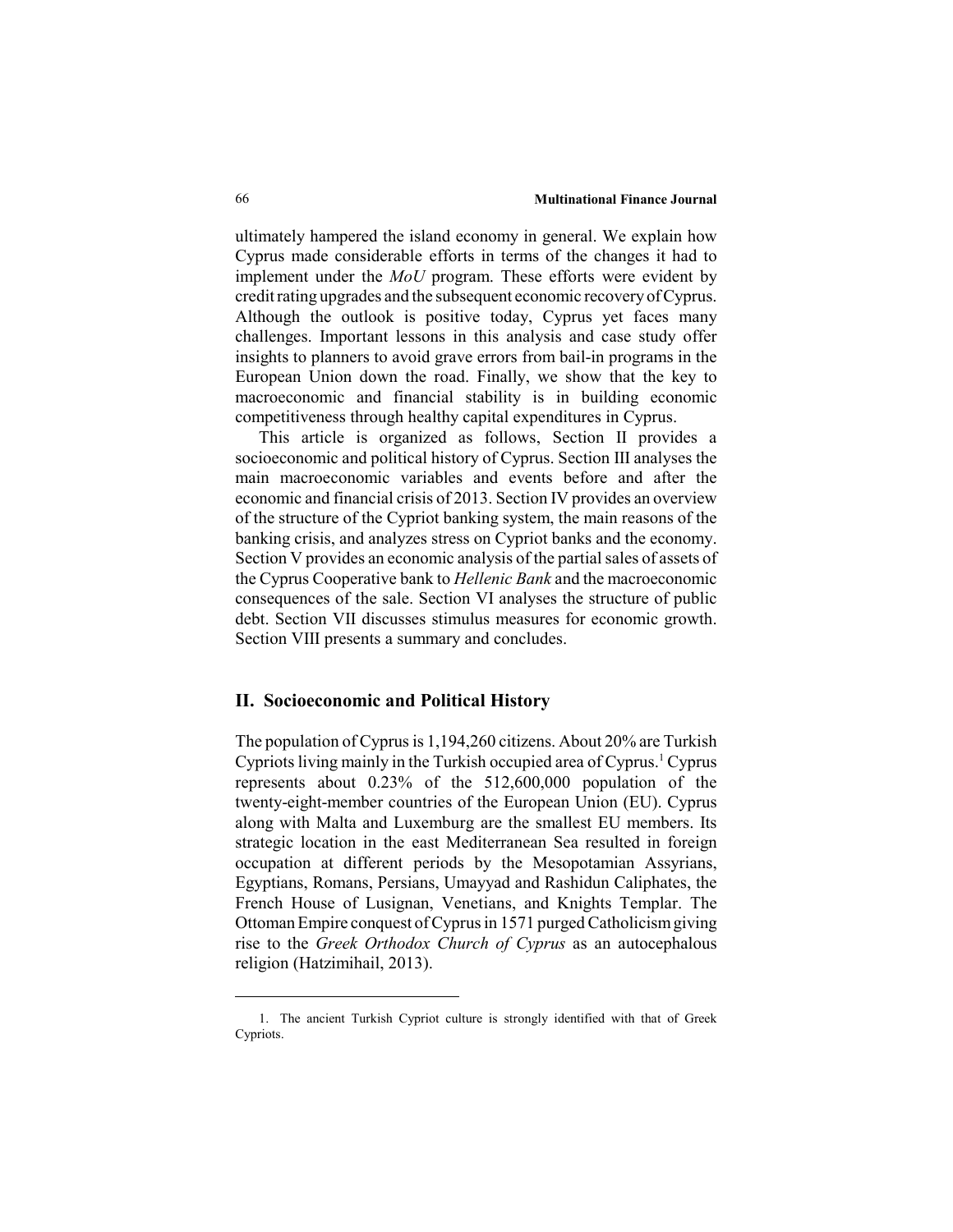ultimately hampered the island economy in general. We explain how Cyprus made considerable efforts in terms of the changes it had to implement under the *MoU* program. These efforts were evident by credit rating upgrades and the subsequent economic recovery of Cyprus. Although the outlook is positive today, Cyprus yet faces many challenges. Important lessons in this analysis and case study offer insights to planners to avoid grave errors from bail-in programs in the European Union down the road. Finally, we show that the key to macroeconomic and financial stability is in building economic competitiveness through healthy capital expenditures in Cyprus.

This article is organized as follows, Section II provides a socioeconomic and political history of Cyprus. Section III analyses the main macroeconomic variables and events before and after the economic and financial crisis of 2013. Section IV provides an overview of the structure of the Cypriot banking system, the main reasons of the banking crisis, and analyzes stress on Cypriot banks and the economy. Section V provides an economic analysis of the partial sales of assets of the Cyprus Cooperative bank to *Hellenic Bank* and the macroeconomic consequences of the sale. Section VI analyses the structure of public debt. Section VII discusses stimulus measures for economic growth. Section VIII presents a summary and concludes.

## II. Socioeconomic and Political History

The population of Cyprus is 1,194,260 citizens. About 20% are Turkish Cypriots living mainly in the Turkish occupied area of Cyprus.[1] Cyprus represents about 0.23% of the 512,600,000 population of the twenty-eight-member countries of the European Union (EU). Cyprus along with Malta and Luxemburg are the smallest EU members. Its strategic location in the east Mediterranean Sea resulted in foreign occupation at different periods by the Mesopotamian Assyrians, Egyptians, Romans, Persians, Umayyad and Rashidun Caliphates, the French House of Lusignan, Venetians, and Knights Templar. The Ottoman Empire conquest of Cyprus in 1571 purged Catholicism giving rise to the *Greek Orthodox Church of Cyprus* as an autocephalous religion (Hatzimihail, 2013).

1. The ancient Turkish Cypriot culture is strongly identified with that of Greek Cypriots.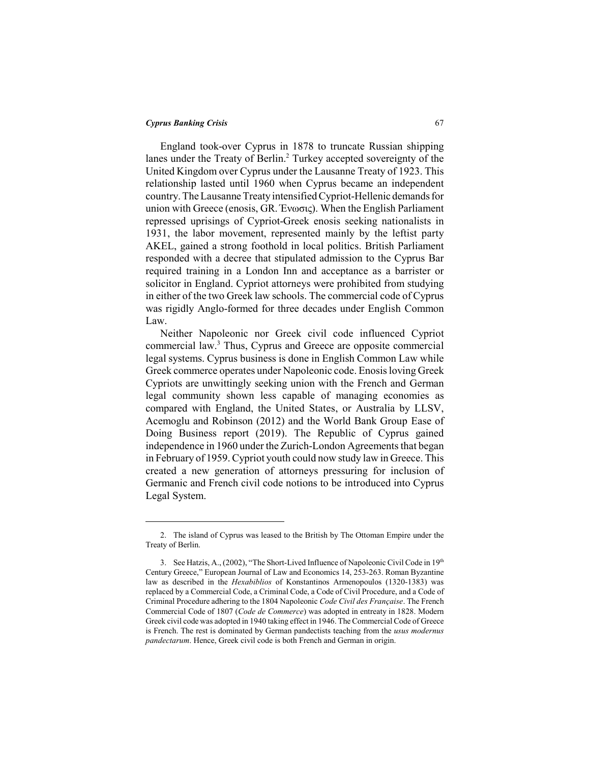England took-over Cyprus in 1878 to truncate Russian shipping lanes under the Treaty of Berlin.[2] Turkey accepted sovereignty of the United Kingdom over Cyprus under the Lausanne Treaty of 1923. This relationship lasted until 1960 when Cyprus became an independent country. The Lausanne Treaty intensified Cypriot-Hellenic demands for union with Greece (enosis, GR. Ένωσις). When the English Parliament repressed uprisings of Cypriot-Greek enosis seeking nationalists in 1931, the labor movement, represented mainly by the leftist party AKEL, gained a strong foothold in local politics. British Parliament responded with a decree that stipulated admission to the Cyprus Bar required training in a London Inn and acceptance as a barrister or solicitor in England. Cypriot attorneys were prohibited from studying in either of the two Greek law schools. The commercial code of Cyprus was rigidly Anglo-formed for three decades under English Common Law.

Neither Napoleonic nor Greek civil code influenced Cypriot commercial law.[3] Thus, Cyprus and Greece are opposite commercial legal systems. Cyprus business is done in English Common Law while Greek commerce operates under Napoleonic code. Enosis loving Greek Cypriots are unwittingly seeking union with the French and German legal community shown less capable of managing economies as compared with England, the United States, or Australia by LLSV, Acemoglu and Robinson (2012) and the World Bank Group Ease of Doing Business report (2019). The Republic of Cyprus gained independence in 1960 under the Zurich-London Agreements that began in February of 1959. Cypriot youth could now study law in Greece. This created a new generation of attorneys pressuring for inclusion of Germanic and French civil code notions to be introduced into Cyprus Legal System.

---

2. The island of Cyprus was leased to the British by The Ottoman Empire under the Treaty of Berlin.

3. See Hatzis, A., (2002), "The Short-Lived Influence of Napoleonic Civil Code in 19th Century Greece," European Journal of Law and Economics 14, 253-263. Roman Byzantine law as described in the *Hexabiblios* of Konstantinos Armenopoulos (1320-1383) was replaced by a Commercial Code, a Criminal Code, a Code of Civil Procedure, and a Code of Criminal Procedure adhering to the 1804 Napoleonic *Code Civil des Française*. The French Commercial Code of 1807 (*Code de Commerce*) was adopted in entreaty in 1828. Modern Greek civil code was adopted in 1940 taking effect in 1946. The Commercial Code of Greece is French. The rest is dominated by German pandectists teaching from the *usus modernus pandectarum*. Hence, Greek civil code is both French and German in origin.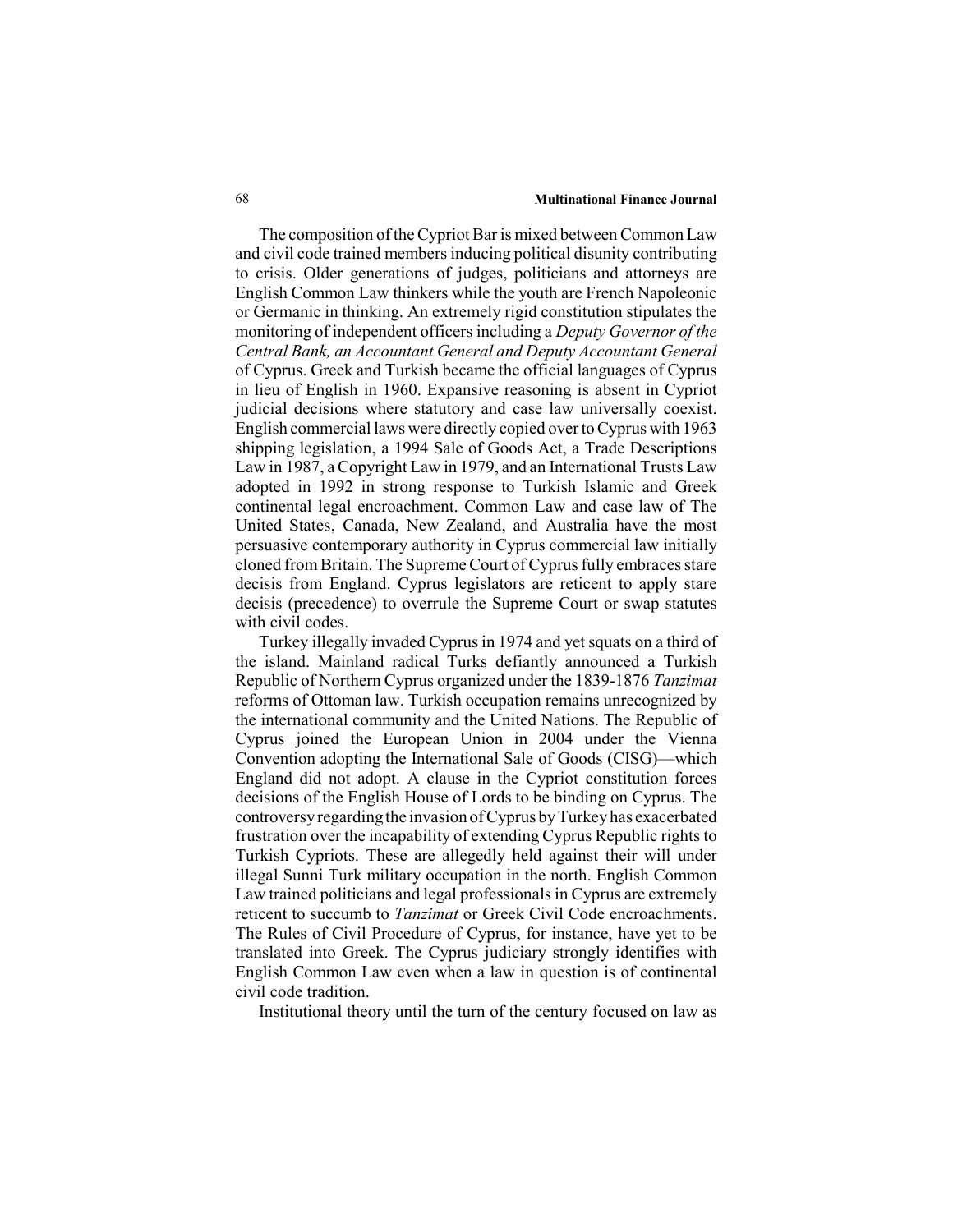The composition of the Cypriot Bar is mixed between Common Law and civil code trained members inducing political disunity contributing to crisis. Older generations of judges, politicians and attorneys are English Common Law thinkers while the youth are French Napoleonic or Germanic in thinking. An extremely rigid constitution stipulates the monitoring of independent officers including a *Deputy Governor of the Central Bank, an Accountant General and Deputy Accountant General* of Cyprus. Greek and Turkish became the official languages of Cyprus in lieu of English in 1960. Expansive reasoning is absent in Cypriot judicial decisions where statutory and case law universally coexist. English commercial laws were directly copied over to Cyprus with 1963 shipping legislation, a 1994 Sale of Goods Act, a Trade Descriptions Law in 1987, a Copyright Law in 1979, and an International Trusts Law adopted in 1992 in strong response to Turkish Islamic and Greek continental legal encroachment. Common Law and case law of The United States, Canada, New Zealand, and Australia have the most persuasive contemporary authority in Cyprus commercial law initially cloned from Britain. The Supreme Court of Cyprus fully embraces stare decisis from England. Cyprus legislators are reticent to apply stare decisis (precedence) to overrule the Supreme Court or swap statutes with civil codes.

Turkey illegally invaded Cyprus in 1974 and yet squats on a third of the island. Mainland radical Turks defiantly announced a Turkish Republic of Northern Cyprus organized under the 1839-1876 *Tanzimat* reforms of Ottoman law. Turkish occupation remains unrecognized by the international community and the United Nations. The Republic of Cyprus joined the European Union in 2004 under the Vienna Convention adopting the International Sale of Goods (CISG)—which England did not adopt. A clause in the Cypriot constitution forces decisions of the English House of Lords to be binding on Cyprus. The controversy regarding the invasion of Cyprus by Turkey has exacerbated frustration over the incapability of extending Cyprus Republic rights to Turkish Cypriots. These are allegedly held against their will under illegal Sunni Turk military occupation in the north. English Common Law trained politicians and legal professionals in Cyprus are extremely reticent to succumb to *Tanzimat* or Greek Civil Code encroachments. The Rules of Civil Procedure of Cyprus, for instance, have yet to be translated into Greek. The Cyprus judiciary strongly identifies with English Common Law even when a law in question is of continental civil code tradition.

Institutional theory until the turn of the century focused on law as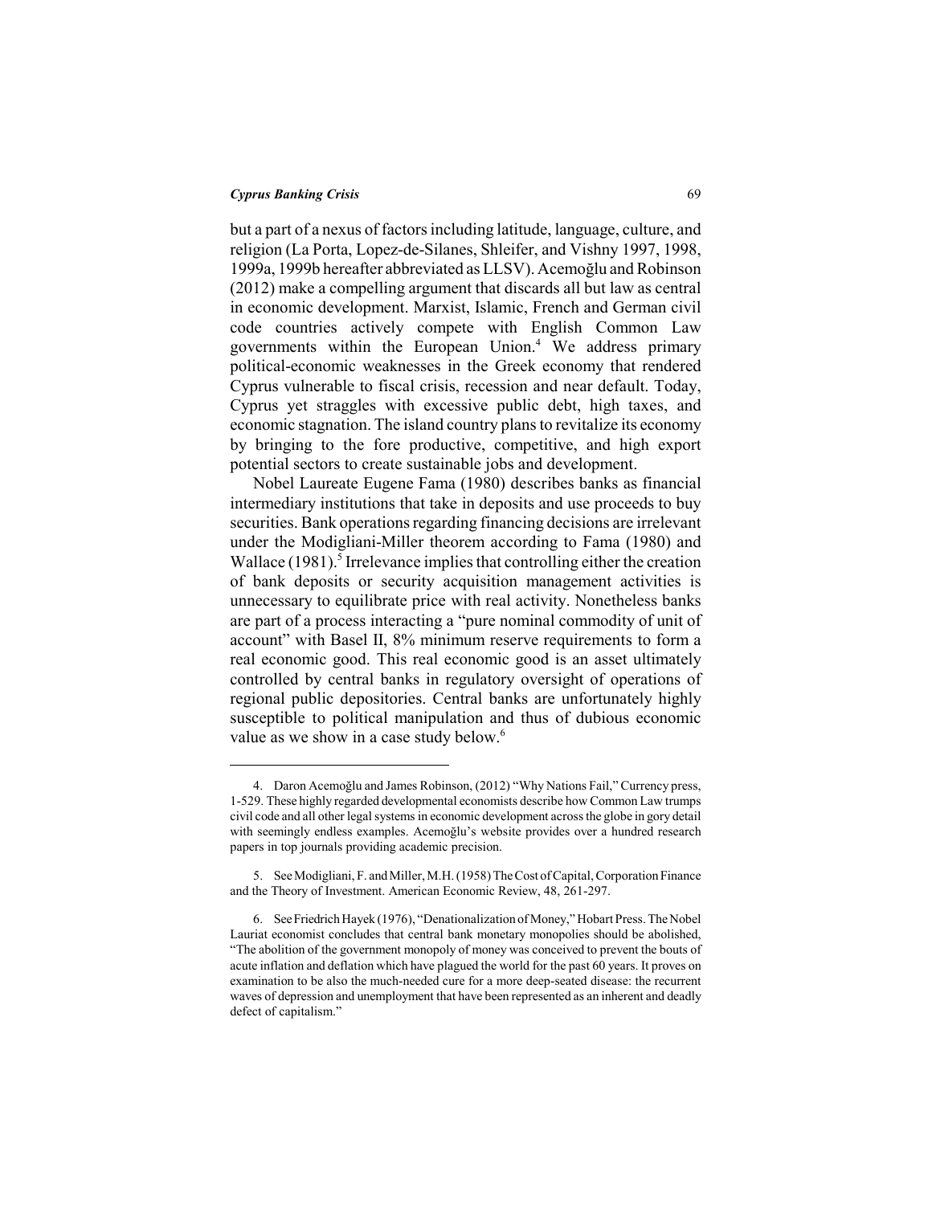but a part of a nexus of factors including latitude, language, culture, and religion (La Porta, Lopez-de-Silanes, Shleifer, and Vishny 1997, 1998, 1999a, 1999b hereafter abbreviated as LLSV). Acemoğlu and Robinson (2012) make a compelling argument that discards all but law as central in economic development. Marxist, Islamic, French and German civil code countries actively compete with English Common Law governments within the European Union.[4] We address primary political-economic weaknesses in the Greek economy that rendered Cyprus vulnerable to fiscal crisis, recession and near default. Today, Cyprus yet straggles with excessive public debt, high taxes, and economic stagnation. The island country plans to revitalize its economy by bringing to the fore productive, competitive, and high export potential sectors to create sustainable jobs and development.

Nobel Laureate Eugene Fama (1980) describes banks as financial intermediary institutions that take in deposits and use proceeds to buy securities. Bank operations regarding financing decisions are irrelevant under the Modigliani-Miller theorem according to Fama (1980) and Wallace (1981).[5] Irrelevance implies that controlling either the creation of bank deposits or security acquisition management activities is unnecessary to equilibrate price with real activity. Nonetheless banks are part of a process interacting a "pure nominal commodity of unit of account" with Basel II, 8% minimum reserve requirements to form a real economic good. This real economic good is an asset ultimately controlled by central banks in regulatory oversight of operations of regional public depositories. Central banks are unfortunately highly susceptible to political manipulation and thus of dubious economic value as we show in a case study below.[6]

---

4. Daron Acemoğlu and James Robinson, (2012) "Why Nations Fail," Currency press, 1-529. These highly regarded developmental economists describe how Common Law trumps civil code and all other legal systems in economic development across the globe in gory detail with seemingly endless examples. Acemoğlu's website provides over a hundred research papers in top journals providing academic precision.

5. See Modigliani, F. and Miller, M.H. (1958) The Cost of Capital, Corporation Finance and the Theory of Investment. American Economic Review, 48, 261-297.

6. See Friedrich Hayek (1976), "Denationalization of Money," Hobart Press. The Nobel Lauriat economist concludes that central bank monetary monopolies should be abolished, "The abolition of the government monopoly of money was conceived to prevent the bouts of acute inflation and deflation which have plagued the world for the past 60 years. It proves on examination to be also the much-needed cure for a more deep-seated disease: the recurrent waves of depression and unemployment that have been represented as an inherent and deadly defect of capitalism."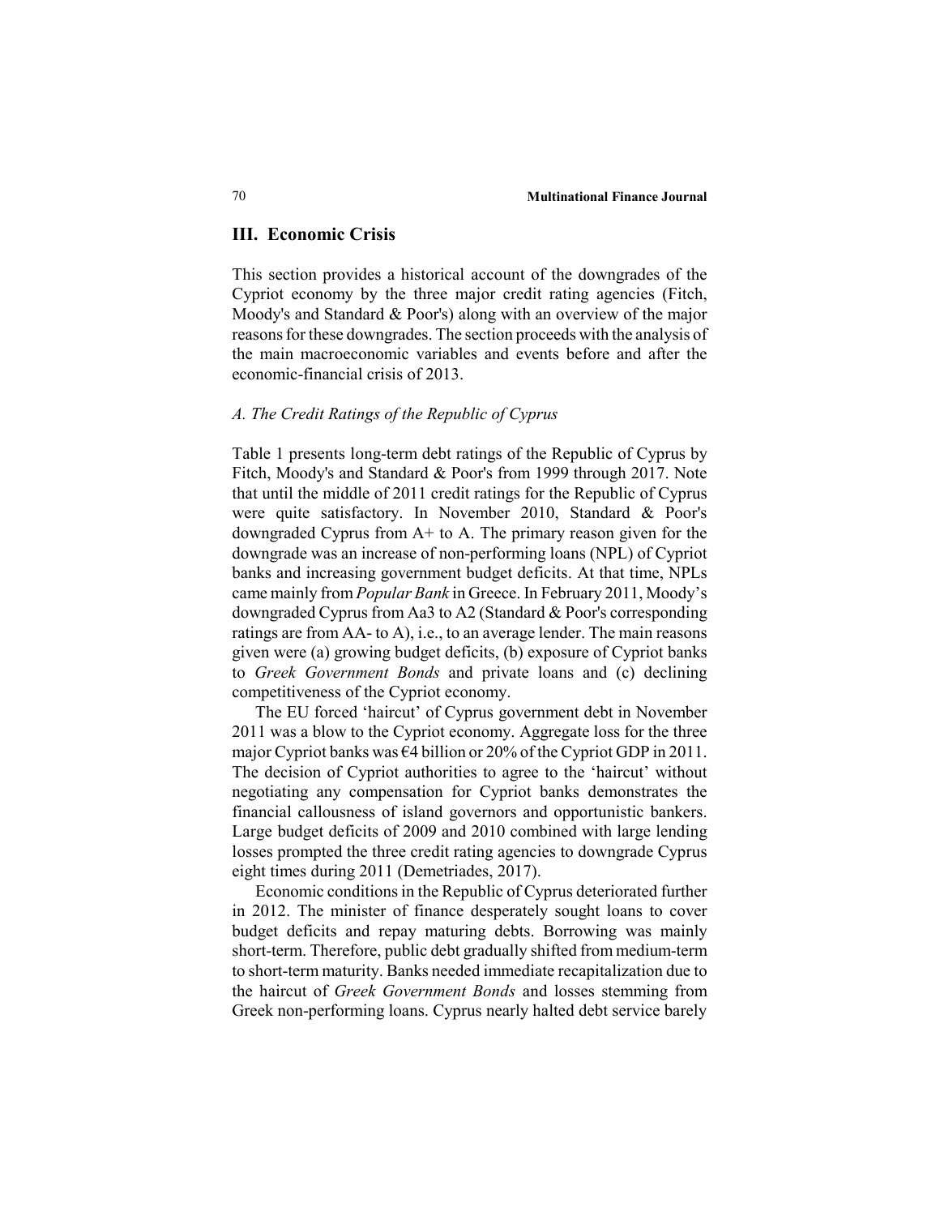## III. Economic Crisis

This section provides a historical account of the downgrades of the Cypriot economy by the three major credit rating agencies (Fitch, Moody's and Standard & Poor's) along with an overview of the major reasons for these downgrades. The section proceeds with the analysis of the main macroeconomic variables and events before and after the economic-financial crisis of 2013.

### *A. The Credit Ratings of the Republic of Cyprus*

Table 1 presents long-term debt ratings of the Republic of Cyprus by Fitch, Moody's and Standard & Poor's from 1999 through 2017. Note that until the middle of 2011 credit ratings for the Republic of Cyprus were quite satisfactory. In November 2010, Standard & Poor's downgraded Cyprus from A+ to A. The primary reason given for the downgrade was an increase of non-performing loans (NPL) of Cypriot banks and increasing government budget deficits. At that time, NPLs came mainly from *Popular Bank* in Greece. In February 2011, Moody's downgraded Cyprus from Aa3 to A2 (Standard & Poor's corresponding ratings are from AA- to A), i.e., to an average lender. The main reasons given were (a) growing budget deficits, (b) exposure of Cypriot banks to *Greek Government Bonds* and private loans and (c) declining competitiveness of the Cypriot economy.

The EU forced 'haircut' of Cyprus government debt in November 2011 was a blow to the Cypriot economy. Aggregate loss for the three major Cypriot banks was €4 billion or 20% of the Cypriot GDP in 2011. The decision of Cypriot authorities to agree to the 'haircut' without negotiating any compensation for Cypriot banks demonstrates the financial callousness of island governors and opportunistic bankers. Large budget deficits of 2009 and 2010 combined with large lending losses prompted the three credit rating agencies to downgrade Cyprus eight times during 2011 (Demetriades, 2017).

Economic conditions in the Republic of Cyprus deteriorated further in 2012. The minister of finance desperately sought loans to cover budget deficits and repay maturing debts. Borrowing was mainly short-term. Therefore, public debt gradually shifted from medium-term to short-term maturity. Banks needed immediate recapitalization due to the haircut of *Greek Government Bonds* and losses stemming from Greek non-performing loans. Cyprus nearly halted debt service barely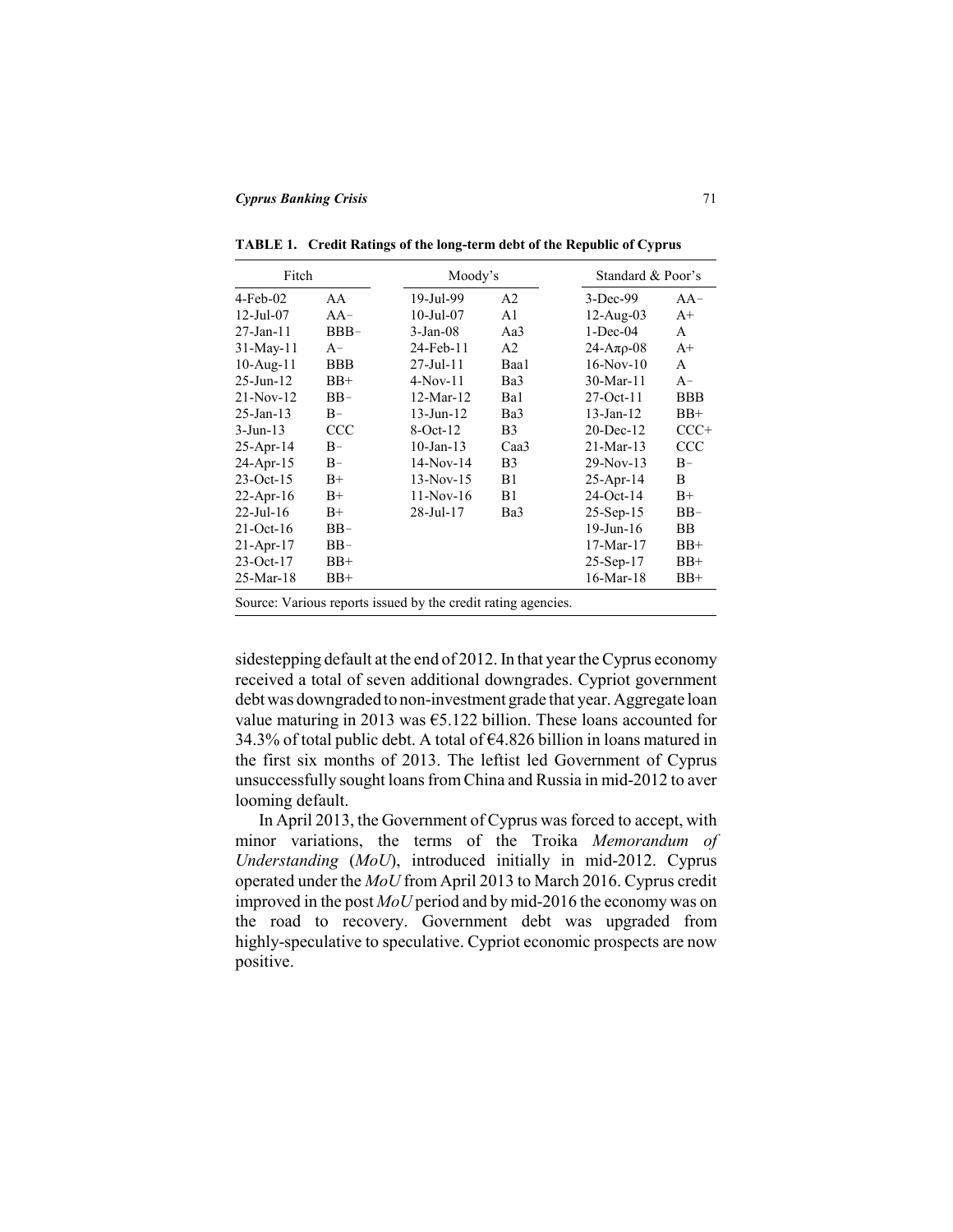**TABLE 1. Credit Ratings of the long-term debt of the Republic of Cyprus**

| Fitch | | Moody's | | Standard & Poor's | |
|---|---|---|---|---|---|
| 4-Feb-02 | AA | 19-Jul-99 | A2 | 3-Dec-99 | AA− |
| 12-Jul-07 | AA− | 10-Jul-07 | A1 | 12-Aug-03 | A+ |
| 27-Jan-11 | BBB− | 3-Jan-08 | Aa3 | 1-Dec-04 | A |
| 31-May-11 | A− | 24-Feb-11 | A2 | 24-Απρ-08 | A+ |
| 10-Aug-11 | BBB | 27-Jul-11 | Baa1 | 16-Nov-10 | A |
| 25-Jun-12 | BB+ | 4-Nov-11 | Ba3 | 30-Mar-11 | A− |
| 21-Nov-12 | BB− | 12-Mar-12 | Ba1 | 27-Oct-11 | BBB |
| 25-Jan-13 | B− | 13-Jun-12 | Ba3 | 13-Jan-12 | BB+ |
| 3-Jun-13 | CCC | 8-Oct-12 | B3 | 20-Dec-12 | CCC+ |
| 25-Apr-14 | B− | 10-Jan-13 | Caa3 | 21-Mar-13 | CCC |
| 24-Apr-15 | B− | 14-Nov-14 | B3 | 29-Nov-13 | B− |
| 23-Oct-15 | B+ | 13-Nov-15 | B1 | 25-Apr-14 | B |
| 22-Apr-16 | B+ | 11-Nov-16 | B1 | 24-Oct-14 | B+ |
| 22-Jul-16 | B+ | 28-Jul-17 | Ba3 | 25-Sep-15 | BB− |
| 21-Oct-16 | BB− | | | 19-Jun-16 | BB |
| 21-Apr-17 | BB− | | | 17-Mar-17 | BB+ |
| 23-Oct-17 | BB+ | | | 25-Sep-17 | BB+ |
| 25-Mar-18 | BB+ | | | 16-Mar-18 | BB+ |

Source: Various reports issued by the credit rating agencies.

sidestepping default at the end of 2012. In that year the Cyprus economy received a total of seven additional downgrades. Cypriot government debt was downgraded to non-investment grade that year. Aggregate loan value maturing in 2013 was €5.122 billion. These loans accounted for 34.3% of total public debt. A total of €4.826 billion in loans matured in the first six months of 2013. The leftist led Government of Cyprus unsuccessfully sought loans from China and Russia in mid-2012 to aver looming default.

In April 2013, the Government of Cyprus was forced to accept, with minor variations, the terms of the Troika *Memorandum of Understanding* (*MoU*), introduced initially in mid-2012. Cyprus operated under the *MoU* from April 2013 to March 2016. Cyprus credit improved in the post *MoU* period and by mid-2016 the economy was on the road to recovery. Government debt was upgraded from highly-speculative to speculative. Cypriot economic prospects are now positive.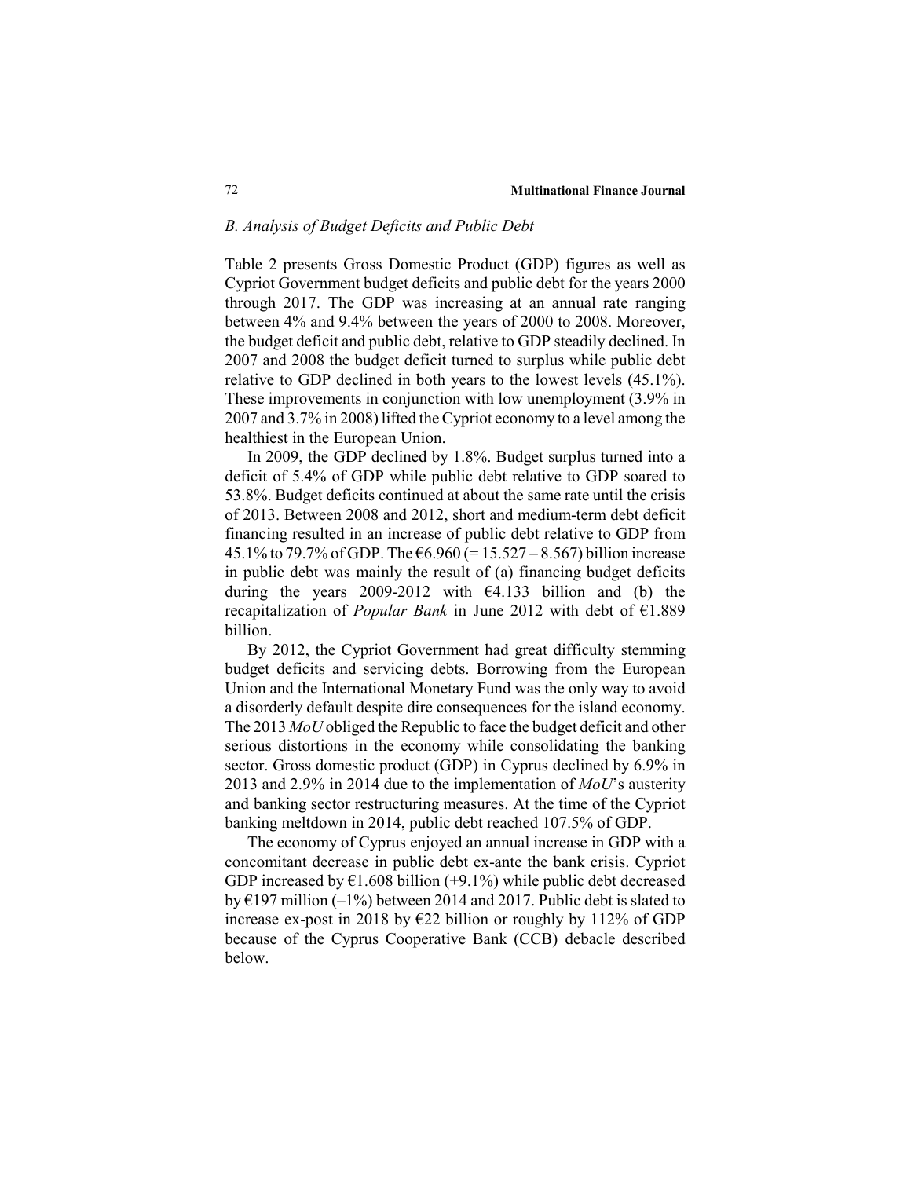### *B. Analysis of Budget Deficits and Public Debt*

Table 2 presents Gross Domestic Product (GDP) figures as well as Cypriot Government budget deficits and public debt for the years 2000 through 2017. The GDP was increasing at an annual rate ranging between 4% and 9.4% between the years of 2000 to 2008. Moreover, the budget deficit and public debt, relative to GDP steadily declined. In 2007 and 2008 the budget deficit turned to surplus while public debt relative to GDP declined in both years to the lowest levels (45.1%). These improvements in conjunction with low unemployment (3.9% in 2007 and 3.7% in 2008) lifted the Cypriot economy to a level among the healthiest in the European Union.

In 2009, the GDP declined by 1.8%. Budget surplus turned into a deficit of 5.4% of GDP while public debt relative to GDP soared to 53.8%. Budget deficits continued at about the same rate until the crisis of 2013. Between 2008 and 2012, short and medium-term debt deficit financing resulted in an increase of public debt relative to GDP from 45.1% to 79.7% of GDP. The €6.960 (= 15.527 – 8.567) billion increase in public debt was mainly the result of (a) financing budget deficits during the years 2009-2012 with €4.133 billion and (b) the recapitalization of *Popular Bank* in June 2012 with debt of €1.889 billion.

By 2012, the Cypriot Government had great difficulty stemming budget deficits and servicing debts. Borrowing from the European Union and the International Monetary Fund was the only way to avoid a disorderly default despite dire consequences for the island economy. The 2013 *MoU* obliged the Republic to face the budget deficit and other serious distortions in the economy while consolidating the banking sector. Gross domestic product (GDP) in Cyprus declined by 6.9% in 2013 and 2.9% in 2014 due to the implementation of *MoU*'s austerity and banking sector restructuring measures. At the time of the Cypriot banking meltdown in 2014, public debt reached 107.5% of GDP.

The economy of Cyprus enjoyed an annual increase in GDP with a concomitant decrease in public debt ex-ante the bank crisis. Cypriot GDP increased by €1.608 billion (+9.1%) while public debt decreased by €197 million (–1%) between 2014 and 2017. Public debt is slated to increase ex-post in 2018 by €22 billion or roughly by 112% of GDP because of the Cyprus Cooperative Bank (CCB) debacle described below.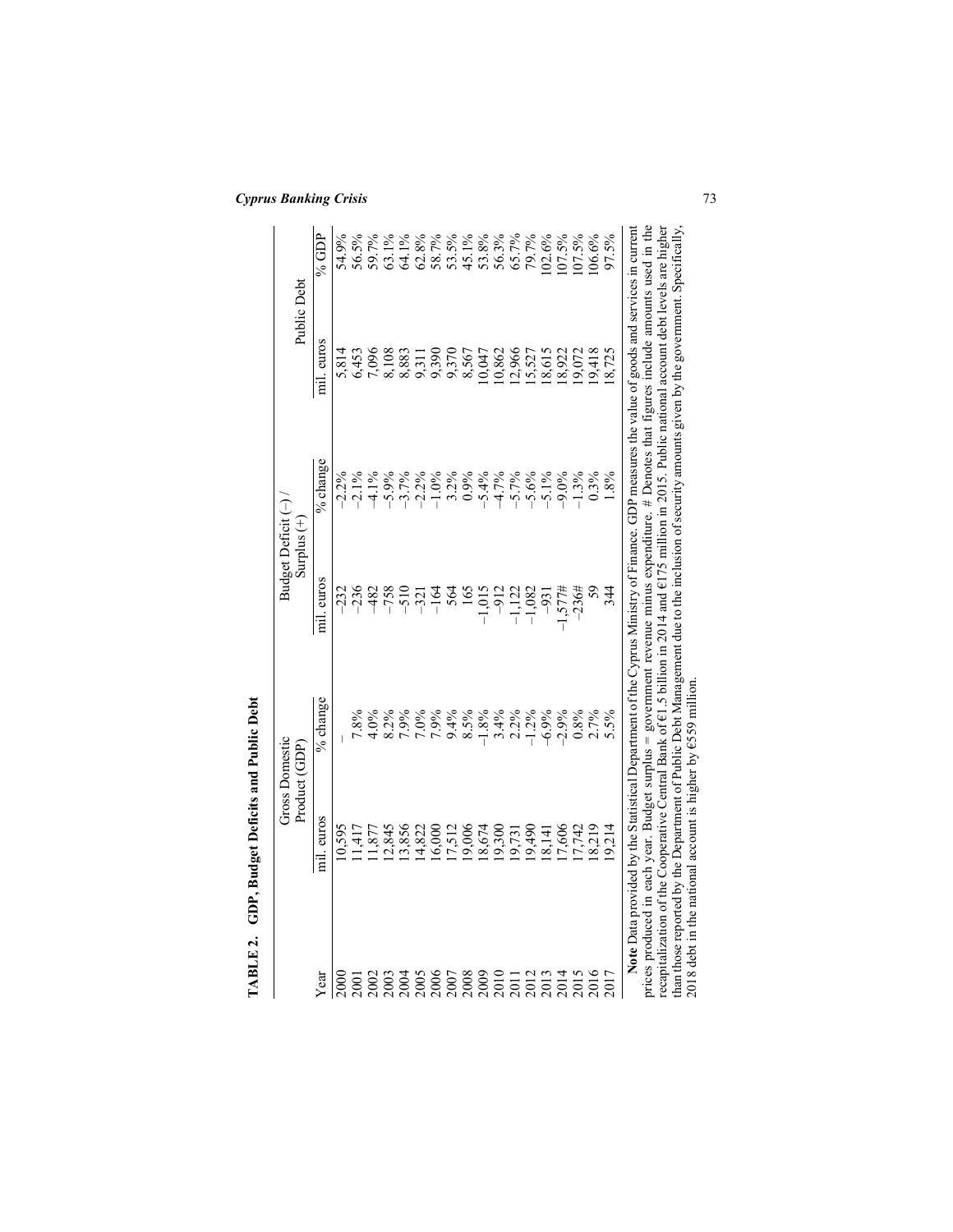**TABLE 2. GDP, Budget Deficits and Public Debt**

| Year | Gross Domestic Product (GDP) | | Budget Deficit (−) / Surplus (+) | | Public Debt | |
|---|---|---|---|---|---|---|
| | mil. euros | % change | mil. euros | % change | mil. euros | % GDP |
| 2000 | 10,595 | – | −232 | −2.2% | 5,814 | 54.9% |
| 2001 | 11,417 | 7.8% | −236 | −2.1% | 6,453 | 56.5% |
| 2002 | 11,877 | 4.0% | −482 | −4.1% | 7,096 | 59.7% |
| 2003 | 12,845 | 8.2% | −758 | −5.9% | 8,108 | 63.1% |
| 2004 | 13,856 | 7.9% | −510 | −3.7% | 8,883 | 64.1% |
| 2005 | 14,822 | 7.0% | −321 | −2.2% | 9,311 | 62.8% |
| 2006 | 16,000 | 7.9% | −164 | −1.0% | 9,390 | 58.7% |
| 2007 | 17,512 | 9.4% | 564 | 3.2% | 9,370 | 53.5% |
| 2008 | 19,006 | 8.5% | 165 | 0.9% | 8,567 | 45.1% |
| 2009 | 18,674 | −1.8% | −1,015 | −5.4% | 10,047 | 53.8% |
| 2010 | 19,300 | 3.4% | −912 | −4.7% | 10,862 | 56.3% |
| 2011 | 19,731 | 2.2% | −1,122 | −5.7% | 12,966 | 65.7% |
| 2012 | 19,490 | −1.2% | −1,082 | −5.6% | 15,527 | 79.7% |
| 2013 | 18,141 | −6.9% | −931 | −5.1% | 18,615 | 102.6% |
| 2014 | 17,606 | −2.9% | −1,577# | −9.0% | 18,922 | 107.5% |
| 2015 | 17,742 | 0.8% | −236# | −1.3% | 19,072 | 107.5% |
| 2016 | 18,219 | 2.7% | 59 | 0.3% | 19,418 | 106.6% |
| 2017 | 19,214 | 5.5% | 344 | 1.8% | 18,725 | 97.5% |

**Note** Data provided by the Statistical Department of the Cyprus Ministry of Finance. GDP measures the value of goods and services in current prices produced in each year. Budget surplus = government revenue minus expenditure. # Denotes that figures include amounts used in the recapitalization of the Cooperative Central Bank of €1.5 billion in 2014 and €175 million in 2015. Public national account debt levels are higher than those reported by the Department of Public Debt Management due to the inclusion of security amounts given by the government. Specifically, 2018 debt in the national account is higher by €559 million.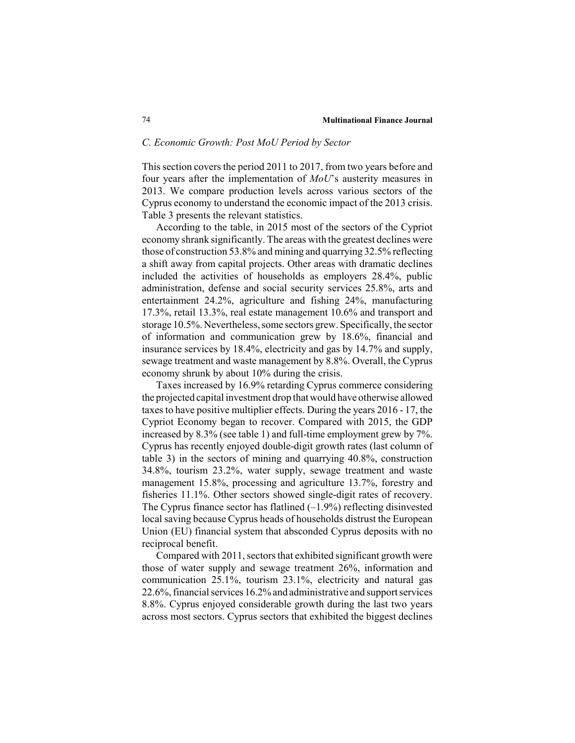### C. Economic Growth: Post MoU Period by Sector

This section covers the period 2011 to 2017, from two years before and four years after the implementation of *MoU*'s austerity measures in 2013. We compare production levels across various sectors of the Cyprus economy to understand the economic impact of the 2013 crisis. Table 3 presents the relevant statistics.

According to the table, in 2015 most of the sectors of the Cypriot economy shrank significantly. The areas with the greatest declines were those of construction 53.8% and mining and quarrying 32.5% reflecting a shift away from capital projects. Other areas with dramatic declines included the activities of households as employers 28.4%, public administration, defense and social security services 25.8%, arts and entertainment 24.2%, agriculture and fishing 24%, manufacturing 17.3%, retail 13.3%, real estate management 10.6% and transport and storage 10.5%. Nevertheless, some sectors grew. Specifically, the sector of information and communication grew by 18.6%, financial and insurance services by 18.4%, electricity and gas by 14.7% and supply, sewage treatment and waste management by 8.8%. Overall, the Cyprus economy shrunk by about 10% during the crisis.

Taxes increased by 16.9% retarding Cyprus commerce considering the projected capital investment drop that would have otherwise allowed taxes to have positive multiplier effects. During the years 2016 - 17, the Cypriot Economy began to recover. Compared with 2015, the GDP increased by 8.3% (see table 1) and full-time employment grew by 7%. Cyprus has recently enjoyed double-digit growth rates (last column of table 3) in the sectors of mining and quarrying 40.8%, construction 34.8%, tourism 23.2%, water supply, sewage treatment and waste management 15.8%, processing and agriculture 13.7%, forestry and fisheries 11.1%. Other sectors showed single-digit rates of recovery. The Cyprus finance sector has flatlined (–1.9%) reflecting disinvested local saving because Cyprus heads of households distrust the European Union (EU) financial system that absconded Cyprus deposits with no reciprocal benefit.

Compared with 2011, sectors that exhibited significant growth were those of water supply and sewage treatment 26%, information and communication 25.1%, tourism 23.1%, electricity and natural gas 22.6%, financial services 16.2% and administrative and support services 8.8%. Cyprus enjoyed considerable growth during the last two years across most sectors. Cyprus sectors that exhibited the biggest declines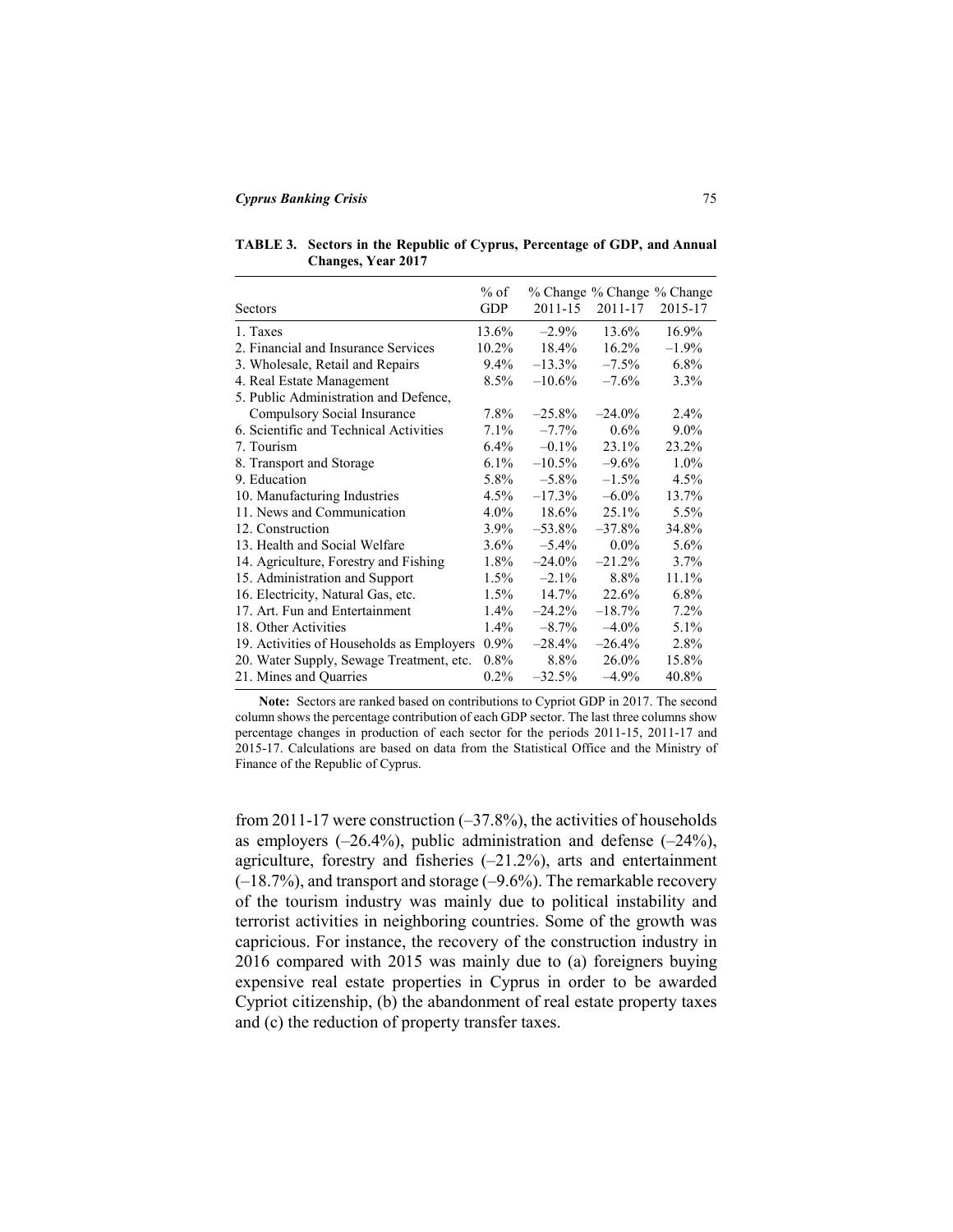**TABLE 3. Sectors in the Republic of Cyprus, Percentage of GDP, and Annual Changes, Year 2017**

| Sectors | % of GDP | % Change 2011-15 | % Change 2011-17 | % Change 2015-17 |
|---|---|---|---|---|
| 1. Taxes | 13.6% | –2.9% | 13.6% | 16.9% |
| 2. Financial and Insurance Services | 10.2% | 18.4% | 16.2% | –1.9% |
| 3. Wholesale, Retail and Repairs | 9.4% | –13.3% | –7.5% | 6.8% |
| 4. Real Estate Management | 8.5% | –10.6% | –7.6% | 3.3% |
| 5. Public Administration and Defence, Compulsory Social Insurance | 7.8% | –25.8% | –24.0% | 2.4% |
| 6. Scientific and Technical Activities | 7.1% | –7.7% | 0.6% | 9.0% |
| 7. Tourism | 6.4% | –0.1% | 23.1% | 23.2% |
| 8. Transport and Storage | 6.1% | –10.5% | –9.6% | 1.0% |
| 9. Education | 5.8% | –5.8% | –1.5% | 4.5% |
| 10. Manufacturing Industries | 4.5% | –17.3% | –6.0% | 13.7% |
| 11. News and Communication | 4.0% | 18.6% | 25.1% | 5.5% |
| 12. Construction | 3.9% | –53.8% | –37.8% | 34.8% |
| 13. Health and Social Welfare | 3.6% | –5.4% | 0.0% | 5.6% |
| 14. Agriculture, Forestry and Fishing | 1.8% | –24.0% | –21.2% | 3.7% |
| 15. Administration and Support | 1.5% | –2.1% | 8.8% | 11.1% |
| 16. Electricity, Natural Gas, etc. | 1.5% | 14.7% | 22.6% | 6.8% |
| 17. Art. Fun and Entertainment | 1.4% | –24.2% | –18.7% | 7.2% |
| 18. Other Activities | 1.4% | –8.7% | –4.0% | 5.1% |
| 19. Activities of Households as Employers | 0.9% | –28.4% | –26.4% | 2.8% |
| 20. Water Supply, Sewage Treatment, etc. | 0.8% | 8.8% | 26.0% | 15.8% |
| 21. Mines and Quarries | 0.2% | –32.5% | –4.9% | 40.8% |

**Note:** Sectors are ranked based on contributions to Cypriot GDP in 2017. The second column shows the percentage contribution of each GDP sector. The last three columns show percentage changes in production of each sector for the periods 2011-15, 2011-17 and 2015-17. Calculations are based on data from the Statistical Office and the Ministry of Finance of the Republic of Cyprus.

from 2011-17 were construction (–37.8%), the activities of households as employers (–26.4%), public administration and defense (–24%), agriculture, forestry and fisheries (–21.2%), arts and entertainment (–18.7%), and transport and storage (–9.6%). The remarkable recovery of the tourism industry was mainly due to political instability and terrorist activities in neighboring countries. Some of the growth was capricious. For instance, the recovery of the construction industry in 2016 compared with 2015 was mainly due to (a) foreigners buying expensive real estate properties in Cyprus in order to be awarded Cypriot citizenship, (b) the abandonment of real estate property taxes and (c) the reduction of property transfer taxes.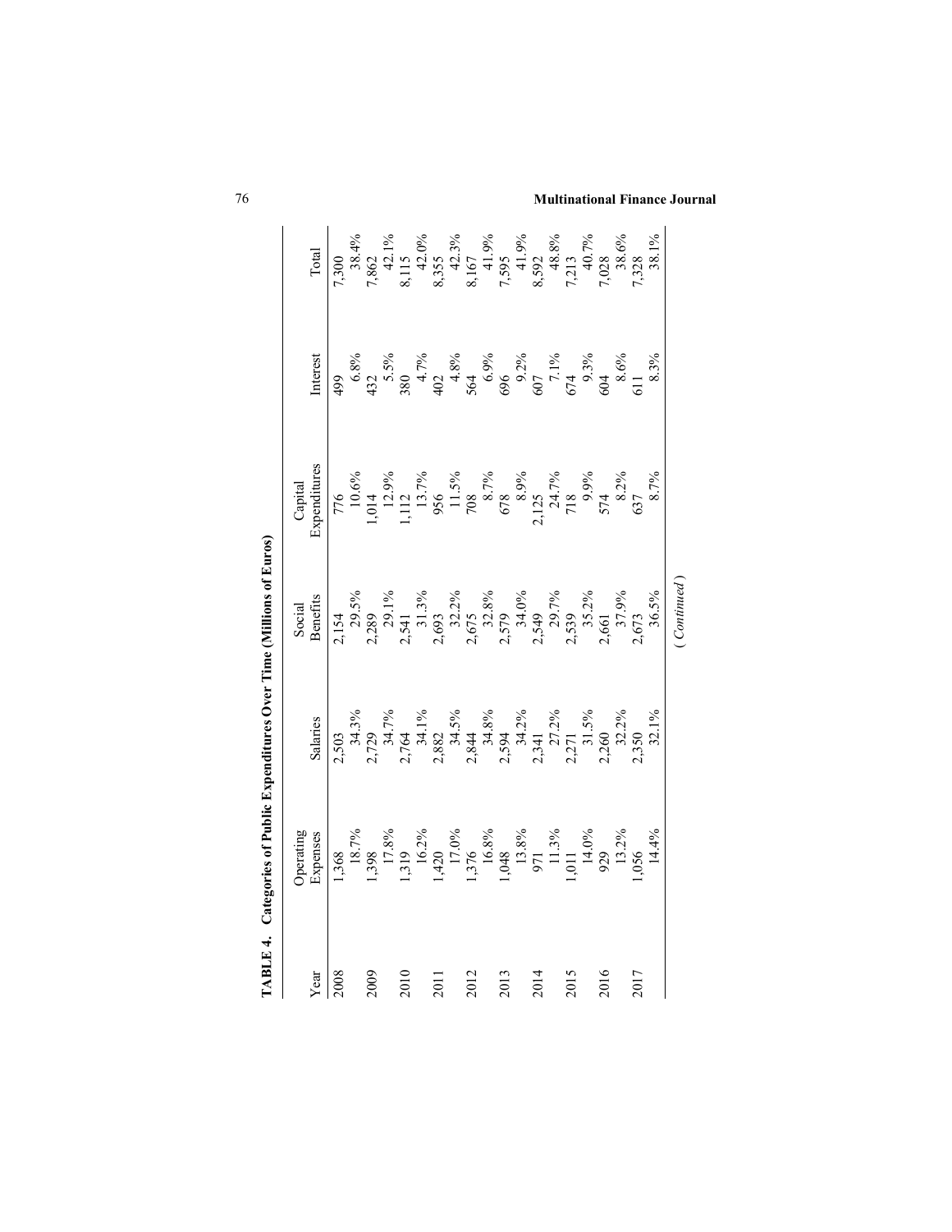**TABLE 4. Categories of Public Expenditures Over Time (Millions of Euros)**

| Year | Operating Expenses | Salaries | Social Benefits | Capital Expenditures | Interest | Total |
|---|---|---|---|---|---|---|
| 2008 | 1,368 | 2,503 | 2,154 | 776 | 499 | 7,300 |
| | 18.7% | 34.3% | 29.5% | 10.6% | 6.8% | 38.4% |
| 2009 | 1,398 | 2,729 | 2,289 | 1,014 | 432 | 7,862 |
| | 17.8% | 34.7% | 29.1% | 12.9% | 5.5% | 42.1% |
| 2010 | 1,319 | 2,764 | 2,541 | 1,112 | 380 | 8,115 |
| | 16.2% | 34.1% | 31.3% | 13.7% | 4.7% | 42.0% |
| 2011 | 1,420 | 2,882 | 2,693 | 956 | 402 | 8,355 |
| | 17.0% | 34.5% | 32.2% | 11.5% | 4.8% | 42.3% |
| 2012 | 1,376 | 2,844 | 2,675 | 708 | 564 | 8,167 |
| | 16.8% | 34.8% | 32.8% | 8.7% | 6.9% | 41.9% |
| 2013 | 1,048 | 2,594 | 2,579 | 678 | 696 | 7,595 |
| | 13.8% | 34.2% | 34.0% | 8.9% | 9.2% | 41.9% |
| 2014 | 971 | 2,341 | 2,549 | 2,125 | 607 | 8,592 |
| | 11.3% | 27.2% | 29.7% | 24.7% | 7.1% | 48.8% |
| 2015 | 1,011 | 2,271 | 2,539 | 718 | 674 | 7,213 |
| | 14.0% | 31.5% | 35.2% | 9.9% | 9.3% | 40.7% |
| 2016 | 929 | 2,260 | 2,661 | 574 | 604 | 7,028 |
| | 13.2% | 32.2% | 37.9% | 8.2% | 8.6% | 38.6% |
| 2017 | 1,056 | 2,350 | 2,673 | 637 | 611 | 7,328 |
| | 14.4% | 32.1% | 36.5% | 8.7% | 8.3% | 38.1% |

*(Continued)*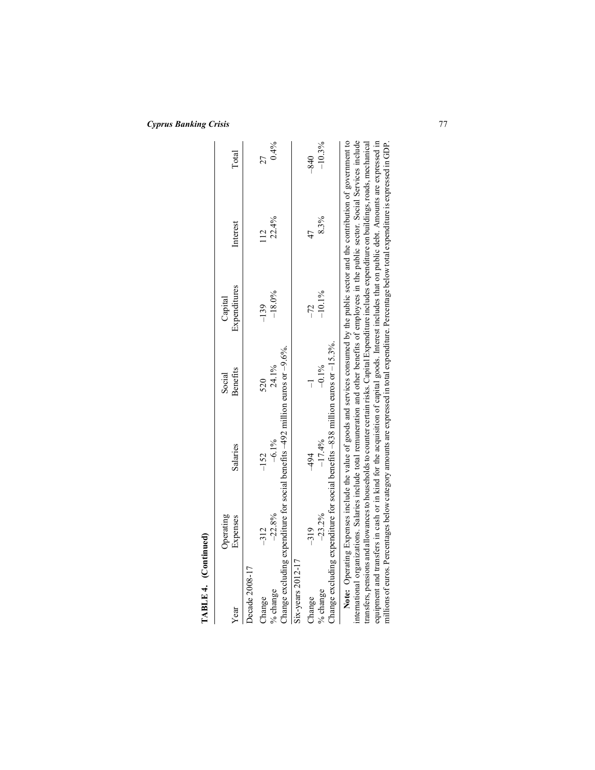**TABLE 4. (Continued)**

| Year | Operating Expenses | Salaries | Social Benefits | Capital Expenditures | Interest | Total |
|---|---|---|---|---|---|---|
| Decade 2008-17 | | | | | | |
| Change | −312 | −152 | 520 | −139 | 112 | 27 |
| % change | −22.8% | −6.1% | 24.1% | −18.0% | 22.4% | 0.4% |
| Change excluding expenditure for social benefits -492 million euros or −9.6%. | | | | | | |
| Six-years 2012-17 | | | | | | |
| Change | −319 | −494 | −1 | −72 | 47 | −840 |
| % change | −23.2% | −17.4% | −0.1% | −10.1% | 8.3% | −10.3% |
| Change excluding expenditure for social benefits −838 million euros or −15.3%. | | | | | | |

**Note:** Operating Expenses include the value of goods and services consumed by the public sector and the contribution of government to international organizations. Salaries include total remuneration and other benefits of employees in the public sector. Social Services include transfers, pensions and allowances to households to counter certain risks. Capital Expenditure includes expenditure on buildings, roads, mechanical equipment and transfers in cash or in kind for the acquisition of capital goods. Interest includes that on public debt. Amounts are expressed in millions of euros. Percentages below category amounts are expressed in total expenditure. Percentage below total expenditure is expressed in GDP.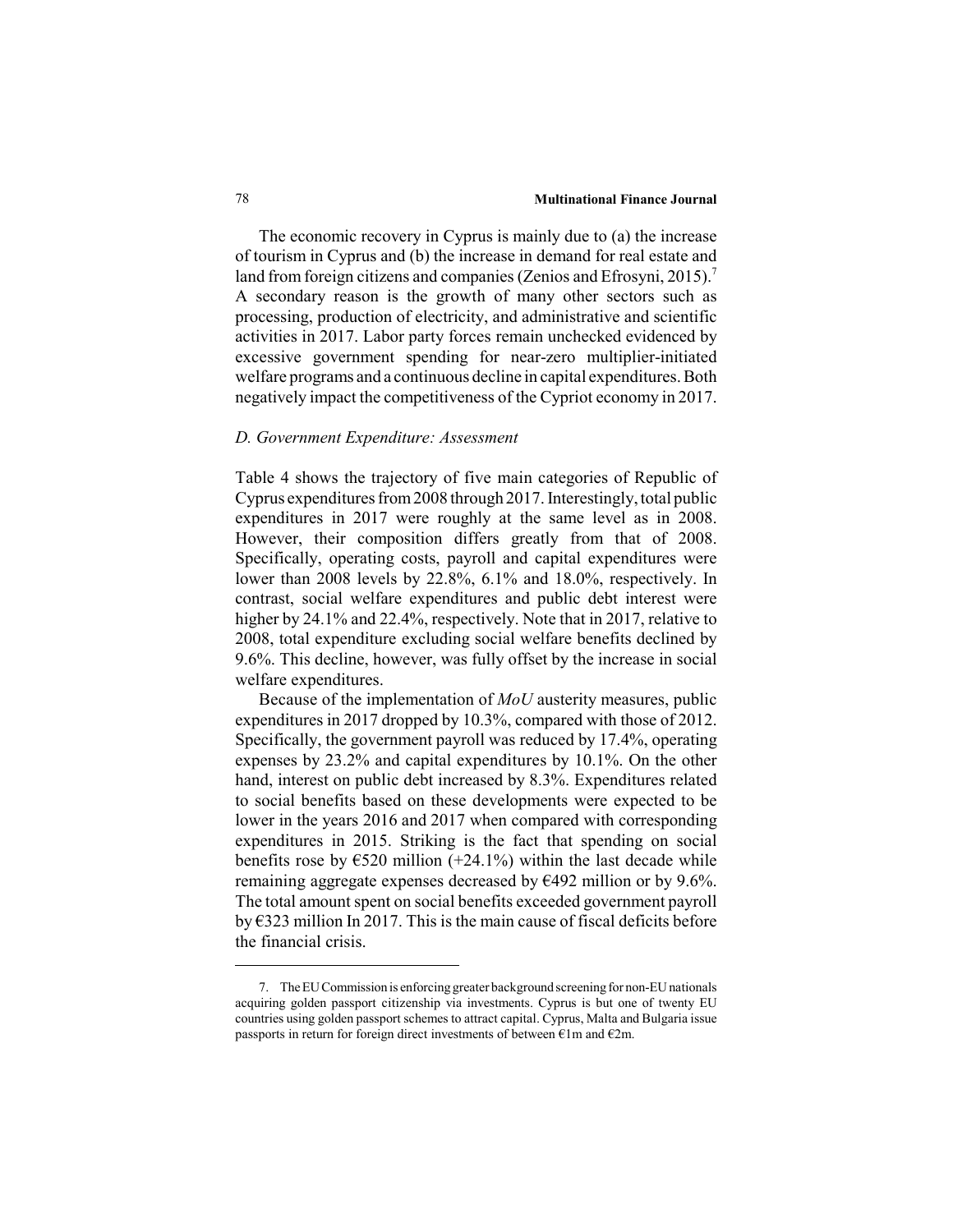The economic recovery in Cyprus is mainly due to (a) the increase of tourism in Cyprus and (b) the increase in demand for real estate and land from foreign citizens and companies (Zenios and Efrosyni, 2015).[7] A secondary reason is the growth of many other sectors such as processing, production of electricity, and administrative and scientific activities in 2017. Labor party forces remain unchecked evidenced by excessive government spending for near-zero multiplier-initiated welfare programs and a continuous decline in capital expenditures. Both negatively impact the competitiveness of the Cypriot economy in 2017.

### *D. Government Expenditure: Assessment*

Table 4 shows the trajectory of five main categories of Republic of Cyprus expenditures from 2008 through 2017. Interestingly, total public expenditures in 2017 were roughly at the same level as in 2008. However, their composition differs greatly from that of 2008. Specifically, operating costs, payroll and capital expenditures were lower than 2008 levels by 22.8%, 6.1% and 18.0%, respectively. In contrast, social welfare expenditures and public debt interest were higher by 24.1% and 22.4%, respectively. Note that in 2017, relative to 2008, total expenditure excluding social welfare benefits declined by 9.6%. This decline, however, was fully offset by the increase in social welfare expenditures.

Because of the implementation of *MoU* austerity measures, public expenditures in 2017 dropped by 10.3%, compared with those of 2012. Specifically, the government payroll was reduced by 17.4%, operating expenses by 23.2% and capital expenditures by 10.1%. On the other hand, interest on public debt increased by 8.3%. Expenditures related to social benefits based on these developments were expected to be lower in the years 2016 and 2017 when compared with corresponding expenditures in 2015. Striking is the fact that spending on social benefits rose by €520 million (+24.1%) within the last decade while remaining aggregate expenses decreased by €492 million or by 9.6%. The total amount spent on social benefits exceeded government payroll by €323 million In 2017. This is the main cause of fiscal deficits before the financial crisis.

---

7. The EU Commission is enforcing greater background screening for non-EU nationals acquiring golden passport citizenship via investments. Cyprus is but one of twenty EU countries using golden passport schemes to attract capital. Cyprus, Malta and Bulgaria issue passports in return for foreign direct investments of between €1m and €2m.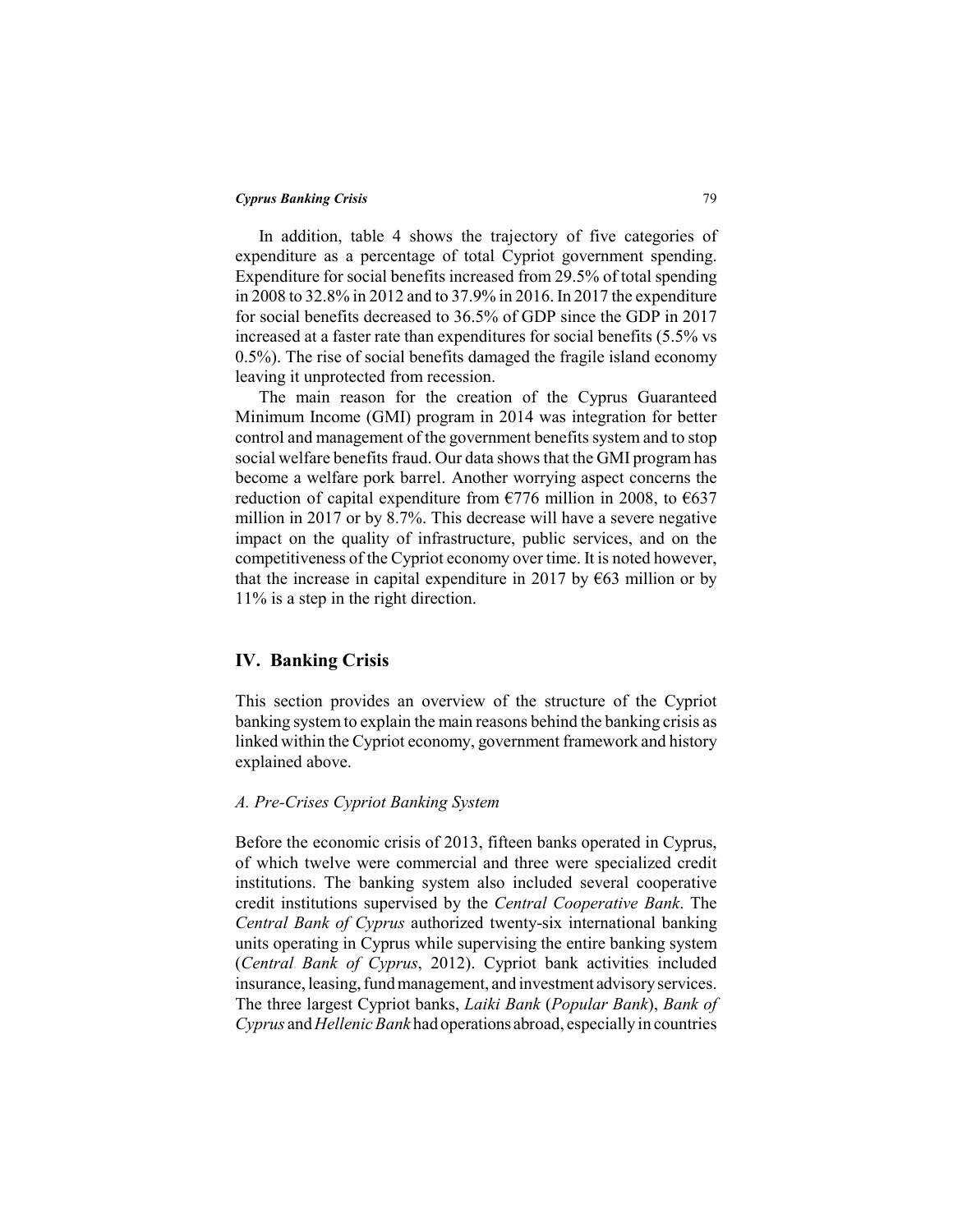In addition, table 4 shows the trajectory of five categories of expenditure as a percentage of total Cypriot government spending. Expenditure for social benefits increased from 29.5% of total spending in 2008 to 32.8% in 2012 and to 37.9% in 2016. In 2017 the expenditure for social benefits decreased to 36.5% of GDP since the GDP in 2017 increased at a faster rate than expenditures for social benefits (5.5% vs 0.5%). The rise of social benefits damaged the fragile island economy leaving it unprotected from recession.

The main reason for the creation of the Cyprus Guaranteed Minimum Income (GMI) program in 2014 was integration for better control and management of the government benefits system and to stop social welfare benefits fraud. Our data shows that the GMI program has become a welfare pork barrel. Another worrying aspect concerns the reduction of capital expenditure from €776 million in 2008, to €637 million in 2017 or by 8.7%. This decrease will have a severe negative impact on the quality of infrastructure, public services, and on the competitiveness of the Cypriot economy over time. It is noted however, that the increase in capital expenditure in 2017 by €63 million or by 11% is a step in the right direction.

## IV. Banking Crisis

This section provides an overview of the structure of the Cypriot banking system to explain the main reasons behind the banking crisis as linked within the Cypriot economy, government framework and history explained above.

### *A. Pre-Crises Cypriot Banking System*

Before the economic crisis of 2013, fifteen banks operated in Cyprus, of which twelve were commercial and three were specialized credit institutions. The banking system also included several cooperative credit institutions supervised by the *Central Cooperative Bank*. The *Central Bank of Cyprus* authorized twenty-six international banking units operating in Cyprus while supervising the entire banking system (*Central Bank of Cyprus*, 2012). Cypriot bank activities included insurance, leasing, fund management, and investment advisory services. The three largest Cypriot banks, *Laiki Bank* (*Popular Bank*), *Bank of Cyprus* and *Hellenic Bank* had operations abroad, especially in countries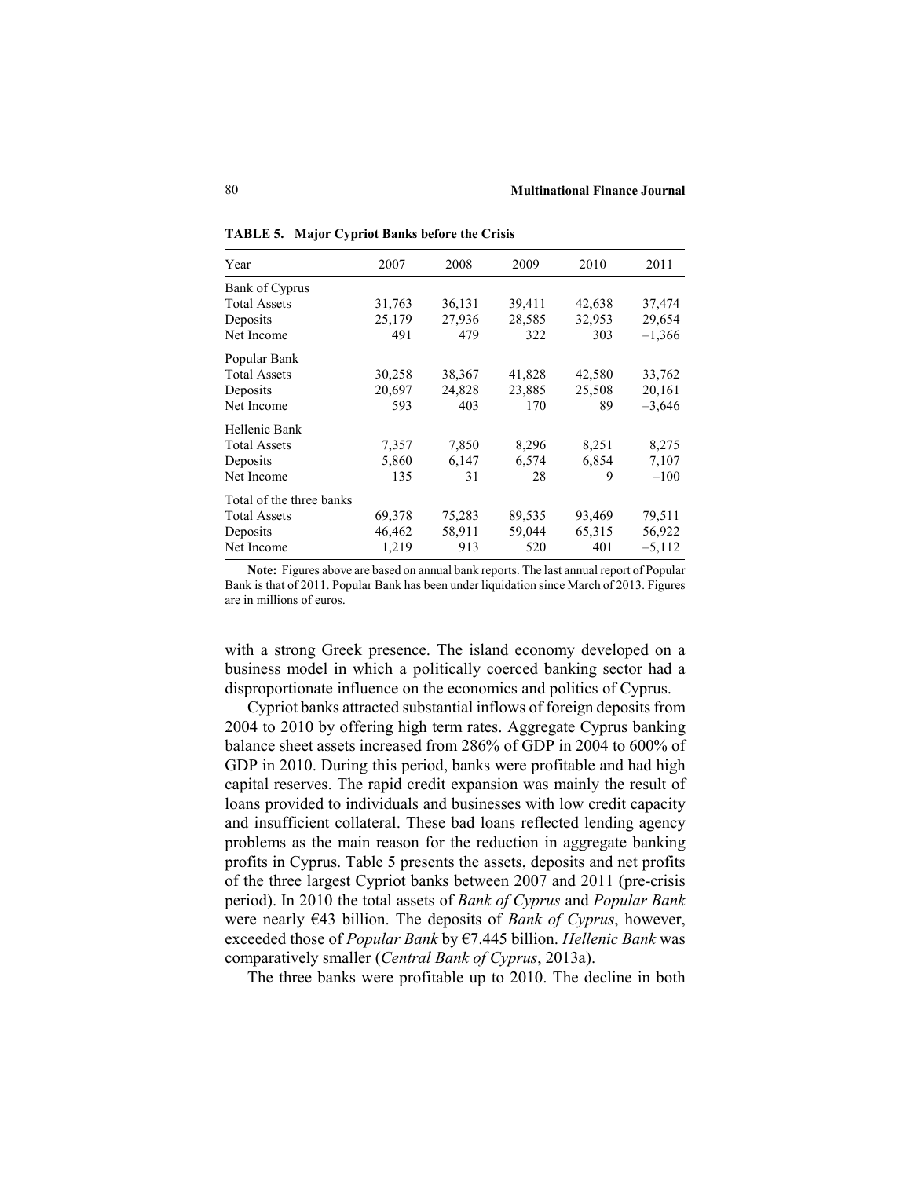**TABLE 5. Major Cypriot Banks before the Crisis**

| Year | 2007 | 2008 | 2009 | 2010 | 2011 |
|---|---|---|---|---|---|
| Bank of Cyprus | | | | | |
| Total Assets | 31,763 | 36,131 | 39,411 | 42,638 | 37,474 |
| Deposits | 25,179 | 27,936 | 28,585 | 32,953 | 29,654 |
| Net Income | 491 | 479 | 322 | 303 | –1,366 |
| Popular Bank | | | | | |
| Total Assets | 30,258 | 38,367 | 41,828 | 42,580 | 33,762 |
| Deposits | 20,697 | 24,828 | 23,885 | 25,508 | 20,161 |
| Net Income | 593 | 403 | 170 | 89 | –3,646 |
| Hellenic Bank | | | | | |
| Total Assets | 7,357 | 7,850 | 8,296 | 8,251 | 8,275 |
| Deposits | 5,860 | 6,147 | 6,574 | 6,854 | 7,107 |
| Net Income | 135 | 31 | 28 | 9 | –100 |
| Total of the three banks | | | | | |
| Total Assets | 69,378 | 75,283 | 89,535 | 93,469 | 79,511 |
| Deposits | 46,462 | 58,911 | 59,044 | 65,315 | 56,922 |
| Net Income | 1,219 | 913 | 520 | 401 | –5,112 |

**Note:** Figures above are based on annual bank reports. The last annual report of Popular Bank is that of 2011. Popular Bank has been under liquidation since March of 2013. Figures are in millions of euros.

with a strong Greek presence. The island economy developed on a business model in which a politically coerced banking sector had a disproportionate influence on the economics and politics of Cyprus.

Cypriot banks attracted substantial inflows of foreign deposits from 2004 to 2010 by offering high term rates. Aggregate Cyprus banking balance sheet assets increased from 286% of GDP in 2004 to 600% of GDP in 2010. During this period, banks were profitable and had high capital reserves. The rapid credit expansion was mainly the result of loans provided to individuals and businesses with low credit capacity and insufficient collateral. These bad loans reflected lending agency problems as the main reason for the reduction in aggregate banking profits in Cyprus. Table 5 presents the assets, deposits and net profits of the three largest Cypriot banks between 2007 and 2011 (pre-crisis period). In 2010 the total assets of *Bank of Cyprus* and *Popular Bank* were nearly €43 billion. The deposits of *Bank of Cyprus*, however, exceeded those of *Popular Bank* by €7.445 billion. *Hellenic Bank* was comparatively smaller (*Central Bank of Cyprus*, 2013a).

The three banks were profitable up to 2010. The decline in both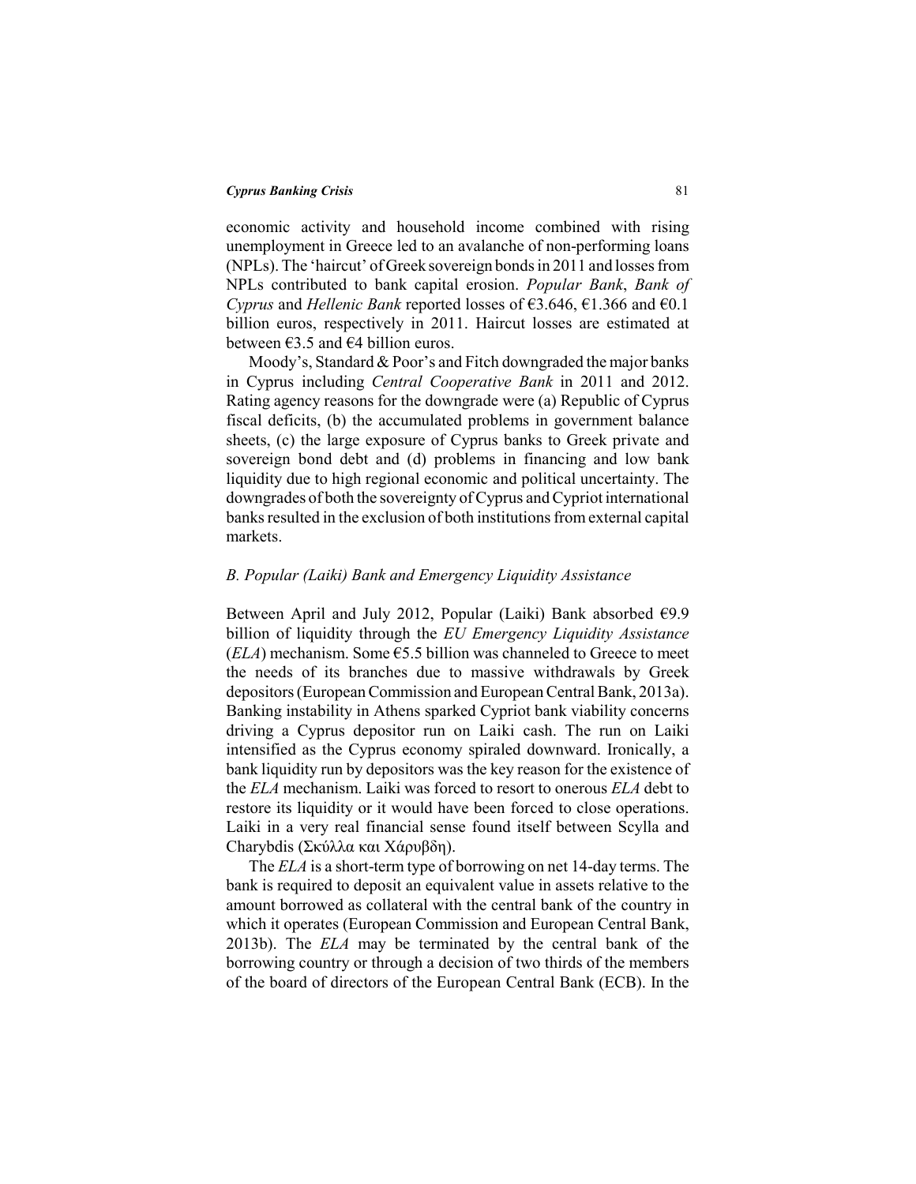economic activity and household income combined with rising unemployment in Greece led to an avalanche of non-performing loans (NPLs). The 'haircut' of Greek sovereign bonds in 2011 and losses from NPLs contributed to bank capital erosion. *Popular Bank*, *Bank of Cyprus* and *Hellenic Bank* reported losses of €3.646, €1.366 and €0.1 billion euros, respectively in 2011. Haircut losses are estimated at between €3.5 and €4 billion euros.

Moody's, Standard & Poor's and Fitch downgraded the major banks in Cyprus including *Central Cooperative Bank* in 2011 and 2012. Rating agency reasons for the downgrade were (a) Republic of Cyprus fiscal deficits, (b) the accumulated problems in government balance sheets, (c) the large exposure of Cyprus banks to Greek private and sovereign bond debt and (d) problems in financing and low bank liquidity due to high regional economic and political uncertainty. The downgrades of both the sovereignty of Cyprus and Cypriot international banks resulted in the exclusion of both institutions from external capital markets.

### *B. Popular (Laiki) Bank and Emergency Liquidity Assistance*

Between April and July 2012, Popular (Laiki) Bank absorbed €9.9 billion of liquidity through the *EU Emergency Liquidity Assistance* (*ELA*) mechanism. Some €5.5 billion was channeled to Greece to meet the needs of its branches due to massive withdrawals by Greek depositors (European Commission and European Central Bank, 2013a). Banking instability in Athens sparked Cypriot bank viability concerns driving a Cyprus depositor run on Laiki cash. The run on Laiki intensified as the Cyprus economy spiraled downward. Ironically, a bank liquidity run by depositors was the key reason for the existence of the *ELA* mechanism. Laiki was forced to resort to onerous *ELA* debt to restore its liquidity or it would have been forced to close operations. Laiki in a very real financial sense found itself between Scylla and Charybdis (Σκύλλα και Χάρυβδη).

The *ELA* is a short-term type of borrowing on net 14-day terms. The bank is required to deposit an equivalent value in assets relative to the amount borrowed as collateral with the central bank of the country in which it operates (European Commission and European Central Bank, 2013b). The *ELA* may be terminated by the central bank of the borrowing country or through a decision of two thirds of the members of the board of directors of the European Central Bank (ECB). In the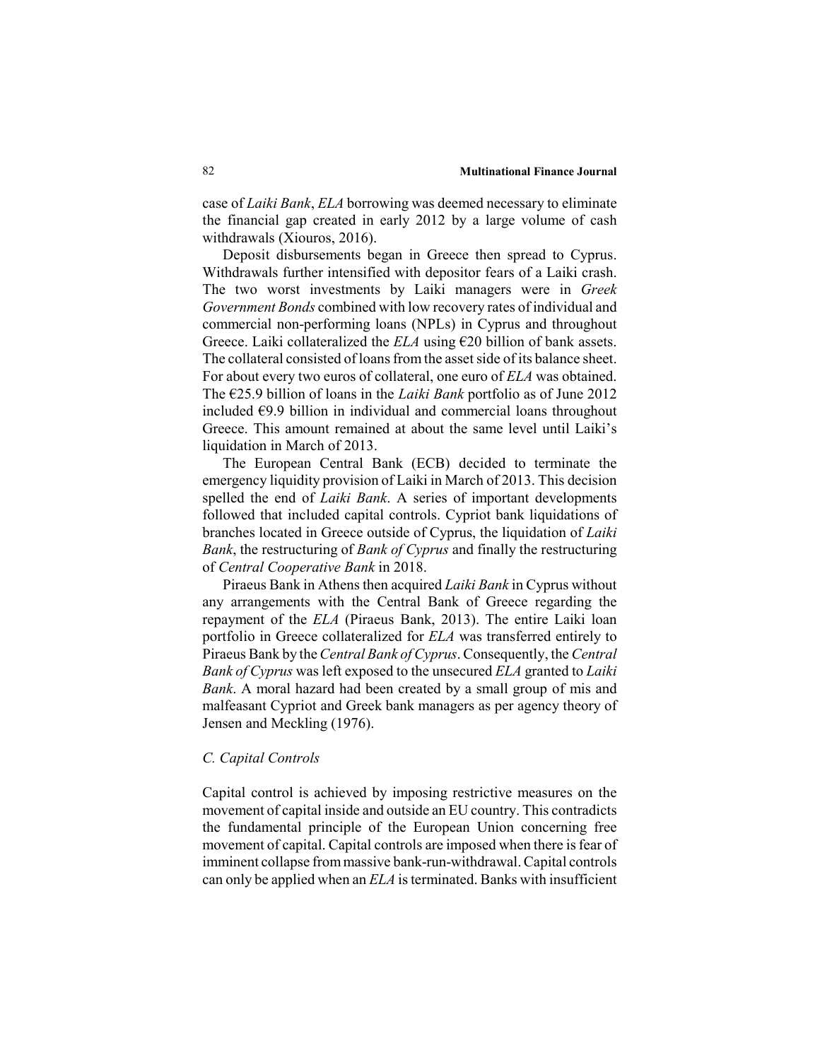case of *Laiki Bank*, *ELA* borrowing was deemed necessary to eliminate the financial gap created in early 2012 by a large volume of cash withdrawals (Xiouros, 2016).

Deposit disbursements began in Greece then spread to Cyprus. Withdrawals further intensified with depositor fears of a Laiki crash. The two worst investments by Laiki managers were in *Greek Government Bonds* combined with low recovery rates of individual and commercial non-performing loans (NPLs) in Cyprus and throughout Greece. Laiki collateralized the *ELA* using €20 billion of bank assets. The collateral consisted of loans from the asset side of its balance sheet. For about every two euros of collateral, one euro of *ELA* was obtained. The €25.9 billion of loans in the *Laiki Bank* portfolio as of June 2012 included €9.9 billion in individual and commercial loans throughout Greece. This amount remained at about the same level until Laiki's liquidation in March of 2013.

The European Central Bank (ECB) decided to terminate the emergency liquidity provision of Laiki in March of 2013. This decision spelled the end of *Laiki Bank*. A series of important developments followed that included capital controls. Cypriot bank liquidations of branches located in Greece outside of Cyprus, the liquidation of *Laiki Bank*, the restructuring of *Bank of Cyprus* and finally the restructuring of *Central Cooperative Bank* in 2018.

Piraeus Bank in Athens then acquired *Laiki Bank* in Cyprus without any arrangements with the Central Bank of Greece regarding the repayment of the *ELA* (Piraeus Bank, 2013). The entire Laiki loan portfolio in Greece collateralized for *ELA* was transferred entirely to Piraeus Bank by the *Central Bank of Cyprus*. Consequently, the *Central Bank of Cyprus* was left exposed to the unsecured *ELA* granted to *Laiki Bank*. A moral hazard had been created by a small group of mis and malfeasant Cypriot and Greek bank managers as per agency theory of Jensen and Meckling (1976).

### *C. Capital Controls*

Capital control is achieved by imposing restrictive measures on the movement of capital inside and outside an EU country. This contradicts the fundamental principle of the European Union concerning free movement of capital. Capital controls are imposed when there is fear of imminent collapse from massive bank-run-withdrawal. Capital controls can only be applied when an *ELA* is terminated. Banks with insufficient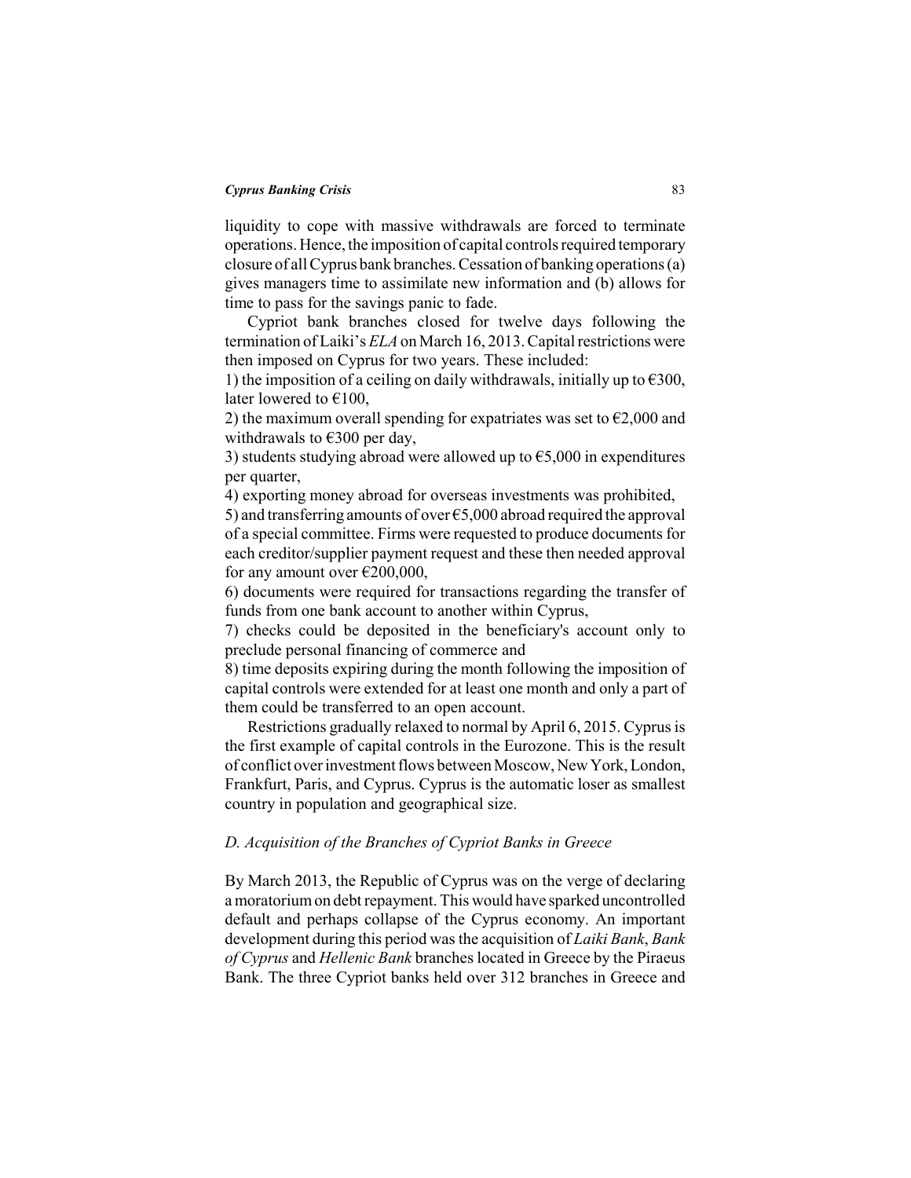liquidity to cope with massive withdrawals are forced to terminate operations. Hence, the imposition of capital controls required temporary closure of all Cyprus bank branches. Cessation of banking operations (a) gives managers time to assimilate new information and (b) allows for time to pass for the savings panic to fade.

Cypriot bank branches closed for twelve days following the termination of Laiki's *ELA* on March 16, 2013. Capital restrictions were then imposed on Cyprus for two years. These included:

1) the imposition of a ceiling on daily withdrawals, initially up to €300, later lowered to €100,

2) the maximum overall spending for expatriates was set to €2,000 and withdrawals to €300 per day,

3) students studying abroad were allowed up to €5,000 in expenditures per quarter,

4) exporting money abroad for overseas investments was prohibited,

5) and transferring amounts of over €5,000 abroad required the approval of a special committee. Firms were requested to produce documents for each creditor/supplier payment request and these then needed approval for any amount over €200,000,

6) documents were required for transactions regarding the transfer of funds from one bank account to another within Cyprus,

7) checks could be deposited in the beneficiary's account only to preclude personal financing of commerce and

8) time deposits expiring during the month following the imposition of capital controls were extended for at least one month and only a part of them could be transferred to an open account.

Restrictions gradually relaxed to normal by April 6, 2015. Cyprus is the first example of capital controls in the Eurozone. This is the result of conflict over investment flows between Moscow, New York, London, Frankfurt, Paris, and Cyprus. Cyprus is the automatic loser as smallest country in population and geographical size.

### *D. Acquisition of the Branches of Cypriot Banks in Greece*

By March 2013, the Republic of Cyprus was on the verge of declaring a moratorium on debt repayment. This would have sparked uncontrolled default and perhaps collapse of the Cyprus economy. An important development during this period was the acquisition of *Laiki Bank*, *Bank of Cyprus* and *Hellenic Bank* branches located in Greece by the Piraeus Bank. The three Cypriot banks held over 312 branches in Greece and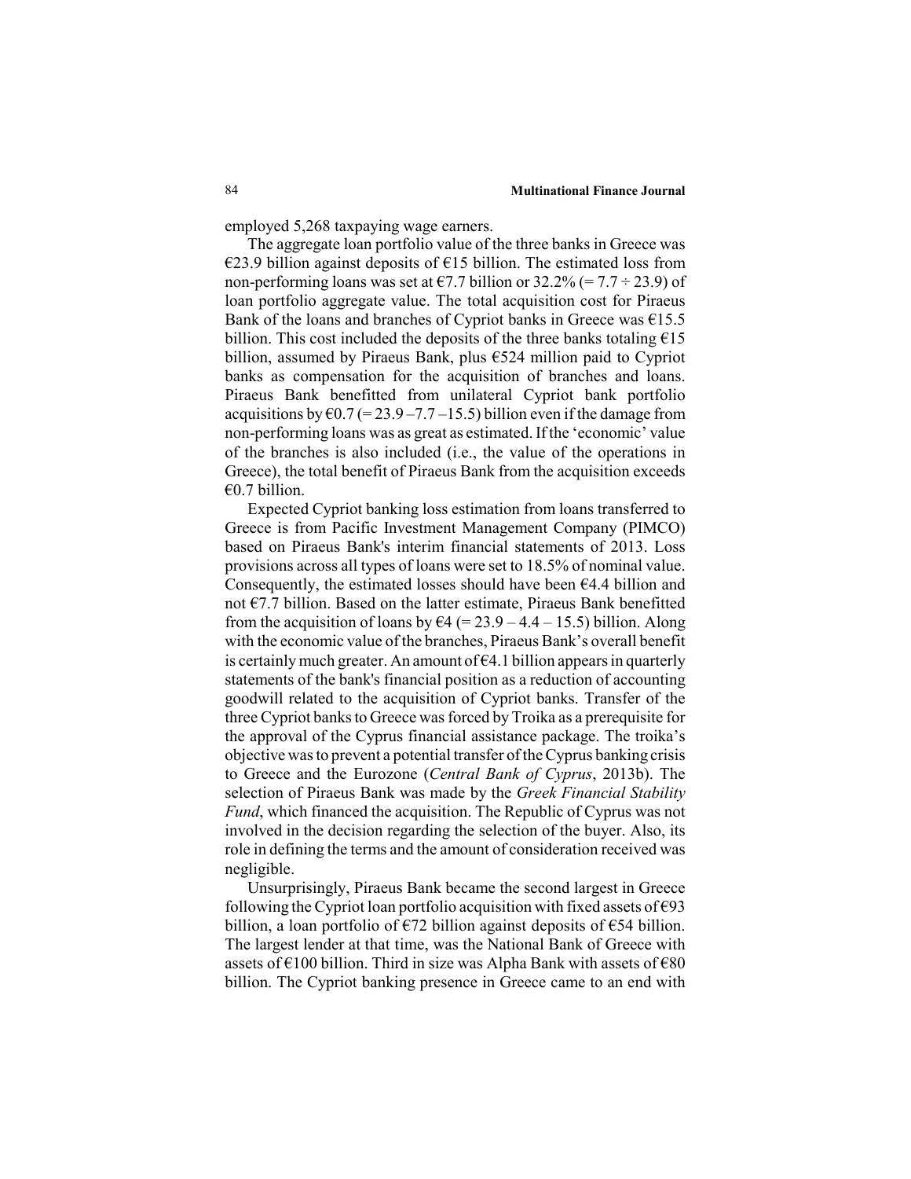employed 5,268 taxpaying wage earners.

The aggregate loan portfolio value of the three banks in Greece was €23.9 billion against deposits of €15 billion. The estimated loss from non-performing loans was set at €7.7 billion or 32.2% (= 7.7 ÷ 23.9) of loan portfolio aggregate value. The total acquisition cost for Piraeus Bank of the loans and branches of Cypriot banks in Greece was €15.5 billion. This cost included the deposits of the three banks totaling €15 billion, assumed by Piraeus Bank, plus €524 million paid to Cypriot banks as compensation for the acquisition of branches and loans. Piraeus Bank benefitted from unilateral Cypriot bank portfolio acquisitions by €0.7 (= 23.9 –7.7 –15.5) billion even if the damage from non-performing loans was as great as estimated. If the 'economic' value of the branches is also included (i.e., the value of the operations in Greece), the total benefit of Piraeus Bank from the acquisition exceeds €0.7 billion.

Expected Cypriot banking loss estimation from loans transferred to Greece is from Pacific Investment Management Company (PIMCO) based on Piraeus Bank's interim financial statements of 2013. Loss provisions across all types of loans were set to 18.5% of nominal value. Consequently, the estimated losses should have been €4.4 billion and not €7.7 billion. Based on the latter estimate, Piraeus Bank benefitted from the acquisition of loans by €4 (= 23.9 – 4.4 – 15.5) billion. Along with the economic value of the branches, Piraeus Bank's overall benefit is certainly much greater. An amount of €4.1 billion appears in quarterly statements of the bank's financial position as a reduction of accounting goodwill related to the acquisition of Cypriot banks. Transfer of the three Cypriot banks to Greece was forced by Troika as a prerequisite for the approval of the Cyprus financial assistance package. The troika's objective was to prevent a potential transfer of the Cyprus banking crisis to Greece and the Eurozone (*Central Bank of Cyprus*, 2013b). The selection of Piraeus Bank was made by the *Greek Financial Stability Fund*, which financed the acquisition. The Republic of Cyprus was not involved in the decision regarding the selection of the buyer. Also, its role in defining the terms and the amount of consideration received was negligible.

Unsurprisingly, Piraeus Bank became the second largest in Greece following the Cypriot loan portfolio acquisition with fixed assets of €93 billion, a loan portfolio of €72 billion against deposits of €54 billion. The largest lender at that time, was the National Bank of Greece with assets of €100 billion. Third in size was Alpha Bank with assets of €80 billion. The Cypriot banking presence in Greece came to an end with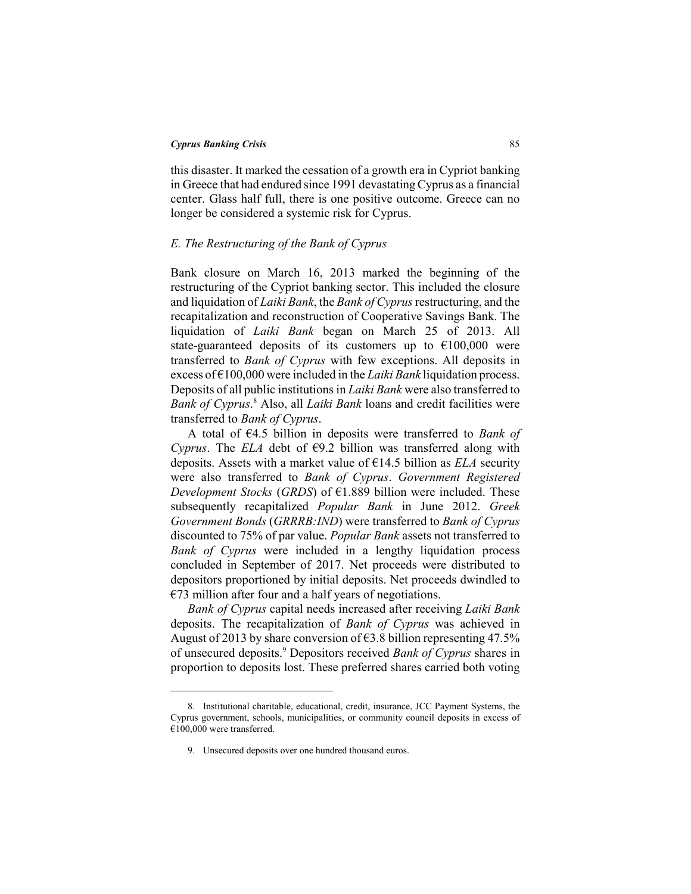this disaster. It marked the cessation of a growth era in Cypriot banking in Greece that had endured since 1991 devastating Cyprus as a financial center. Glass half full, there is one positive outcome. Greece can no longer be considered a systemic risk for Cyprus.

### *E. The Restructuring of the Bank of Cyprus*

Bank closure on March 16, 2013 marked the beginning of the restructuring of the Cypriot banking sector. This included the closure and liquidation of *Laiki Bank*, the *Bank of Cyprus* restructuring, and the recapitalization and reconstruction of Cooperative Savings Bank. The liquidation of *Laiki Bank* began on March 25 of 2013. All state-guaranteed deposits of its customers up to €100,000 were transferred to *Bank of Cyprus* with few exceptions. All deposits in excess of €100,000 were included in the *Laiki Bank* liquidation process. Deposits of all public institutions in *Laiki Bank* were also transferred to *Bank of Cyprus*.[8] Also, all *Laiki Bank* loans and credit facilities were transferred to *Bank of Cyprus*.

A total of €4.5 billion in deposits were transferred to *Bank of Cyprus*. The *ELA* debt of €9.2 billion was transferred along with deposits. Assets with a market value of €14.5 billion as *ELA* security were also transferred to *Bank of Cyprus*. *Government Registered Development Stocks* (*GRDS*) of €1.889 billion were included. These subsequently recapitalized *Popular Bank* in June 2012. *Greek Government Bonds* (*GRRRB:IND*) were transferred to *Bank of Cyprus* discounted to 75% of par value. *Popular Bank* assets not transferred to *Bank of Cyprus* were included in a lengthy liquidation process concluded in September of 2017. Net proceeds were distributed to depositors proportioned by initial deposits. Net proceeds dwindled to €73 million after four and a half years of negotiations.

*Bank of Cyprus* capital needs increased after receiving *Laiki Bank* deposits. The recapitalization of *Bank of Cyprus* was achieved in August of 2013 by share conversion of €3.8 billion representing 47.5% of unsecured deposits.[9] Depositors received *Bank of Cyprus* shares in proportion to deposits lost. These preferred shares carried both voting

---

8. Institutional charitable, educational, credit, insurance, JCC Payment Systems, the Cyprus government, schools, municipalities, or community council deposits in excess of €100,000 were transferred.

9. Unsecured deposits over one hundred thousand euros.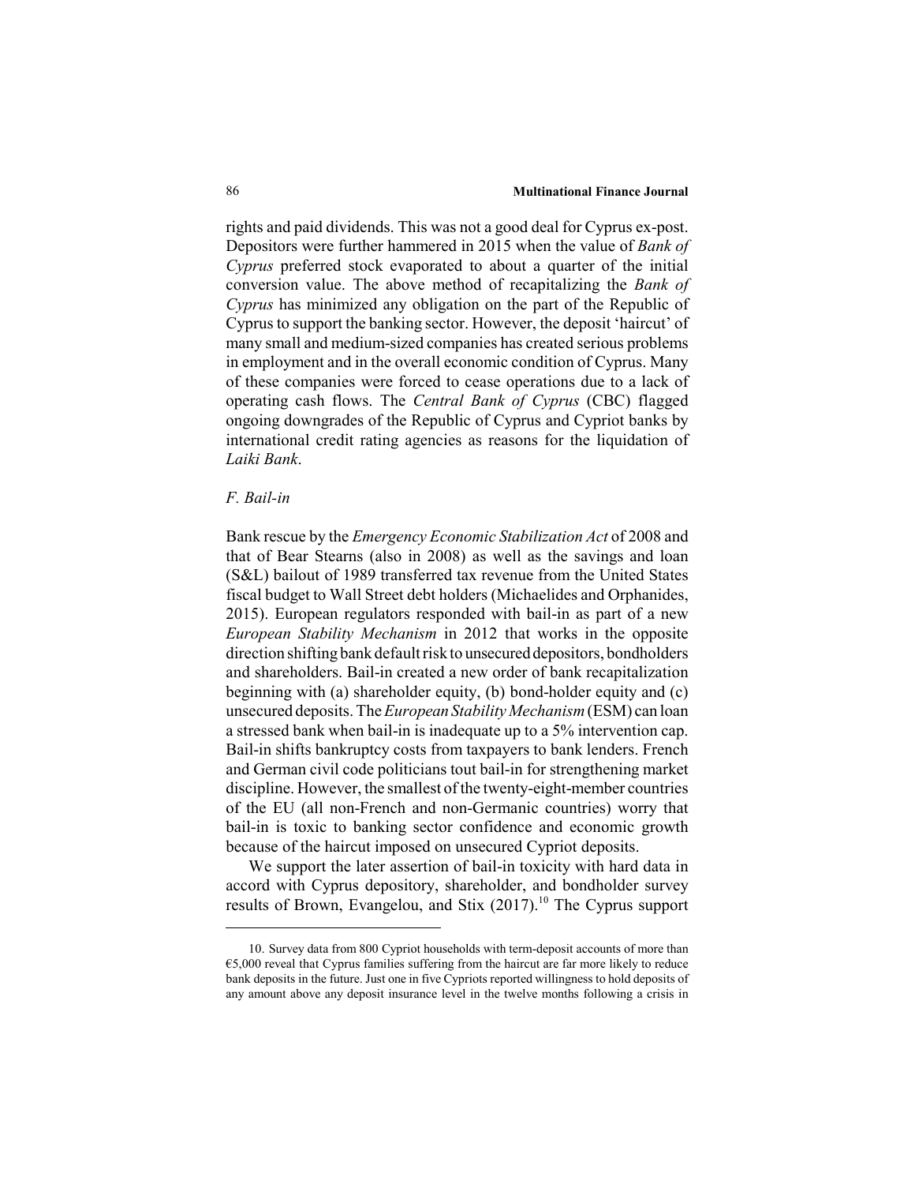rights and paid dividends. This was not a good deal for Cyprus ex-post. Depositors were further hammered in 2015 when the value of *Bank of Cyprus* preferred stock evaporated to about a quarter of the initial conversion value. The above method of recapitalizing the *Bank of Cyprus* has minimized any obligation on the part of the Republic of Cyprus to support the banking sector. However, the deposit 'haircut' of many small and medium-sized companies has created serious problems in employment and in the overall economic condition of Cyprus. Many of these companies were forced to cease operations due to a lack of operating cash flows. The *Central Bank of Cyprus* (CBC) flagged ongoing downgrades of the Republic of Cyprus and Cypriot banks by international credit rating agencies as reasons for the liquidation of *Laiki Bank*.

### *F. Bail-in*

Bank rescue by the *Emergency Economic Stabilization Act* of 2008 and that of Bear Stearns (also in 2008) as well as the savings and loan (S&L) bailout of 1989 transferred tax revenue from the United States fiscal budget to Wall Street debt holders (Michaelides and Orphanides, 2015). European regulators responded with bail-in as part of a new *European Stability Mechanism* in 2012 that works in the opposite direction shifting bank default risk to unsecured depositors, bondholders and shareholders. Bail-in created a new order of bank recapitalization beginning with (a) shareholder equity, (b) bond-holder equity and (c) unsecured deposits. The *European Stability Mechanism* (ESM) can loan a stressed bank when bail-in is inadequate up to a 5% intervention cap. Bail-in shifts bankruptcy costs from taxpayers to bank lenders. French and German civil code politicians tout bail-in for strengthening market discipline. However, the smallest of the twenty-eight-member countries of the EU (all non-French and non-Germanic countries) worry that bail-in is toxic to banking sector confidence and economic growth because of the haircut imposed on unsecured Cypriot deposits.

We support the later assertion of bail-in toxicity with hard data in accord with Cyprus depository, shareholder, and bondholder survey results of Brown, Evangelou, and Stix (2017).[10] The Cyprus support

---

10. Survey data from 800 Cypriot households with term-deposit accounts of more than €5,000 reveal that Cyprus families suffering from the haircut are far more likely to reduce bank deposits in the future. Just one in five Cypriots reported willingness to hold deposits of any amount above any deposit insurance level in the twelve months following a crisis in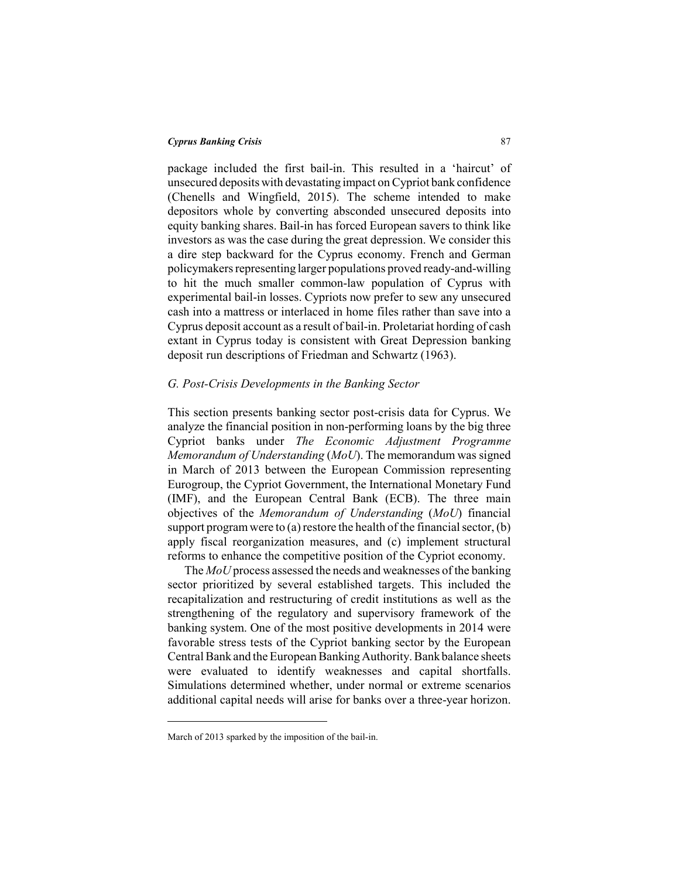package included the first bail-in. This resulted in a 'haircut' of unsecured deposits with devastating impact on Cypriot bank confidence (Chenells and Wingfield, 2015). The scheme intended to make depositors whole by converting absconded unsecured deposits into equity banking shares. Bail-in has forced European savers to think like investors as was the case during the great depression. We consider this a dire step backward for the Cyprus economy. French and German policymakers representing larger populations proved ready-and-willing to hit the much smaller common-law population of Cyprus with experimental bail-in losses. Cypriots now prefer to sew any unsecured cash into a mattress or interlaced in home files rather than save into a Cyprus deposit account as a result of bail-in. Proletariat hording of cash extant in Cyprus today is consistent with Great Depression banking deposit run descriptions of Friedman and Schwartz (1963).

### *G. Post-Crisis Developments in the Banking Sector*

This section presents banking sector post-crisis data for Cyprus. We analyze the financial position in non-performing loans by the big three Cypriot banks under *The Economic Adjustment Programme Memorandum of Understanding* (*MoU*). The memorandum was signed in March of 2013 between the European Commission representing Eurogroup, the Cypriot Government, the International Monetary Fund (IMF), and the European Central Bank (ECB). The three main objectives of the *Memorandum of Understanding* (*MoU*) financial support program were to (a) restore the health of the financial sector, (b) apply fiscal reorganization measures, and (c) implement structural reforms to enhance the competitive position of the Cypriot economy.

The *MoU* process assessed the needs and weaknesses of the banking sector prioritized by several established targets. This included the recapitalization and restructuring of credit institutions as well as the strengthening of the regulatory and supervisory framework of the banking system. One of the most positive developments in 2014 were favorable stress tests of the Cypriot banking sector by the European Central Bank and the European Banking Authority. Bank balance sheets were evaluated to identify weaknesses and capital shortfalls. Simulations determined whether, under normal or extreme scenarios additional capital needs will arise for banks over a three-year horizon.

---

March of 2013 sparked by the imposition of the bail-in.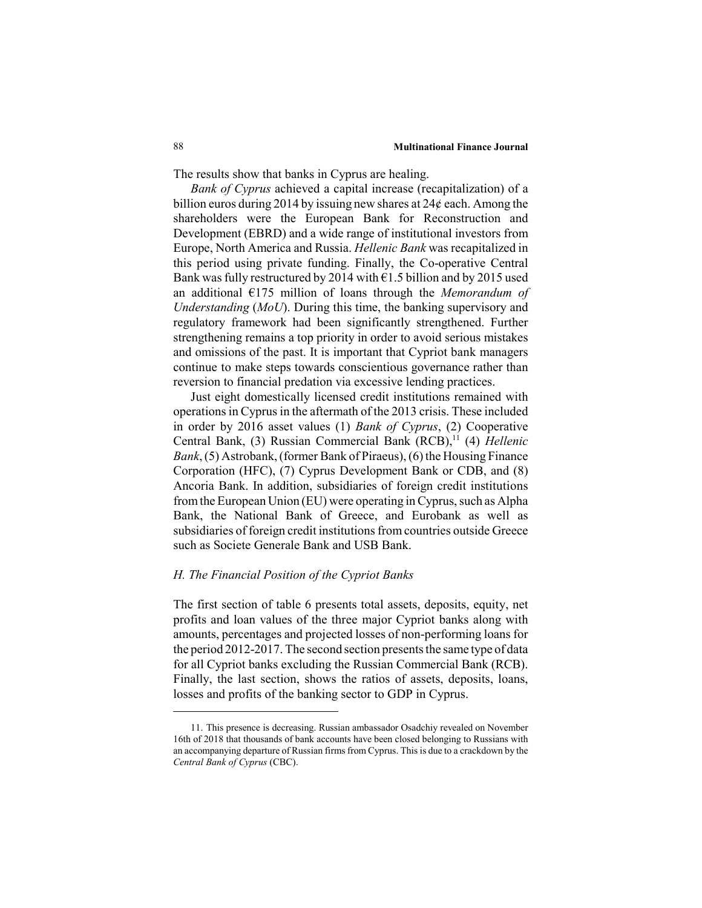The results show that banks in Cyprus are healing.

*Bank of Cyprus* achieved a capital increase (recapitalization) of a billion euros during 2014 by issuing new shares at 24¢ each. Among the shareholders were the European Bank for Reconstruction and Development (EBRD) and a wide range of institutional investors from Europe, North America and Russia. *Hellenic Bank* was recapitalized in this period using private funding. Finally, the Co-operative Central Bank was fully restructured by 2014 with €1.5 billion and by 2015 used an additional €175 million of loans through the *Memorandum of Understanding* (*MoU*). During this time, the banking supervisory and regulatory framework had been significantly strengthened. Further strengthening remains a top priority in order to avoid serious mistakes and omissions of the past. It is important that Cypriot bank managers continue to make steps towards conscientious governance rather than reversion to financial predation via excessive lending practices.

Just eight domestically licensed credit institutions remained with operations in Cyprus in the aftermath of the 2013 crisis. These included in order by 2016 asset values (1) *Bank of Cyprus*, (2) Cooperative Central Bank, (3) Russian Commercial Bank (RCB),[11] (4) *Hellenic Bank*, (5) Astrobank, (former Bank of Piraeus), (6) the Housing Finance Corporation (HFC), (7) Cyprus Development Bank or CDB, and (8) Ancoria Bank. In addition, subsidiaries of foreign credit institutions from the European Union (EU) were operating in Cyprus, such as Alpha Bank, the National Bank of Greece, and Eurobank as well as subsidiaries of foreign credit institutions from countries outside Greece such as Societe Generale Bank and USB Bank.

### *H. The Financial Position of the Cypriot Banks*

The first section of table 6 presents total assets, deposits, equity, net profits and loan values of the three major Cypriot banks along with amounts, percentages and projected losses of non-performing loans for the period 2012-2017. The second section presents the same type of data for all Cypriot banks excluding the Russian Commercial Bank (RCB). Finally, the last section, shows the ratios of assets, deposits, loans, losses and profits of the banking sector to GDP in Cyprus.

---

11. This presence is decreasing. Russian ambassador Osadchiy revealed on November 16th of 2018 that thousands of bank accounts have been closed belonging to Russians with an accompanying departure of Russian firms from Cyprus. This is due to a crackdown by the *Central Bank of Cyprus* (CBC).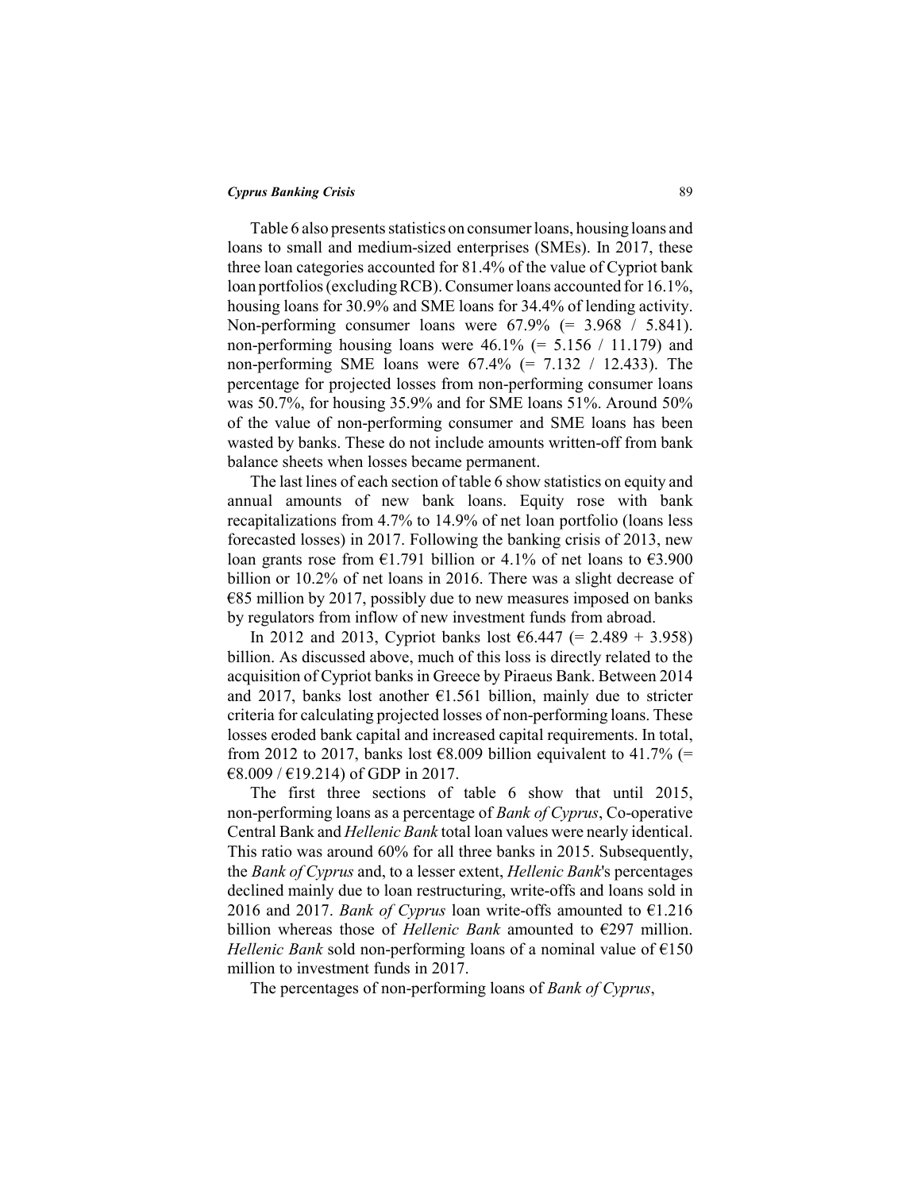Table 6 also presents statistics on consumer loans, housing loans and loans to small and medium-sized enterprises (SMEs). In 2017, these three loan categories accounted for 81.4% of the value of Cypriot bank loan portfolios (excluding RCB). Consumer loans accounted for 16.1%, housing loans for 30.9% and SME loans for 34.4% of lending activity. Non-performing consumer loans were 67.9% (= 3.968 / 5.841). non-performing housing loans were 46.1% (= 5.156 / 11.179) and non-performing SME loans were 67.4% (= 7.132 / 12.433). The percentage for projected losses from non-performing consumer loans was 50.7%, for housing 35.9% and for SME loans 51%. Around 50% of the value of non-performing consumer and SME loans has been wasted by banks. These do not include amounts written-off from bank balance sheets when losses became permanent.

The last lines of each section of table 6 show statistics on equity and annual amounts of new bank loans. Equity rose with bank recapitalizations from 4.7% to 14.9% of net loan portfolio (loans less forecasted losses) in 2017. Following the banking crisis of 2013, new loan grants rose from €1.791 billion or 4.1% of net loans to €3.900 billion or 10.2% of net loans in 2016. There was a slight decrease of €85 million by 2017, possibly due to new measures imposed on banks by regulators from inflow of new investment funds from abroad.

In 2012 and 2013, Cypriot banks lost €6.447 (= 2.489 + 3.958) billion. As discussed above, much of this loss is directly related to the acquisition of Cypriot banks in Greece by Piraeus Bank. Between 2014 and 2017, banks lost another €1.561 billion, mainly due to stricter criteria for calculating projected losses of non-performing loans. These losses eroded bank capital and increased capital requirements. In total, from 2012 to 2017, banks lost €8.009 billion equivalent to 41.7% (= €8.009 / €19.214) of GDP in 2017.

The first three sections of table 6 show that until 2015, non-performing loans as a percentage of *Bank of Cyprus*, Co-operative Central Bank and *Hellenic Bank* total loan values were nearly identical. This ratio was around 60% for all three banks in 2015. Subsequently, the *Bank of Cyprus* and, to a lesser extent, *Hellenic Bank*'s percentages declined mainly due to loan restructuring, write-offs and loans sold in 2016 and 2017. *Bank of Cyprus* loan write-offs amounted to €1.216 billion whereas those of *Hellenic Bank* amounted to €297 million. *Hellenic Bank* sold non-performing loans of a nominal value of €150 million to investment funds in 2017.

The percentages of non-performing loans of *Bank of Cyprus*,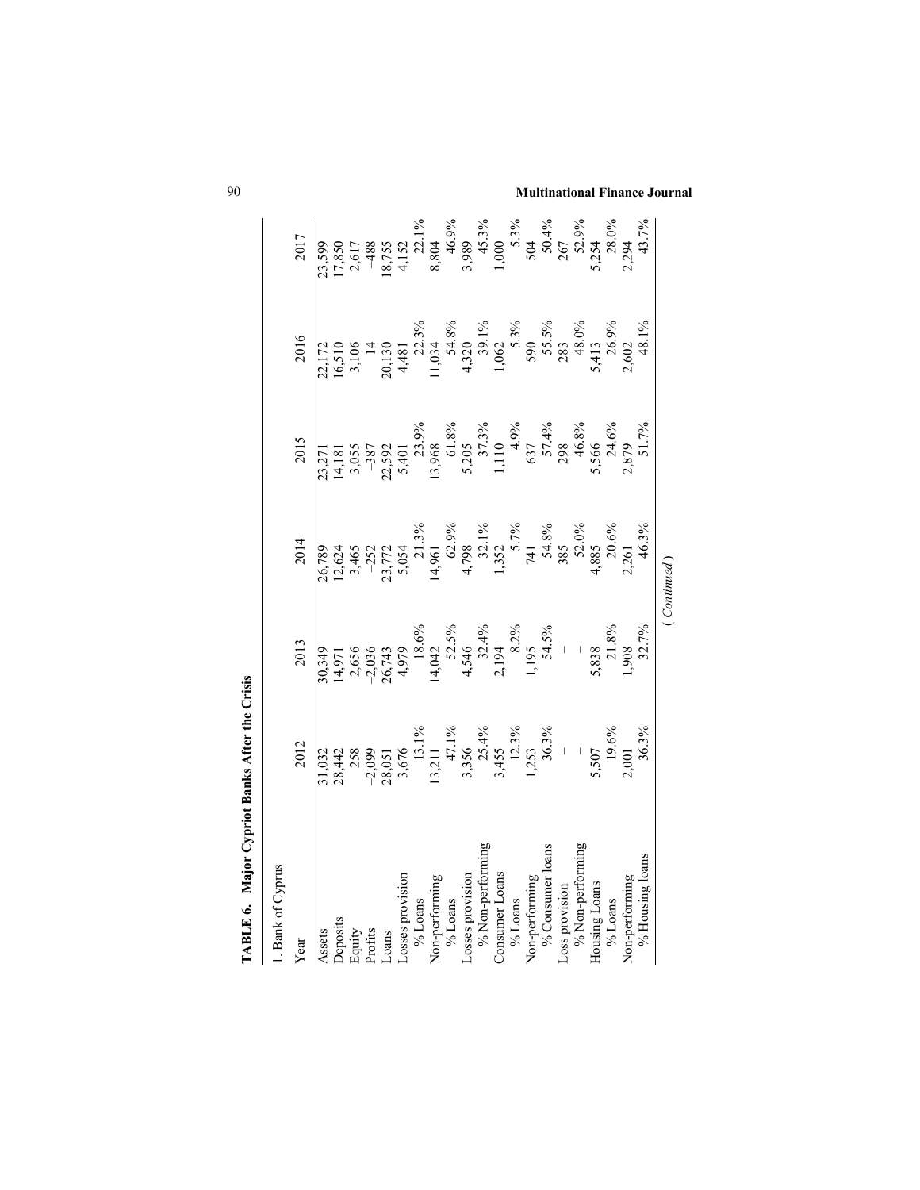**TABLE 6. Major Cypriot Banks After the Crisis**

1. Bank of Cyprus

| Year | 2012 | 2013 | 2014 | 2015 | 2016 | 2017 |
|---|---|---|---|---|---|---|
| Assets | 31,032 | 30,349 | 26,789 | 23,271 | 22,172 | 23,599 |
| Deposits | 28,442 | 14,971 | 12,624 | 14,181 | 16,510 | 17,850 |
| Equity | 258 | 2,656 | 3,465 | 3,055 | 3,106 | 2,617 |
| Profits | −2,099 | −2,036 | −252 | −387 | 14 | −488 |
| Loans | 28,051 | 26,743 | 23,772 | 22,592 | 20,130 | 18,755 |
| Losses provision | 3,676 | 4,979 | 5,054 | 5,401 | 4,481 | 4,152 |
| % Loans | 13.1% | 18.6% | 21.3% | 23.9% | 22.3% | 22.1% |
| Non-performing | 13,211 | 14,042 | 14,961 | 13,968 | 11,034 | 8,804 |
| % Loans | 47.1% | 52.5% | 62.9% | 61.8% | 54.8% | 46.9% |
| Losses provision | 3,356 | 4,546 | 4,798 | 5,205 | 4,320 | 3,989 |
| % Non-performing | 25.4% | 32.4% | 32.1% | 37.3% | 39.1% | 45.3% |
| Consumer Loans | 3,455 | 2,194 | 1,352 | 1,110 | 1,062 | 1,000 |
| % Loans | 12.3% | 8.2% | 5.7% | 4.9% | 5.3% | 5.3% |
| Non-performing | 1,253 | 1,195 | 741 | 637 | 590 | 504 |
| % Consumer loans | 36.3% | 54.5% | 54.8% | 57.4% | 55.5% | 50.4% |
| Loss provision | – | – | 385 | 298 | 283 | 267 |
| % Non-performing | – | – | 52.0% | 46.8% | 48.0% | 52.9% |
| Housing Loans | 5,507 | 5,838 | 4,885 | 5,566 | 5,413 | 5,254 |
| % Loans | 19.6% | 21.8% | 20.6% | 24.6% | 26.9% | 28.0% |
| Non-performing | 2,001 | 1,908 | 2,261 | 2,879 | 2,602 | 2,294 |
| % Housing loans | 36.3% | 32.7% | 46.3% | 51.7% | 48.1% | 43.7% |

(*Continued*)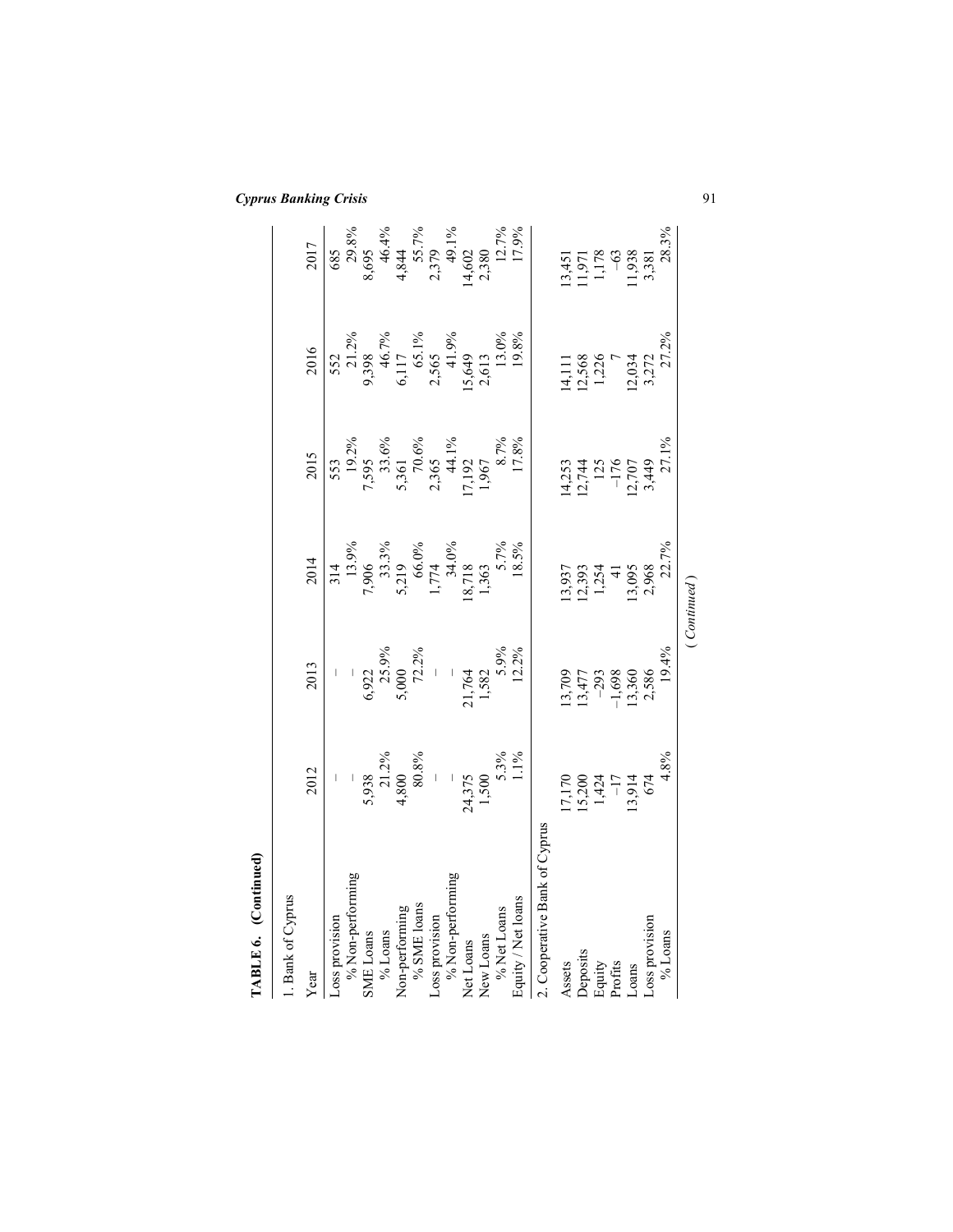**TABLE 6. (Continued)**

| Year | 2012 | 2013 | 2014 | 2015 | 2016 | 2017 |
|---|---|---|---|---|---|---|
| **1. Bank of Cyprus** | | | | | | |
| Loss provision | – | – | 314 | 553 | 552 | 685 |
| % Non-performing | – | – | 13.9% | 19.2% | 21.2% | 29.8% |
| SME Loans | 5,938 | 6,922 | 7,906 | 7,595 | 9,398 | 8,695 |
| % Loans | 21.2% | 25.9% | 33.3% | 33.6% | 46.7% | 46.4% |
| Non-performing | 4,800 | 5,000 | 5,219 | 5,361 | 6,117 | 4,844 |
| % SME loans | 80.8% | 72.2% | 66.0% | 70.6% | 65.1% | 55.7% |
| Loss provision | – | – | 1,774 | 2,365 | 2,565 | 2,379 |
| % Non-performing | – | – | 34.0% | 44.1% | 41.9% | 49.1% |
| Net Loans | 24,375 | 21,764 | 18,718 | 17,192 | 15,649 | 14,602 |
| New Loans | 1,500 | 1,582 | 1,363 | 1,967 | 2,613 | 2,380 |
| % Net Loans | 5.3% | 5.9% | 5.7% | 8.7% | 13.0% | 12.7% |
| Equity / Net loans | 1.1% | 12.2% | 18.5% | 17.8% | 19.8% | 17.9% |
| **2. Cooperative Bank of Cyprus** | | | | | | |
| Assets | 17,170 | 13,709 | 13,937 | 14,253 | 14,111 | 13,451 |
| Deposits | 15,200 | 13,477 | 12,393 | 12,744 | 12,568 | 11,971 |
| Equity | 1,424 | −293 | 1,254 | 125 | 1,226 | 1,178 |
| Profits | −17 | −1,698 | 41 | −176 | 7 | −63 |
| Loans | 13,914 | 13,360 | 13,095 | 12,707 | 12,034 | 11,938 |
| Loss provision | 674 | 2,586 | 2,968 | 3,449 | 3,272 | 3,381 |
| % Loans | 4.8% | 19.4% | 22.7% | 27.1% | 27.2% | 28.3% |

*(Continued)*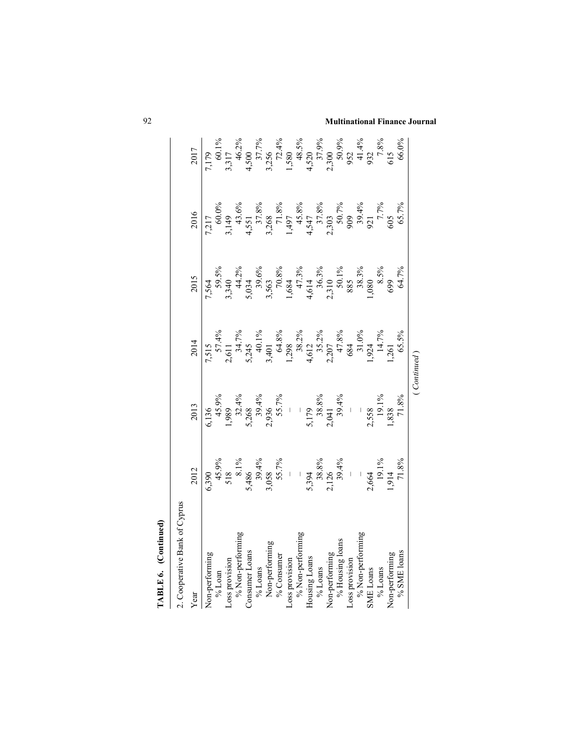**TABLE 6. (Continued)**

2. Cooperative Bank of Cyprus

| Year | 2012 | 2013 | 2014 | 2015 | 2016 | 2017 |
|---|---|---|---|---|---|---|
| Non-performing | 6,390 | 6,136 | 7,515 | 7,564 | 7,217 | 7,179 |
| % Loan | 45.9% | 45.9% | 57.4% | 59.5% | 60.0% | 60.1% |
| Loss provision | 518 | 1,989 | 2,611 | 3,340 | 3,149 | 3,317 |
| % Non-performing | 8.1% | 32.4% | 34.7% | 44.2% | 43.6% | 46.2% |
| Consumer Loans | 5,486 | 5,268 | 5,245 | 5,034 | 4,551 | 4,500 |
| % Loans | 39.4% | 39.4% | 40.1% | 39.6% | 37.8% | 37.7% |
| Non-performing | 3,058 | 2,936 | 3,401 | 3,563 | 3,268 | 3,256 |
| % Consumer | 55.7% | 55.7% | 64.8% | 70.8% | 71.8% | 72.4% |
| Loss provision | – | – | 1,298 | 1,684 | 1,497 | 1,580 |
| % Non-performing | – | – | 38.2% | 47.3% | 45.8% | 48.5% |
| Housing Loans | 5,394 | 5,179 | 4,612 | 4,614 | 4,547 | 4,520 |
| % Loans | 38.8% | 38.8% | 35.2% | 36.3% | 37.8% | 37.9% |
| Non-performing | 2,126 | 2,041 | 2,207 | 2,310 | 2,303 | 2,300 |
| % Housing loans | 39.4% | 39.4% | 47.8% | 50.1% | 50.7% | 50.9% |
| Loss provision | – | – | 684 | 885 | 909 | 952 |
| % Non-performing | – | – | 31.0% | 38.3% | 39.4% | 41.4% |
| SME Loans | 2,664 | 2,558 | 1,924 | 1,080 | 921 | 932 |
| % Loans | 19.1% | 19.1% | 14.7% | 8.5% | 7.7% | 7.8% |
| Non-performing | 1,914 | 1,838 | 1,261 | 699 | 605 | 615 |
| % SME loans | 71.8% | 71.8% | 65.5% | 64.7% | 65.7% | 66.0% |

(*Continued*)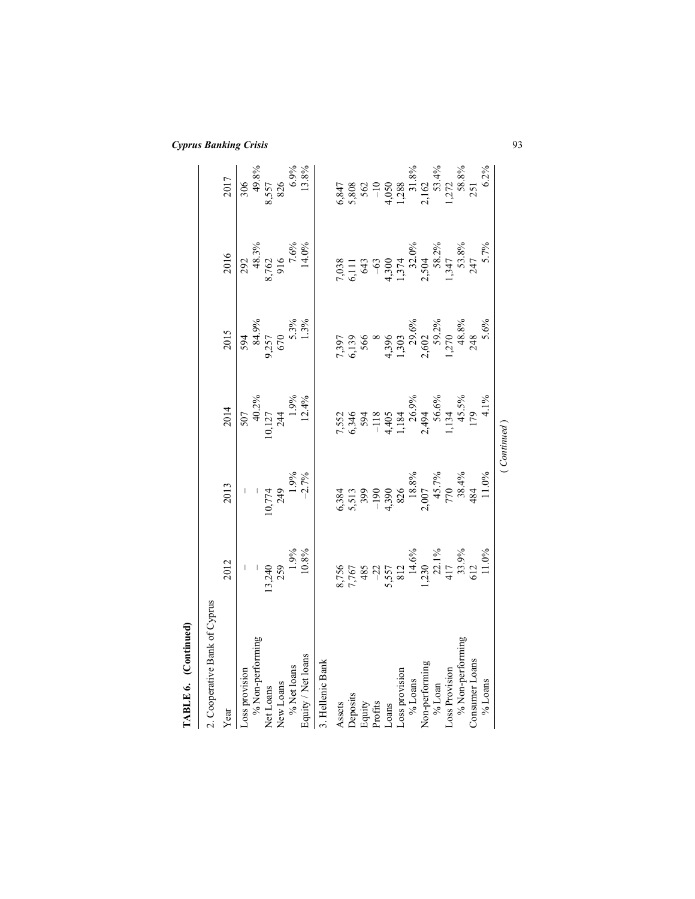**TABLE 6. (Continued)**

| 2. Cooperative Bank of Cyprus | | | | | | |
|---|---|---|---|---|---|---|
| Year | 2012 | 2013 | 2014 | 2015 | 2016 | 2017 |
| Loss provision | – | – | 507 | 594 | 292 | 306 |
| % Non-performing | – | – | 40.2% | 84.9% | 48.3% | 49.8% |
| Net Loans | 13,240 | 10,774 | 10,127 | 9,257 | 8,762 | 8,557 |
| New Loans | 259 | 249 | 244 | 670 | 916 | 826 |
| % Net loans | 1.9% | 1.9% | 1.9% | 5.3% | 7.6% | 6.9% |
| Equity / Net loans | 10.8% | −2.7% | 12.4% | 1.3% | 14.0% | 13.8% |
| **3. Hellenic Bank** | | | | | | |
| Assets | 8,756 | 6,384 | 7,552 | 7,397 | 7,038 | 6,847 |
| Deposits | 7,767 | 5,513 | 6,346 | 6,139 | 6,111 | 5,808 |
| Equity | 485 | 399 | 594 | 566 | 643 | 562 |
| Profits | −22 | −190 | −118 | 8 | −63 | −10 |
| Loans | 5,557 | 4,390 | 4,405 | 4,396 | 4,300 | 4,050 |
| Loss provision | 812 | 826 | 1,184 | 1,303 | 1,374 | 1,288 |
| % Loans | 14.6% | 18.8% | 26.9% | 29.6% | 32.0% | 31.8% |
| Non-performing | 1,230 | 2,007 | 2,494 | 2,602 | 2,504 | 2,162 |
| % Loan | 22.1% | 45.7% | 56.6% | 59.2% | 58.2% | 53.4% |
| Loss Provision | 417 | 770 | 1,134 | 1,270 | 1,347 | 1,272 |
| % Non-performing | 33.9% | 38.4% | 45.5% | 48.8% | 53.8% | 58.8% |
| Consumer Loans | 612 | 484 | 179 | 248 | 247 | 251 |
| % Loans | 11.0% | 11.0% | 4.1% | 5.6% | 5.7% | 6.2% |

*(Continued)*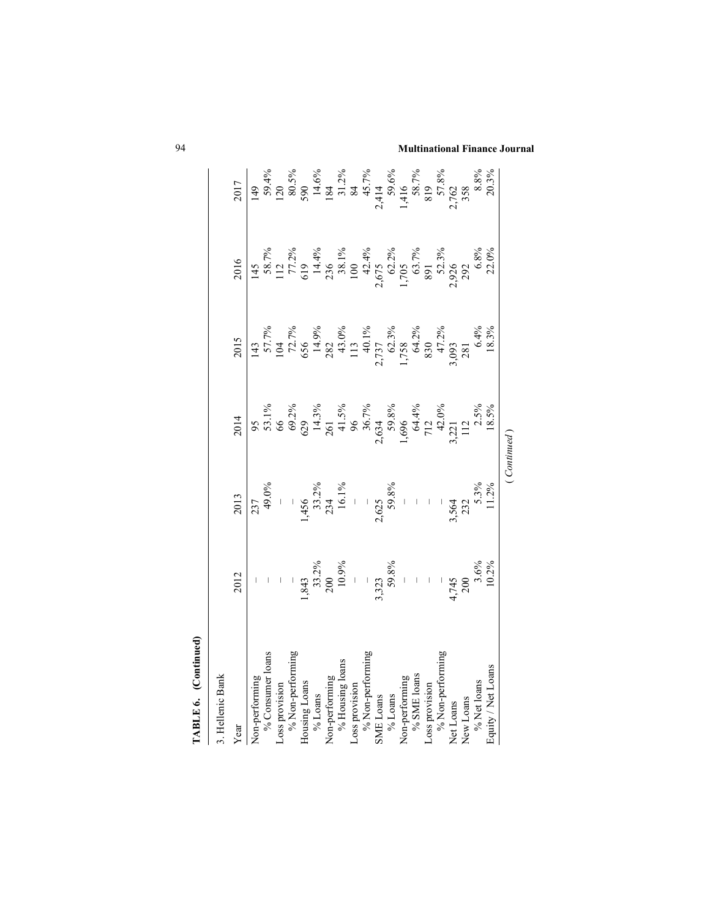**TABLE 6. (Continued)**

| 3. Hellenic Bank | | | | | | |
|---|---|---|---|---|---|---|
| Year | 2012 | 2013 | 2014 | 2015 | 2016 | 2017 |
| Non-performing | – | 237 | 95 | 143 | 145 | 149 |
| % Consumer loans | – | 49.0% | 53.1% | 57.7% | 58.7% | 59.4% |
| Loss provision | – | – | 66 | 104 | 112 | 120 |
| % Non-performing | – | – | 69.2% | 72.7% | 77.2% | 80.5% |
| Housing Loans | 1,843 | 1,456 | 629 | 656 | 619 | 590 |
| % Loans | 33.2% | 33.2% | 14.3% | 14.9% | 14.4% | 14.6% |
| Non-performing | 200 | 234 | 261 | 282 | 236 | 184 |
| % Housing loans | 10.9% | 16.1% | 41.5% | 43.0% | 38.1% | 31.2% |
| Loss provision | – | – | 96 | 113 | 100 | 84 |
| % Non-performing | – | – | 36.7% | 40.1% | 42.4% | 45.7% |
| SME Loans | 3,323 | 2,625 | 2,634 | 2,737 | 2,675 | 2,414 |
| % Loans | 59.8% | 59.8% | 59.8% | 62.3% | 62.2% | 59.6% |
| Non-performing | – | – | 1,696 | 1,758 | 1,705 | 1,416 |
| % SME loans | – | – | 64.4% | 64.2% | 63.7% | 58.7% |
| Loss provision | – | – | 712 | 830 | 891 | 819 |
| % Non-performing | – | – | 42.0% | 47.2% | 52.3% | 57.8% |
| Net Loans | 4,745 | 3,564 | 3,221 | 3,093 | 2,926 | 2,762 |
| New Loans | 200 | 232 | 112 | 281 | 292 | 358 |
| % Net loans | 3.6% | 5.3% | 2.5% | 6.4% | 6.8% | 8.8% |
| Equity / Net Loans | 10.2% | 11.2% | 18.5% | 18.3% | 22.0% | 20.3% |

(*Continued*)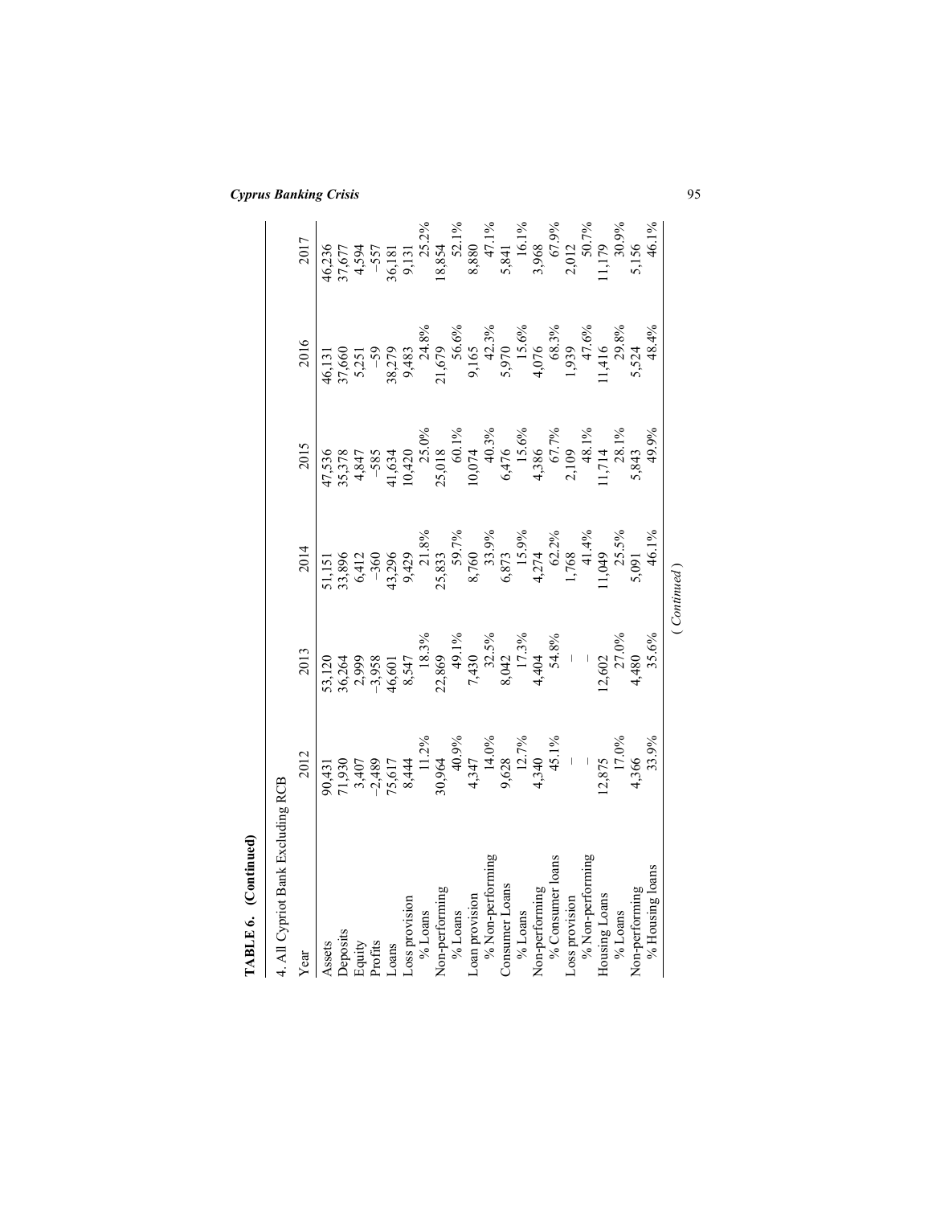**TABLE 6. (Continued)**

| 4. All Cypriot Bank Excluding RCB | | | | | | |
|---|---|---|---|---|---|---|
| Year | 2012 | 2013 | 2014 | 2015 | 2016 | 2017 |
| Assets | 90,431 | 53,120 | 51,151 | 47,536 | 46,131 | 46,236 |
| Deposits | 71,930 | 36,264 | 33,896 | 35,378 | 37,660 | 37,677 |
| Equity | 3,407 | 2,999 | 6,412 | 4,847 | 5,251 | 4,594 |
| Profits | −2,489 | −3,958 | −360 | −585 | −59 | −557 |
| Loans | 75,617 | 46,601 | 43,296 | 41,634 | 38,279 | 36,181 |
| Loss provision | 8,444 | 8,547 | 9,429 | 10,420 | 9,483 | 9,131 |
| % Loans | 11.2% | 18.3% | 21.8% | 25.0% | 24.8% | 25.2% |
| Non-performing | 30,964 | 22,869 | 25,833 | 25,018 | 21,679 | 18,854 |
| % Loans | 40.9% | 49.1% | 59.7% | 60.1% | 56.6% | 52.1% |
| Loan provision | 4,347 | 7,430 | 8,760 | 10,074 | 9,165 | 8,880 |
| % Non-performing | 14.0% | 32.5% | 33.9% | 40.3% | 42.3% | 47.1% |
| Consumer Loans | 9,628 | 8,042 | 6,873 | 6,476 | 5,970 | 5,841 |
| % Loans | 12.7% | 17.3% | 15.9% | 15.6% | 15.6% | 16.1% |
| Non-performing | 4,340 | 4,404 | 4,274 | 4,386 | 4,076 | 3,968 |
| % Consumer loans | 45.1% | 54.8% | 62.2% | 67.7% | 68.3% | 67.9% |
| Loss provision | – | – | 1,768 | 2,109 | 1,939 | 2,012 |
| % Non-performing | – | – | 41.4% | 48.1% | 47.6% | 50.7% |
| Housing Loans | 12,875 | 12,602 | 11,049 | 11,714 | 11,416 | 11,179 |
| % Loans | 17.0% | 27.0% | 25.5% | 28.1% | 29.8% | 30.9% |
| Non-performing | 4,366 | 4,480 | 5,091 | 5,843 | 5,524 | 5,156 |
| % Housing loans | 33.9% | 35.6% | 46.1% | 49.9% | 48.4% | 46.1% |

(*Continued*)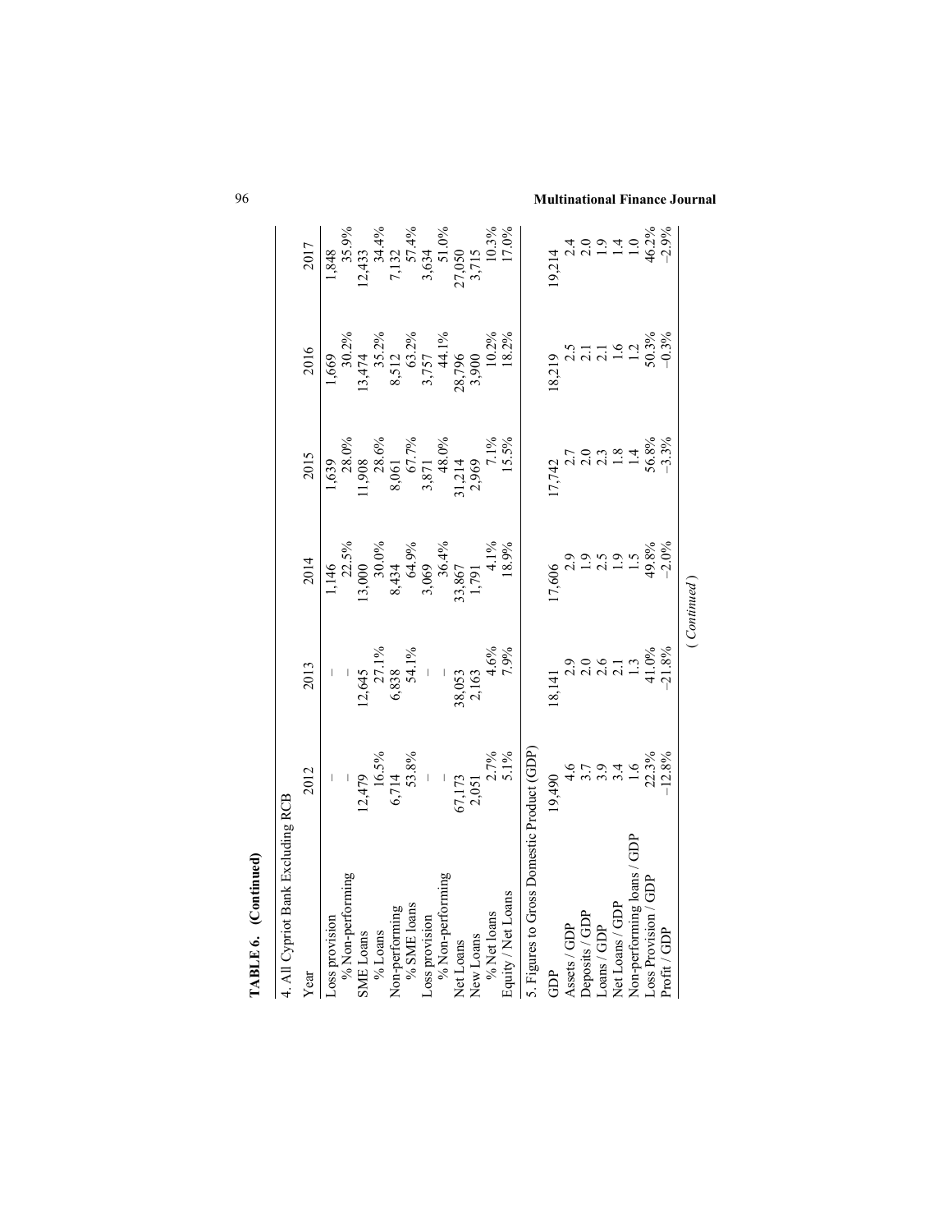**TABLE 6. (Continued)**

| 4. All Cypriot Bank Excluding RCB | | | | | | |
|---|---|---|---|---|---|---|
| Year | 2012 | 2013 | 2014 | 2015 | 2016 | 2017 |
| Loss provision | – | – | 1,146 | 1,639 | 1,669 | 1,848 |
| % Non-performing | – | – | 22.5% | 28.0% | 30.2% | 35.9% |
| SME Loans | 12,479 | 12,645 | 13,000 | 11,908 | 13,474 | 12,433 |
| % Loans | 16.5% | 27.1% | 30.0% | 28.6% | 35.2% | 34.4% |
| Non-performing | 6,714 | 6,838 | 8,434 | 8,061 | 8,512 | 7,132 |
| % SME loans | 53.8% | 54.1% | 64.9% | 67.7% | 63.2% | 57.4% |
| Loss provision | – | – | 3,069 | 3,871 | 3,757 | 3,634 |
| % Non-performing | – | – | 36.4% | 48.0% | 44.1% | 51.0% |
| Net Loans | 67,173 | 38,053 | 33,867 | 31,214 | 28,796 | 27,050 |
| New Loans | 2,051 | 2,163 | 1,791 | 2,969 | 3,900 | 3,715 |
| % Net loans | 2.7% | 4.6% | 4.1% | 7.1% | 10.2% | 10.3% |
| Equity / Net Loans | 5.1% | 7.9% | 18.9% | 15.5% | 18.2% | 17.0% |
| **5. Figures to Gross Domestic Product (GDP)** | | | | | | |
| GDP | 19,490 | 18,141 | 17,606 | 17,742 | 18,219 | 19,214 |
| Assets / GDP | 4.6 | 2.9 | 2.9 | 2.7 | 2.5 | 2.4 |
| Deposits / GDP | 3.7 | 2.0 | 1.9 | 2.0 | 2.1 | 2.0 |
| Loans / GDP | 3.9 | 2.6 | 2.5 | 2.3 | 2.1 | 1.9 |
| Net Loans / GDP | 3.4 | 2.1 | 1.9 | 1.8 | 1.6 | 1.4 |
| Non-performing loans / GDP | 1.6 | 1.3 | 1.5 | 1.4 | 1.2 | 1.0 |
| Loss Provision / GDP | 22.3% | 41.0% | 49.8% | 56.8% | 50.3% | 46.2% |
| Profit / GDP | –12.8% | –21.8% | –2.0% | –3.3% | –0.3% | –2.9% |

(*Continued*)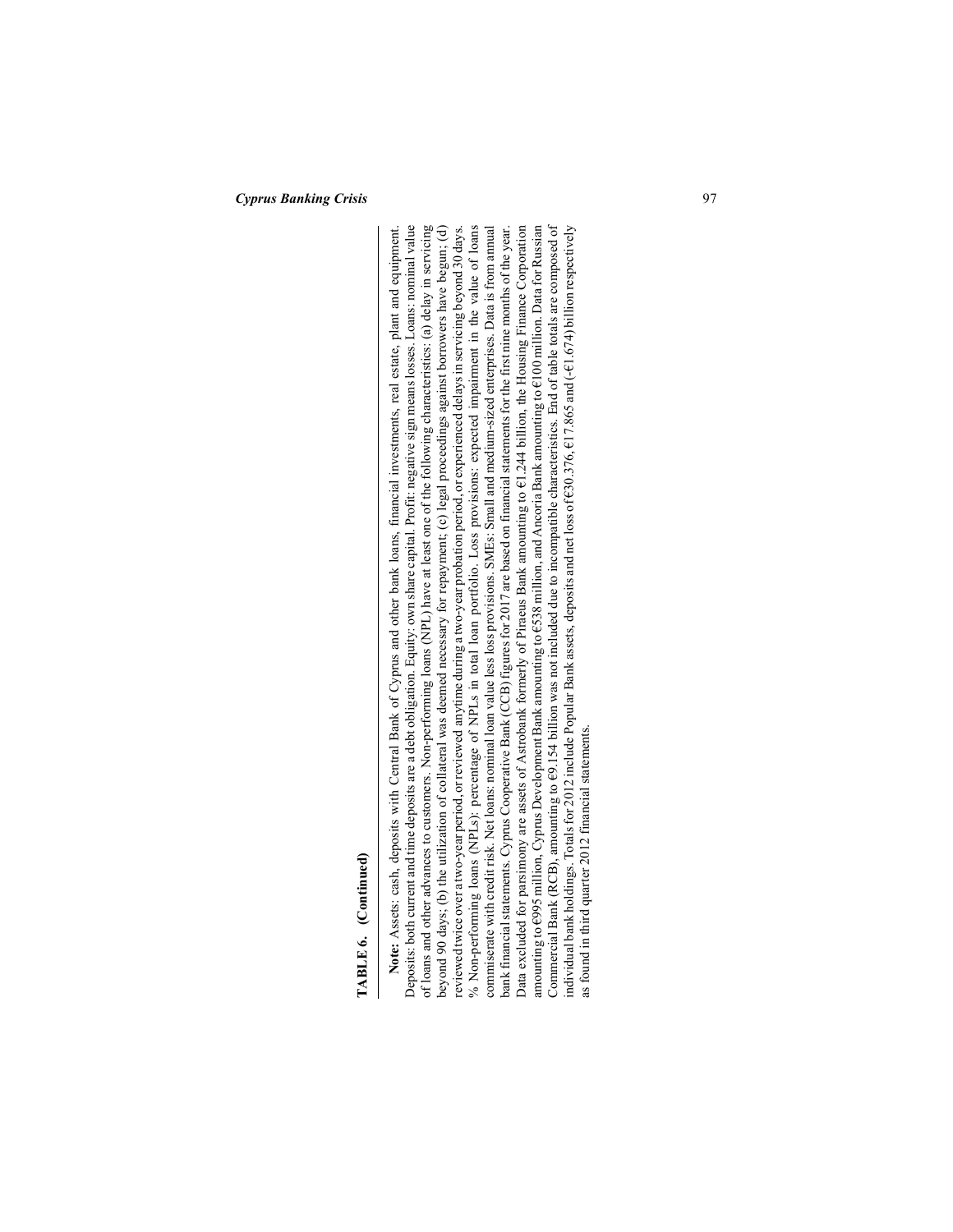**TABLE 6. (Continued)**

**Note:** Assets: cash, deposits with Central Bank of Cyprus and other bank loans, financial investments, real estate, plant and equipment. Deposits: both current and time deposits are a debt obligation. Equity: own share capital. Profit: negative sign means losses. Loans: nominal value of loans and other advances to customers. Non-performing loans (NPL) have at least one of the following characteristics: (a) delay in servicing beyond 90 days; (b) the utilization of collateral was deemed necessary for repayment; (c) legal proceedings against borrowers have begun; (d) reviewed twice over a two-year period, or reviewed anytime during a two-year probation period, or experienced delays in servicing beyond 30 days. % Non-performing loans (NPLs): percentage of NPLs in total loan portfolio. Loss provisions: expected impairment in the value of loans commiserate with credit risk. Net loans: nominal loan value less loss provisions. SMEs: Small and medium-sized enterprises. Data is from annual bank financial statements. Cyprus Cooperative Bank (CCB) figures for 2017 are based on financial statements for the first nine months of the year. Data excluded for parsimony are assets of Astrobank formerly of Piraeus Bank amounting to €1.244 billion, the Housing Finance Corporation amounting to €995 million, Cyprus Development Bank amounting to €538 million, and Ancoria Bank amounting to €100 million. Data for Russian Commercial Bank (RCB), amounting to €9.154 billion was not included due to incompatible characteristics. End of table totals are composed of individual bank holdings. Totals for 2012 include Popular Bank assets, deposits and net loss of €30.376, €17.865 and (-€1.674) billion respectively as found in third quarter 2012 financial statements.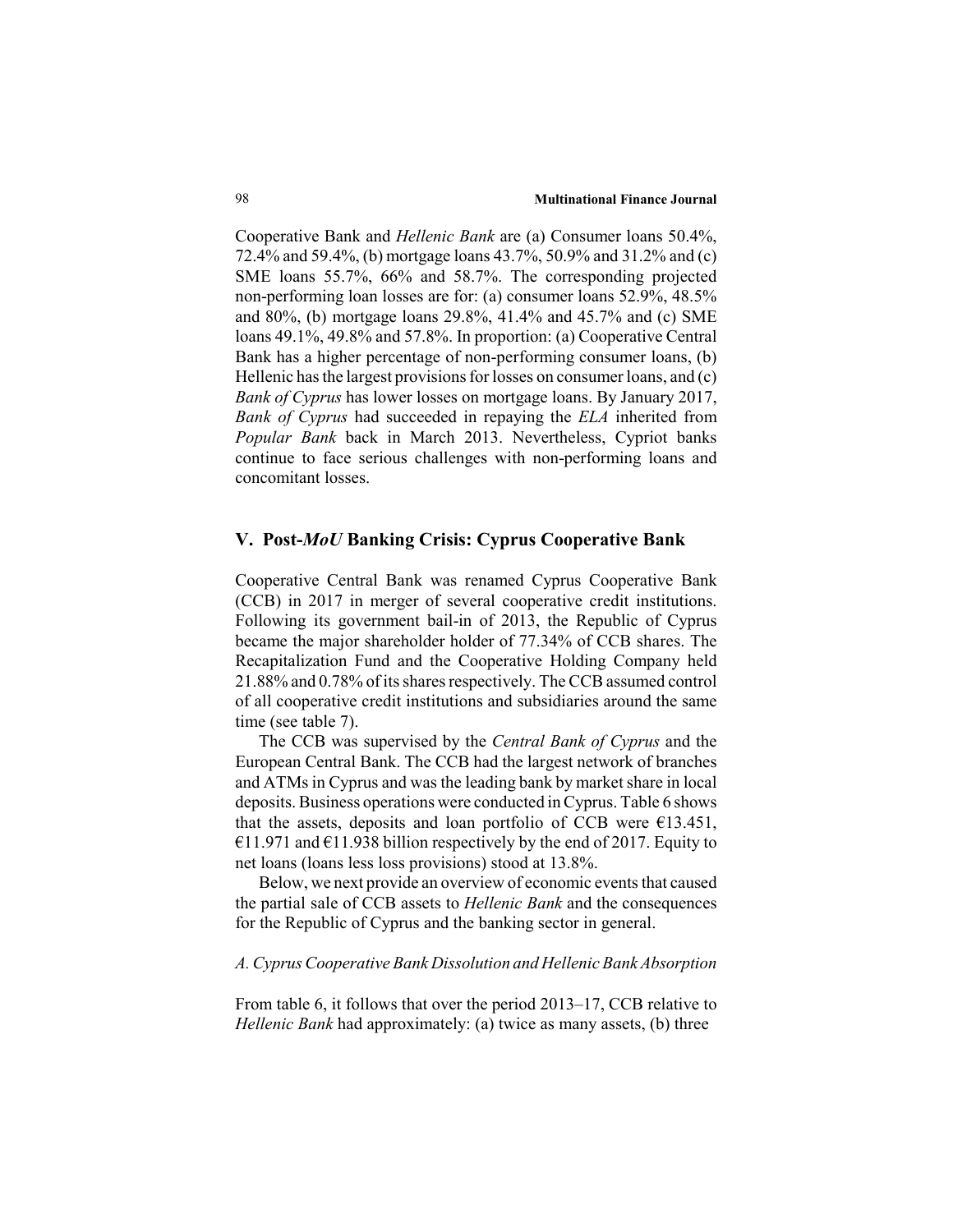Cooperative Bank and *Hellenic Bank* are (a) Consumer loans 50.4%, 72.4% and 59.4%, (b) mortgage loans 43.7%, 50.9% and 31.2% and (c) SME loans 55.7%, 66% and 58.7%. The corresponding projected non-performing loan losses are for: (a) consumer loans 52.9%, 48.5% and 80%, (b) mortgage loans 29.8%, 41.4% and 45.7% and (c) SME loans 49.1%, 49.8% and 57.8%. In proportion: (a) Cooperative Central Bank has a higher percentage of non-performing consumer loans, (b) Hellenic has the largest provisions for losses on consumer loans, and (c) *Bank of Cyprus* has lower losses on mortgage loans. By January 2017, *Bank of Cyprus* had succeeded in repaying the *ELA* inherited from *Popular Bank* back in March 2013. Nevertheless, Cypriot banks continue to face serious challenges with non-performing loans and concomitant losses.

## V. Post-*MoU* Banking Crisis: Cyprus Cooperative Bank

Cooperative Central Bank was renamed Cyprus Cooperative Bank (CCB) in 2017 in merger of several cooperative credit institutions. Following its government bail-in of 2013, the Republic of Cyprus became the major shareholder holder of 77.34% of CCB shares. The Recapitalization Fund and the Cooperative Holding Company held 21.88% and 0.78% of its shares respectively. The CCB assumed control of all cooperative credit institutions and subsidiaries around the same time (see table 7).

The CCB was supervised by the *Central Bank of Cyprus* and the European Central Bank. The CCB had the largest network of branches and ATMs in Cyprus and was the leading bank by market share in local deposits. Business operations were conducted in Cyprus. Table 6 shows that the assets, deposits and loan portfolio of CCB were €13.451, €11.971 and €11.938 billion respectively by the end of 2017. Equity to net loans (loans less loss provisions) stood at 13.8%.

Below, we next provide an overview of economic events that caused the partial sale of CCB assets to *Hellenic Bank* and the consequences for the Republic of Cyprus and the banking sector in general.

### *A. Cyprus Cooperative Bank Dissolution and Hellenic Bank Absorption*

From table 6, it follows that over the period 2013–17, CCB relative to *Hellenic Bank* had approximately: (a) twice as many assets, (b) three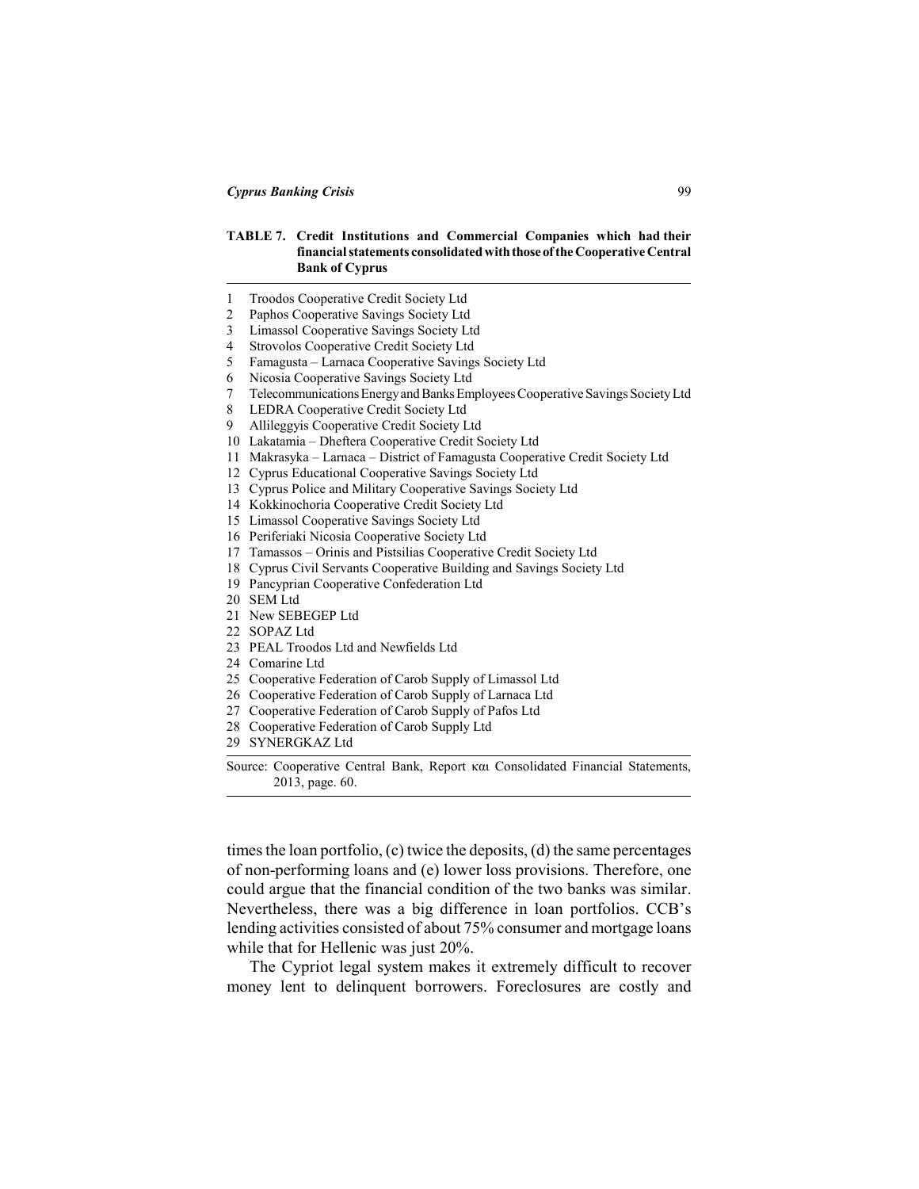**TABLE 7. Credit Institutions and Commercial Companies which had their financial statements consolidated with those of the Cooperative Central Bank of Cyprus**

| | |
|---|---|
| 1 | Troodos Cooperative Credit Society Ltd |
| 2 | Paphos Cooperative Savings Society Ltd |
| 3 | Limassol Cooperative Savings Society Ltd |
| 4 | Strovolos Cooperative Credit Society Ltd |
| 5 | Famagusta – Larnaca Cooperative Savings Society Ltd |
| 6 | Nicosia Cooperative Savings Society Ltd |
| 7 | Telecommunications Energy and Banks Employees Cooperative Savings Society Ltd |
| 8 | LEDRA Cooperative Credit Society Ltd |
| 9 | Allileggyis Cooperative Credit Society Ltd |
| 10 | Lakatamia – Dheftera Cooperative Credit Society Ltd |
| 11 | Makrasyka – Larnaca – District of Famagusta Cooperative Credit Society Ltd |
| 12 | Cyprus Educational Cooperative Savings Society Ltd |
| 13 | Cyprus Police and Military Cooperative Savings Society Ltd |
| 14 | Kokkinochoria Cooperative Credit Society Ltd |
| 15 | Limassol Cooperative Savings Society Ltd |
| 16 | Periferiaki Nicosia Cooperative Society Ltd |
| 17 | Tamassos – Orinis and Pistsilias Cooperative Credit Society Ltd |
| 18 | Cyprus Civil Servants Cooperative Building and Savings Society Ltd |
| 19 | Pancyprian Cooperative Confederation Ltd |
| 20 | SEM Ltd |
| 21 | New SEBEGEP Ltd |
| 22 | SOPAZ Ltd |
| 23 | PEAL Troodos Ltd and Newfields Ltd |
| 24 | Comarine Ltd |
| 25 | Cooperative Federation of Carob Supply of Limassol Ltd |
| 26 | Cooperative Federation of Carob Supply of Larnaca Ltd |
| 27 | Cooperative Federation of Carob Supply of Pafos Ltd |
| 28 | Cooperative Federation of Carob Supply Ltd |
| 29 | SYNERGKAZ Ltd |

Source: Cooperative Central Bank, Report και Consolidated Financial Statements, 2013, page. 60.

times the loan portfolio, (c) twice the deposits, (d) the same percentages of non-performing loans and (e) lower loss provisions. Therefore, one could argue that the financial condition of the two banks was similar. Nevertheless, there was a big difference in loan portfolios. CCB's lending activities consisted of about 75% consumer and mortgage loans while that for Hellenic was just 20%.

The Cypriot legal system makes it extremely difficult to recover money lent to delinquent borrowers. Foreclosures are costly and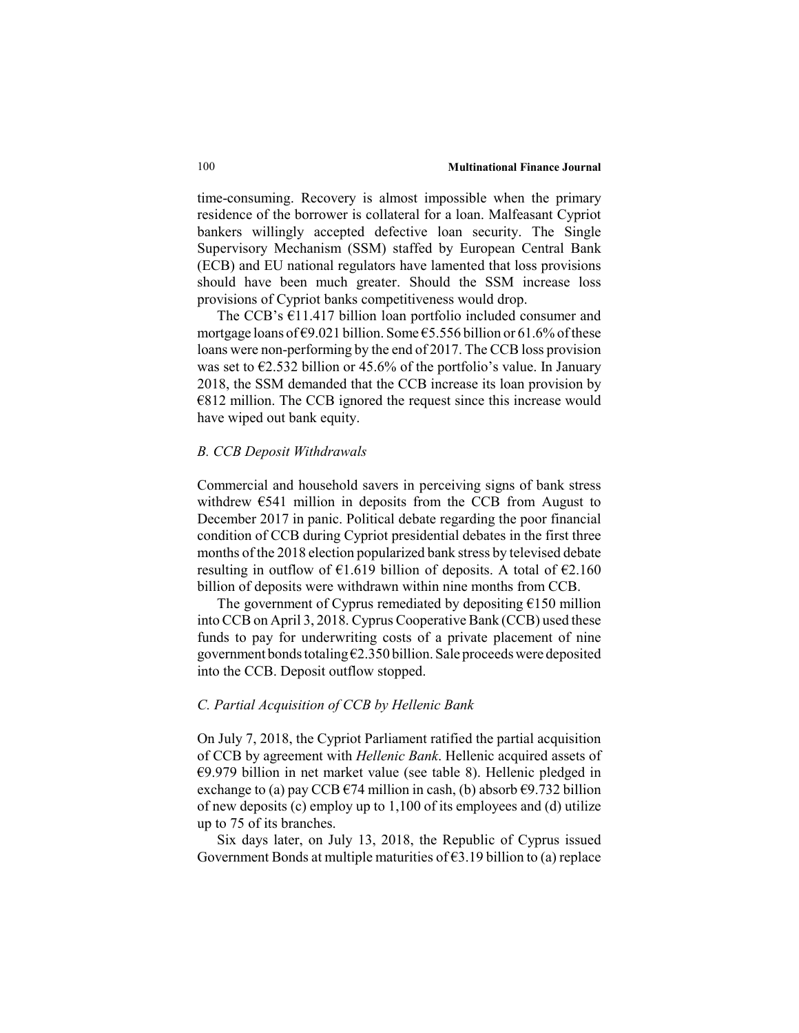time-consuming. Recovery is almost impossible when the primary residence of the borrower is collateral for a loan. Malfeasant Cypriot bankers willingly accepted defective loan security. The Single Supervisory Mechanism (SSM) staffed by European Central Bank (ECB) and EU national regulators have lamented that loss provisions should have been much greater. Should the SSM increase loss provisions of Cypriot banks competitiveness would drop.

The CCB's €11.417 billion loan portfolio included consumer and mortgage loans of €9.021 billion. Some €5.556 billion or 61.6% of these loans were non-performing by the end of 2017. The CCB loss provision was set to €2.532 billion or 45.6% of the portfolio's value. In January 2018, the SSM demanded that the CCB increase its loan provision by €812 million. The CCB ignored the request since this increase would have wiped out bank equity.

### *B. CCB Deposit Withdrawals*

Commercial and household savers in perceiving signs of bank stress withdrew €541 million in deposits from the CCB from August to December 2017 in panic. Political debate regarding the poor financial condition of CCB during Cypriot presidential debates in the first three months of the 2018 election popularized bank stress by televised debate resulting in outflow of €1.619 billion of deposits. A total of €2.160 billion of deposits were withdrawn within nine months from CCB.

The government of Cyprus remediated by depositing €150 million into CCB on April 3, 2018. Cyprus Cooperative Bank (CCB) used these funds to pay for underwriting costs of a private placement of nine government bonds totaling €2.350 billion. Sale proceeds were deposited into the CCB. Deposit outflow stopped.

### *C. Partial Acquisition of CCB by Hellenic Bank*

On July 7, 2018, the Cypriot Parliament ratified the partial acquisition of CCB by agreement with *Hellenic Bank*. Hellenic acquired assets of €9.979 billion in net market value (see table 8). Hellenic pledged in exchange to (a) pay CCB €74 million in cash, (b) absorb €9.732 billion of new deposits (c) employ up to 1,100 of its employees and (d) utilize up to 75 of its branches.

Six days later, on July 13, 2018, the Republic of Cyprus issued Government Bonds at multiple maturities of €3.19 billion to (a) replace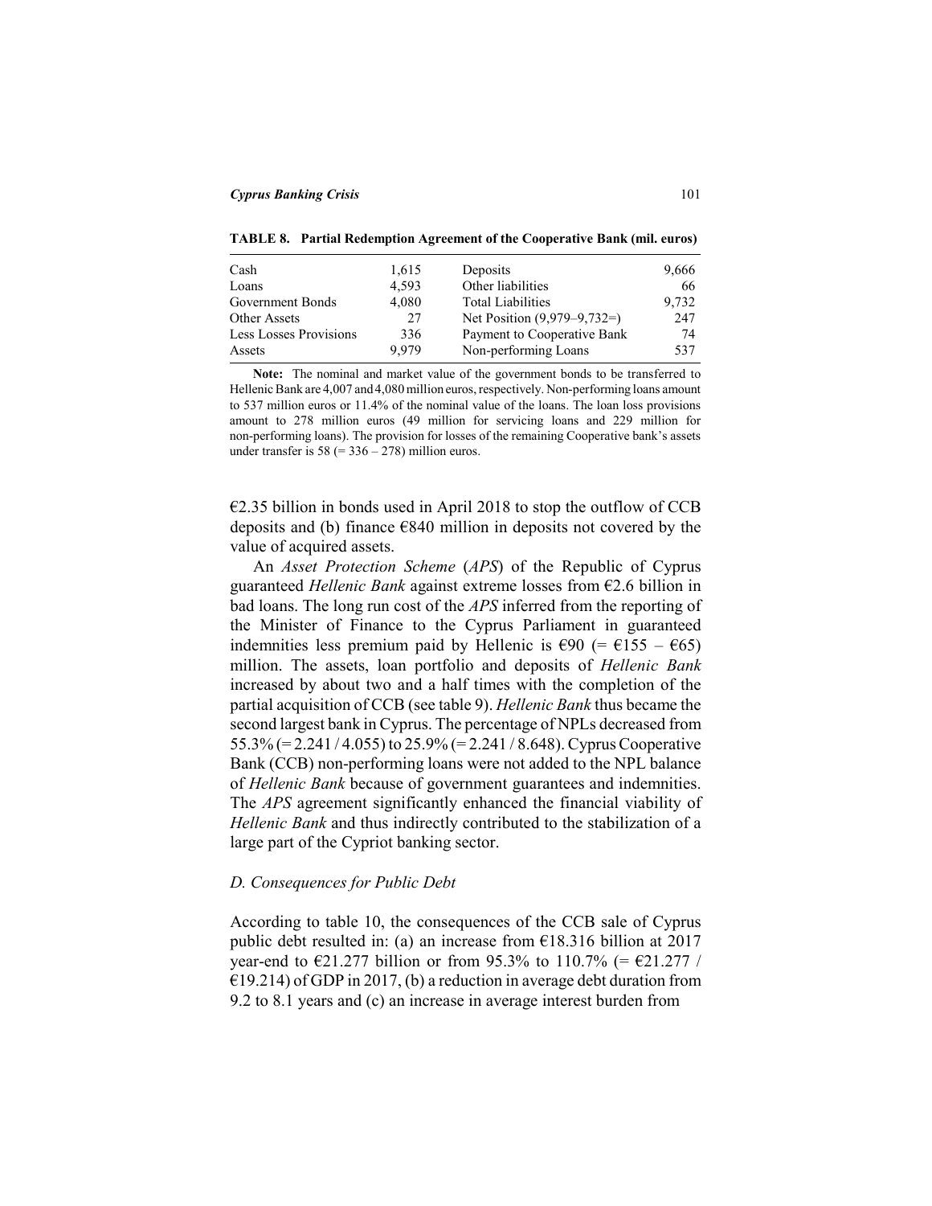**TABLE 8. Partial Redemption Agreement of the Cooperative Bank (mil. euros)**

| | | | |
|---|---|---|---|
| Cash | 1,615 | Deposits | 9,666 |
| Loans | 4,593 | Other liabilities | 66 |
| Government Bonds | 4,080 | Total Liabilities | 9,732 |
| Other Assets | 27 | Net Position (9,979–9,732=) | 247 |
| Less Losses Provisions | 336 | Payment to Cooperative Bank | 74 |
| Assets | 9,979 | Non-performing Loans | 537 |

**Note:** The nominal and market value of the government bonds to be transferred to Hellenic Bank are 4,007 and 4,080 million euros, respectively. Non-performing loans amount to 537 million euros or 11.4% of the nominal value of the loans. The loan loss provisions amount to 278 million euros (49 million for servicing loans and 229 million for non-performing loans). The provision for losses of the remaining Cooperative bank's assets under transfer is 58 (= 336 – 278) million euros.

€2.35 billion in bonds used in April 2018 to stop the outflow of CCB deposits and (b) finance €840 million in deposits not covered by the value of acquired assets.

An *Asset Protection Scheme* (*APS*) of the Republic of Cyprus guaranteed *Hellenic Bank* against extreme losses from €2.6 billion in bad loans. The long run cost of the *APS* inferred from the reporting of the Minister of Finance to the Cyprus Parliament in guaranteed indemnities less premium paid by Hellenic is €90 (= €155 – €65) million. The assets, loan portfolio and deposits of *Hellenic Bank* increased by about two and a half times with the completion of the partial acquisition of CCB (see table 9). *Hellenic Bank* thus became the second largest bank in Cyprus. The percentage of NPLs decreased from 55.3% (= 2.241 / 4.055) to 25.9% (= 2.241 / 8.648). Cyprus Cooperative Bank (CCB) non-performing loans were not added to the NPL balance of *Hellenic Bank* because of government guarantees and indemnities. The *APS* agreement significantly enhanced the financial viability of *Hellenic Bank* and thus indirectly contributed to the stabilization of a large part of the Cypriot banking sector.

### *D. Consequences for Public Debt*

According to table 10, the consequences of the CCB sale of Cyprus public debt resulted in: (a) an increase from €18.316 billion at 2017 year-end to €21.277 billion or from 95.3% to 110.7% (= €21.277 / €19.214) of GDP in 2017, (b) a reduction in average debt duration from 9.2 to 8.1 years and (c) an increase in average interest burden from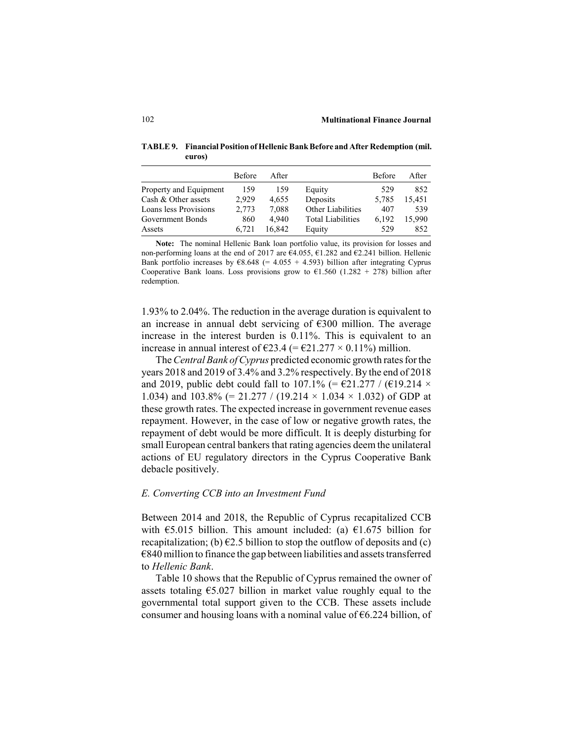**TABLE 9. Financial Position of Hellenic Bank Before and After Redemption (mil. euros)**

| | Before | After | | Before | After |
|---|---|---|---|---|---|
| Property and Equipment | 159 | 159 | Equity | 529 | 852 |
| Cash & Other assets | 2,929 | 4,655 | Deposits | 5,785 | 15,451 |
| Loans less Provisions | 2,773 | 7,088 | Other Liabilities | 407 | 539 |
| Government Bonds | 860 | 4,940 | Total Liabilities | 6,192 | 15,990 |
| Assets | 6,721 | 16,842 | Equity | 529 | 852 |

**Note:** The nominal Hellenic Bank loan portfolio value, its provision for losses and non-performing loans at the end of 2017 are €4.055, €1.282 and €2.241 billion. Hellenic Bank portfolio increases by €8.648 (= 4.055 + 4.593) billion after integrating Cyprus Cooperative Bank loans. Loss provisions grow to €1.560 (1.282 + 278) billion after redemption.

1.93% to 2.04%. The reduction in the average duration is equivalent to an increase in annual debt servicing of €300 million. The average increase in the interest burden is 0.11%. This is equivalent to an increase in annual interest of €23.4 (= €21.277 × 0.11%) million.

The *Central Bank of Cyprus* predicted economic growth rates for the years 2018 and 2019 of 3.4% and 3.2% respectively. By the end of 2018 and 2019, public debt could fall to 107.1% (= €21.277 / (€19.214 × 1.034) and 103.8% (= 21.277 / (19.214 × 1.034 × 1.032) of GDP at these growth rates. The expected increase in government revenue eases repayment. However, in the case of low or negative growth rates, the repayment of debt would be more difficult. It is deeply disturbing for small European central bankers that rating agencies deem the unilateral actions of EU regulatory directors in the Cyprus Cooperative Bank debacle positively.

### *E. Converting CCB into an Investment Fund*

Between 2014 and 2018, the Republic of Cyprus recapitalized CCB with €5.015 billion. This amount included: (a) €1.675 billion for recapitalization; (b) €2.5 billion to stop the outflow of deposits and (c) €840 million to finance the gap between liabilities and assets transferred to *Hellenic Bank*.

Table 10 shows that the Republic of Cyprus remained the owner of assets totaling €5.027 billion in market value roughly equal to the governmental total support given to the CCB. These assets include consumer and housing loans with a nominal value of €6.224 billion, of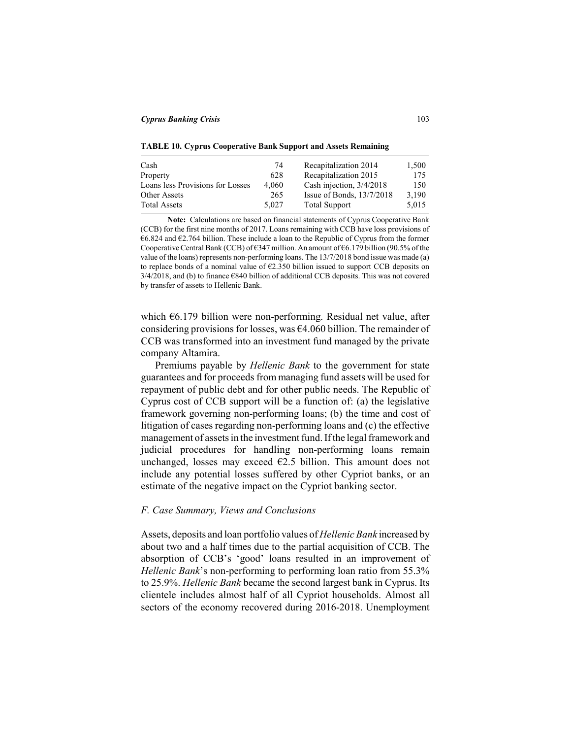**TABLE 10. Cyprus Cooperative Bank Support and Assets Remaining**

| | | | |
|---|---|---|---|
| Cash | 74 | Recapitalization 2014 | 1,500 |
| Property | 628 | Recapitalization 2015 | 175 |
| Loans less Provisions for Losses | 4,060 | Cash injection, 3/4/2018 | 150 |
| Other Assets | 265 | Issue of Bonds, 13/7/2018 | 3,190 |
| Total Assets | 5,027 | Total Support | 5,015 |

**Note:** Calculations are based on financial statements of Cyprus Cooperative Bank (CCB) for the first nine months of 2017. Loans remaining with CCB have loss provisions of €6.824 and €2.764 billion. These include a loan to the Republic of Cyprus from the former Cooperative Central Bank (CCB) of €347 million. An amount of €6.179 billion (90.5% of the value of the loans) represents non-performing loans. The 13/7/2018 bond issue was made (a) to replace bonds of a nominal value of €2.350 billion issued to support CCB deposits on 3/4/2018, and (b) to finance €840 billion of additional CCB deposits. This was not covered by transfer of assets to Hellenic Bank.

which €6.179 billion were non-performing. Residual net value, after considering provisions for losses, was €4.060 billion. The remainder of CCB was transformed into an investment fund managed by the private company Altamira.

Premiums payable by *Hellenic Bank* to the government for state guarantees and for proceeds from managing fund assets will be used for repayment of public debt and for other public needs. The Republic of Cyprus cost of CCB support will be a function of: (a) the legislative framework governing non-performing loans; (b) the time and cost of litigation of cases regarding non-performing loans and (c) the effective management of assets in the investment fund. If the legal framework and judicial procedures for handling non-performing loans remain unchanged, losses may exceed €2.5 billion. This amount does not include any potential losses suffered by other Cypriot banks, or an estimate of the negative impact on the Cypriot banking sector.

### *F. Case Summary, Views and Conclusions*

Assets, deposits and loan portfolio values of *Hellenic Bank* increased by about two and a half times due to the partial acquisition of CCB. The absorption of CCB's 'good' loans resulted in an improvement of *Hellenic Bank*'s non-performing to performing loan ratio from 55.3% to 25.9%. *Hellenic Bank* became the second largest bank in Cyprus. Its clientele includes almost half of all Cypriot households. Almost all sectors of the economy recovered during 2016-2018. Unemployment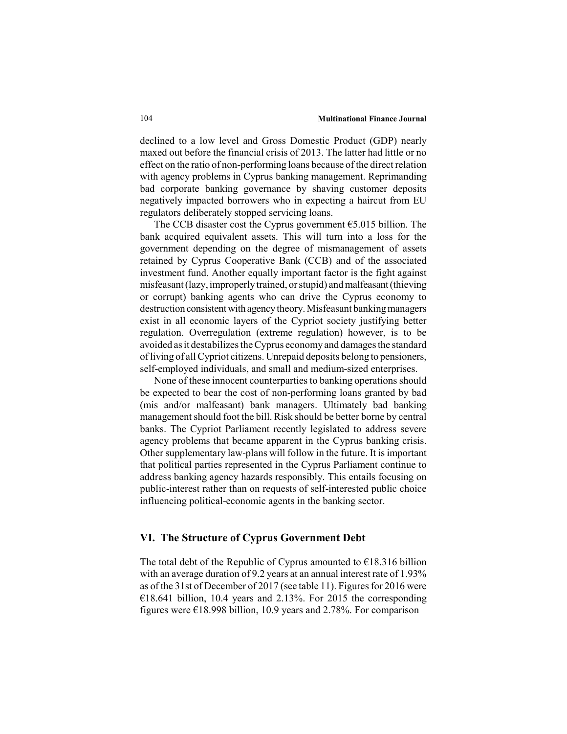declined to a low level and Gross Domestic Product (GDP) nearly maxed out before the financial crisis of 2013. The latter had little or no effect on the ratio of non-performing loans because of the direct relation with agency problems in Cyprus banking management. Reprimanding bad corporate banking governance by shaving customer deposits negatively impacted borrowers who in expecting a haircut from EU regulators deliberately stopped servicing loans.

The CCB disaster cost the Cyprus government €5.015 billion. The bank acquired equivalent assets. This will turn into a loss for the government depending on the degree of mismanagement of assets retained by Cyprus Cooperative Bank (CCB) and of the associated investment fund. Another equally important factor is the fight against misfeasant (lazy, improperly trained, or stupid) and malfeasant (thieving or corrupt) banking agents who can drive the Cyprus economy to destruction consistent with agency theory. Misfeasant banking managers exist in all economic layers of the Cypriot society justifying better regulation. Overregulation (extreme regulation) however, is to be avoided as it destabilizes the Cyprus economy and damages the standard of living of all Cypriot citizens. Unrepaid deposits belong to pensioners, self-employed individuals, and small and medium-sized enterprises.

None of these innocent counterparties to banking operations should be expected to bear the cost of non-performing loans granted by bad (mis and/or malfeasant) bank managers. Ultimately bad banking management should foot the bill. Risk should be better borne by central banks. The Cypriot Parliament recently legislated to address severe agency problems that became apparent in the Cyprus banking crisis. Other supplementary law-plans will follow in the future. It is important that political parties represented in the Cyprus Parliament continue to address banking agency hazards responsibly. This entails focusing on public-interest rather than on requests of self-interested public choice influencing political-economic agents in the banking sector.

## VI. The Structure of Cyprus Government Debt

The total debt of the Republic of Cyprus amounted to €18.316 billion with an average duration of 9.2 years at an annual interest rate of 1.93% as of the 31st of December of 2017 (see table 11). Figures for 2016 were €18.641 billion, 10.4 years and 2.13%. For 2015 the corresponding figures were €18.998 billion, 10.9 years and 2.78%. For comparison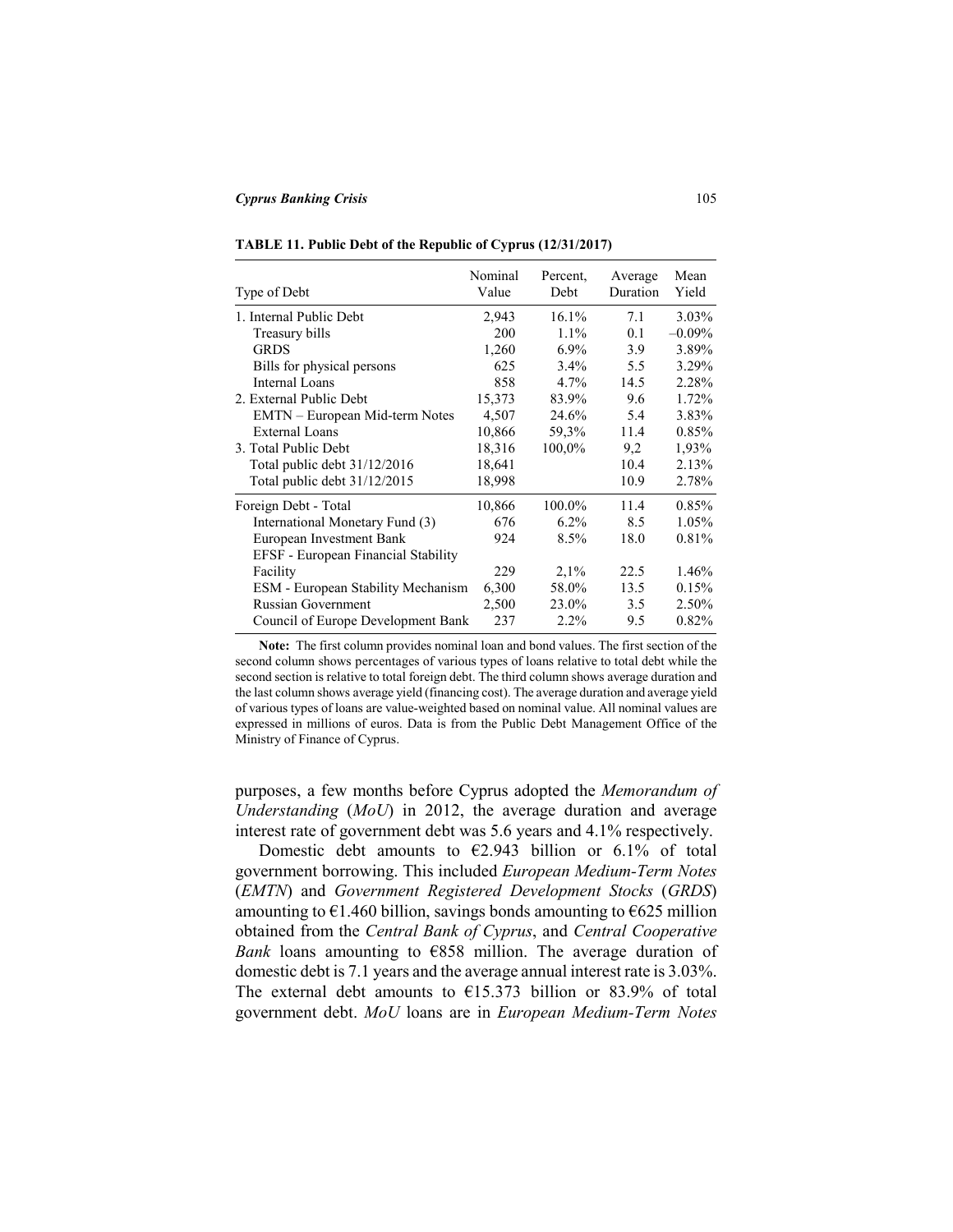**TABLE 11. Public Debt of the Republic of Cyprus (12/31/2017)**

| Type of Debt | Nominal Value | Percent, Debt | Average Duration | Mean Yield |
|---|---|---|---|---|
| 1. Internal Public Debt | 2,943 | 16.1% | 7.1 | 3.03% |
| Treasury bills | 200 | 1.1% | 0.1 | –0.09% |
| GRDS | 1,260 | 6.9% | 3.9 | 3.89% |
| Bills for physical persons | 625 | 3.4% | 5.5 | 3.29% |
| Internal Loans | 858 | 4.7% | 14.5 | 2.28% |
| 2. External Public Debt | 15,373 | 83.9% | 9.6 | 1.72% |
| EMTN – European Mid-term Notes | 4,507 | 24.6% | 5.4 | 3.83% |
| External Loans | 10,866 | 59,3% | 11.4 | 0.85% |
| 3. Total Public Debt | 18,316 | 100,0% | 9,2 | 1,93% |
| Total public debt 31/12/2016 | 18,641 | | 10.4 | 2.13% |
| Total public debt 31/12/2015 | 18,998 | | 10.9 | 2.78% |
| Foreign Debt - Total | 10,866 | 100.0% | 11.4 | 0.85% |
| International Monetary Fund (3) | 676 | 6.2% | 8.5 | 1.05% |
| European Investment Bank | 924 | 8.5% | 18.0 | 0.81% |
| EFSF - European Financial Stability Facility | 229 | 2,1% | 22.5 | 1.46% |
| ESM - European Stability Mechanism | 6,300 | 58.0% | 13.5 | 0.15% |
| Russian Government | 2,500 | 23.0% | 3.5 | 2.50% |
| Council of Europe Development Bank | 237 | 2.2% | 9.5 | 0.82% |

**Note:** The first column provides nominal loan and bond values. The first section of the second column shows percentages of various types of loans relative to total debt while the second section is relative to total foreign debt. The third column shows average duration and the last column shows average yield (financing cost). The average duration and average yield of various types of loans are value-weighted based on nominal value. All nominal values are expressed in millions of euros. Data is from the Public Debt Management Office of the Ministry of Finance of Cyprus.

purposes, a few months before Cyprus adopted the *Memorandum of Understanding* (*MoU*) in 2012, the average duration and average interest rate of government debt was 5.6 years and 4.1% respectively.

Domestic debt amounts to €2.943 billion or 6.1% of total government borrowing. This included *European Medium-Term Notes* (*EMTN*) and *Government Registered Development Stocks* (*GRDS*) amounting to €1.460 billion, savings bonds amounting to €625 million obtained from the *Central Bank of Cyprus*, and *Central Cooperative Bank* loans amounting to €858 million. The average duration of domestic debt is 7.1 years and the average annual interest rate is 3.03%. The external debt amounts to €15.373 billion or 83.9% of total government debt. *MoU* loans are in *European Medium-Term Notes*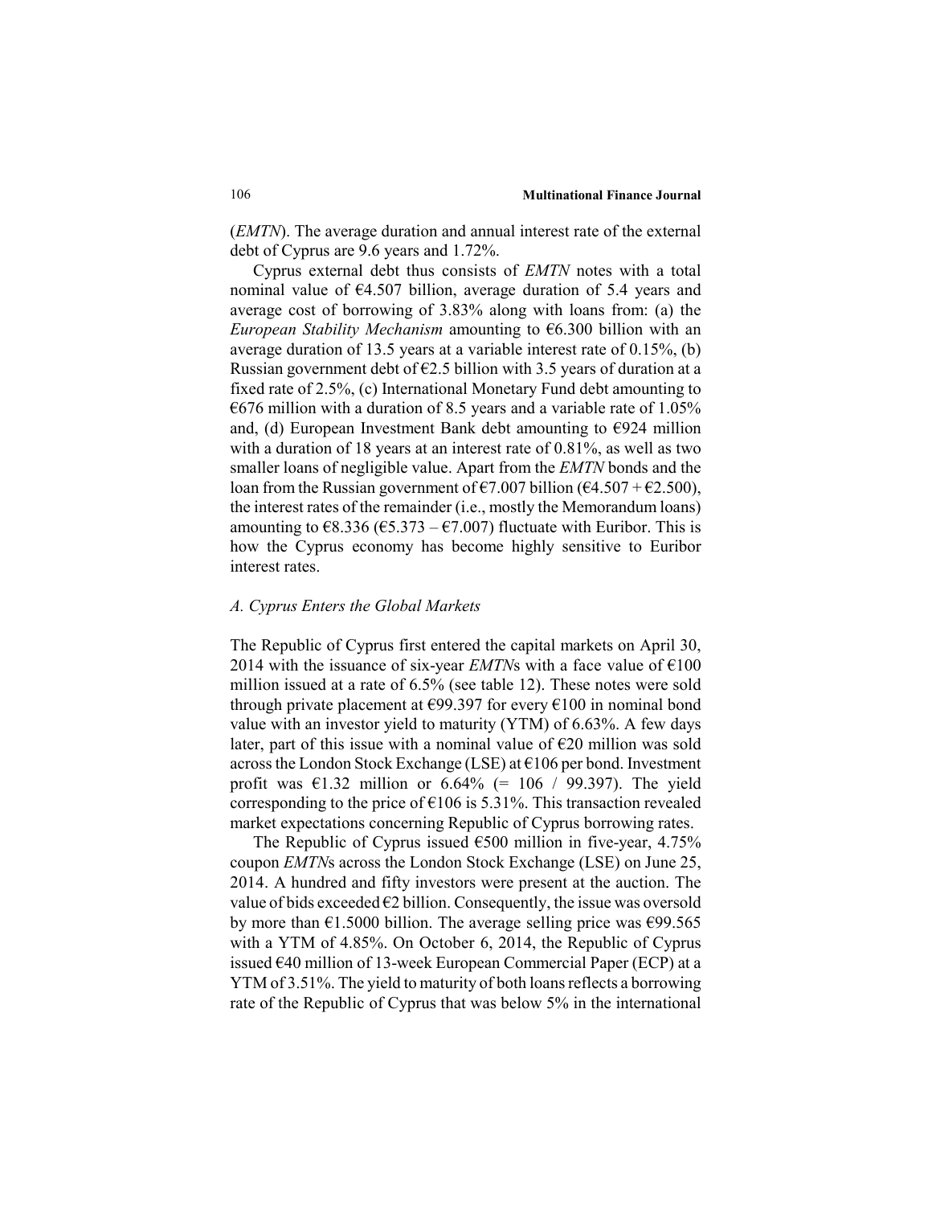(*EMTN*). The average duration and annual interest rate of the external debt of Cyprus are 9.6 years and 1.72%.

Cyprus external debt thus consists of *EMTN* notes with a total nominal value of €4.507 billion, average duration of 5.4 years and average cost of borrowing of 3.83% along with loans from: (a) the *European Stability Mechanism* amounting to €6.300 billion with an average duration of 13.5 years at a variable interest rate of 0.15%, (b) Russian government debt of €2.5 billion with 3.5 years of duration at a fixed rate of 2.5%, (c) International Monetary Fund debt amounting to €676 million with a duration of 8.5 years and a variable rate of 1.05% and, (d) European Investment Bank debt amounting to €924 million with a duration of 18 years at an interest rate of 0.81%, as well as two smaller loans of negligible value. Apart from the *EMTN* bonds and the loan from the Russian government of €7.007 billion (€4.507 + €2.500), the interest rates of the remainder (i.e., mostly the Memorandum loans) amounting to €8.336 (€5.373 – €7.007) fluctuate with Euribor. This is how the Cyprus economy has become highly sensitive to Euribor interest rates.

### *A. Cyprus Enters the Global Markets*

The Republic of Cyprus first entered the capital markets on April 30, 2014 with the issuance of six-year *EMTN*s with a face value of €100 million issued at a rate of 6.5% (see table 12). These notes were sold through private placement at €99.397 for every €100 in nominal bond value with an investor yield to maturity (YTM) of 6.63%. A few days later, part of this issue with a nominal value of €20 million was sold across the London Stock Exchange (LSE) at €106 per bond. Investment profit was €1.32 million or 6.64% (= 106 / 99.397). The yield corresponding to the price of €106 is 5.31%. This transaction revealed market expectations concerning Republic of Cyprus borrowing rates.

The Republic of Cyprus issued €500 million in five-year, 4.75% coupon *EMTN*s across the London Stock Exchange (LSE) on June 25, 2014. A hundred and fifty investors were present at the auction. The value of bids exceeded €2 billion. Consequently, the issue was oversold by more than €1.5000 billion. The average selling price was €99.565 with a YTM of 4.85%. On October 6, 2014, the Republic of Cyprus issued €40 million of 13-week European Commercial Paper (ECP) at a YTM of 3.51%. The yield to maturity of both loans reflects a borrowing rate of the Republic of Cyprus that was below 5% in the international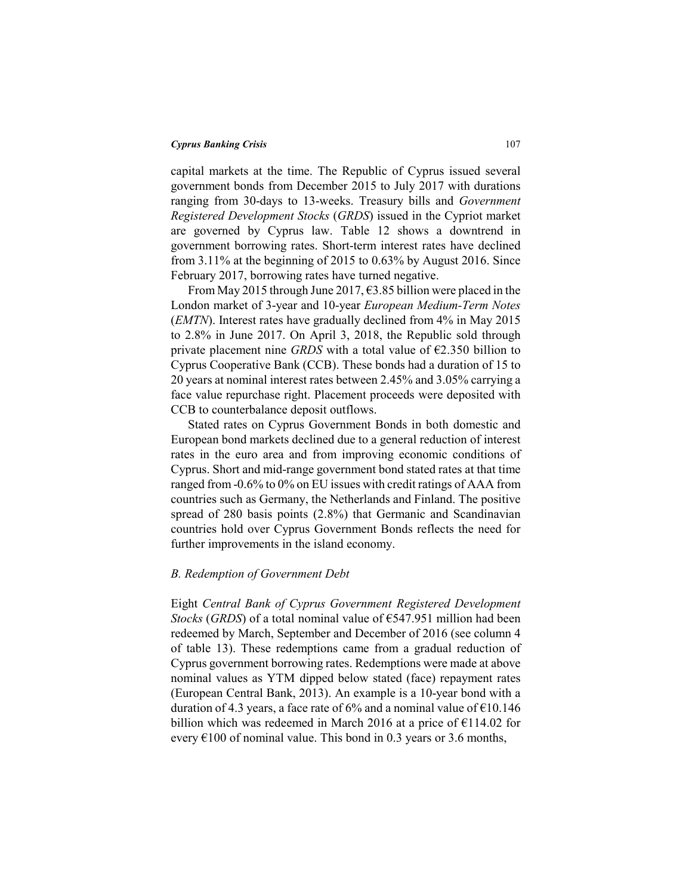capital markets at the time. The Republic of Cyprus issued several government bonds from December 2015 to July 2017 with durations ranging from 30-days to 13-weeks. Treasury bills and *Government Registered Development Stocks* (*GRDS*) issued in the Cypriot market are governed by Cyprus law. Table 12 shows a downtrend in government borrowing rates. Short-term interest rates have declined from 3.11% at the beginning of 2015 to 0.63% by August 2016. Since February 2017, borrowing rates have turned negative.

From May 2015 through June 2017, €3.85 billion were placed in the London market of 3-year and 10-year *European Medium-Term Notes* (*EMTN*). Interest rates have gradually declined from 4% in May 2015 to 2.8% in June 2017. On April 3, 2018, the Republic sold through private placement nine *GRDS* with a total value of €2.350 billion to Cyprus Cooperative Bank (CCB). These bonds had a duration of 15 to 20 years at nominal interest rates between 2.45% and 3.05% carrying a face value repurchase right. Placement proceeds were deposited with CCB to counterbalance deposit outflows.

Stated rates on Cyprus Government Bonds in both domestic and European bond markets declined due to a general reduction of interest rates in the euro area and from improving economic conditions of Cyprus. Short and mid-range government bond stated rates at that time ranged from -0.6% to 0% on EU issues with credit ratings of AAA from countries such as Germany, the Netherlands and Finland. The positive spread of 280 basis points (2.8%) that Germanic and Scandinavian countries hold over Cyprus Government Bonds reflects the need for further improvements in the island economy.

### *B. Redemption of Government Debt*

Eight *Central Bank of Cyprus Government Registered Development Stocks* (*GRDS*) of a total nominal value of €547.951 million had been redeemed by March, September and December of 2016 (see column 4 of table 13). These redemptions came from a gradual reduction of Cyprus government borrowing rates. Redemptions were made at above nominal values as YTM dipped below stated (face) repayment rates (European Central Bank, 2013). An example is a 10-year bond with a duration of 4.3 years, a face rate of 6% and a nominal value of €10.146 billion which was redeemed in March 2016 at a price of €114.02 for every €100 of nominal value. This bond in 0.3 years or 3.6 months,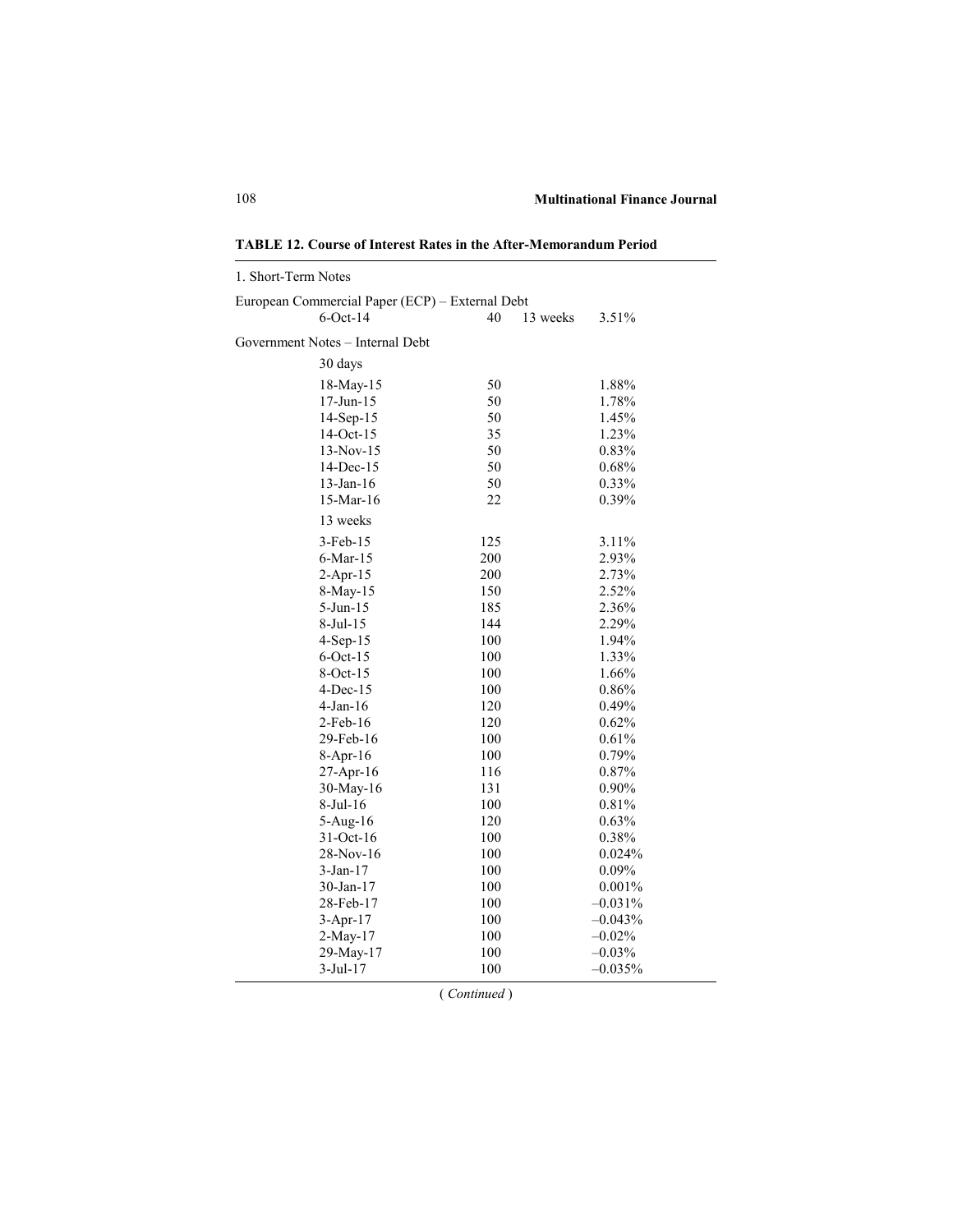**TABLE 12. Course of Interest Rates in the After-Memorandum Period**

| | | | |
|---|---|---|---|
| 1. Short-Term Notes | | | |
| European Commercial Paper (ECP) – External Debt | | | |
| 6-Oct-14 | 40 | 13 weeks | 3.51% |
| Government Notes – Internal Debt | | | |
| 30 days | | | |
| 18-May-15 | 50 | | 1.88% |
| 17-Jun-15 | 50 | | 1.78% |
| 14-Sep-15 | 50 | | 1.45% |
| 14-Oct-15 | 35 | | 1.23% |
| 13-Nov-15 | 50 | | 0.83% |
| 14-Dec-15 | 50 | | 0.68% |
| 13-Jan-16 | 50 | | 0.33% |
| 15-Mar-16 | 22 | | 0.39% |
| 13 weeks | | | |
| 3-Feb-15 | 125 | | 3.11% |
| 6-Mar-15 | 200 | | 2.93% |
| 2-Apr-15 | 200 | | 2.73% |
| 8-May-15 | 150 | | 2.52% |
| 5-Jun-15 | 185 | | 2.36% |
| 8-Jul-15 | 144 | | 2.29% |
| 4-Sep-15 | 100 | | 1.94% |
| 6-Oct-15 | 100 | | 1.33% |
| 8-Oct-15 | 100 | | 1.66% |
| 4-Dec-15 | 100 | | 0.86% |
| 4-Jan-16 | 120 | | 0.49% |
| 2-Feb-16 | 120 | | 0.62% |
| 29-Feb-16 | 100 | | 0.61% |
| 8-Apr-16 | 100 | | 0.79% |
| 27-Apr-16 | 116 | | 0.87% |
| 30-May-16 | 131 | | 0.90% |
| 8-Jul-16 | 100 | | 0.81% |
| 5-Aug-16 | 120 | | 0.63% |
| 31-Oct-16 | 100 | | 0.38% |
| 28-Nov-16 | 100 | | 0.024% |
| 3-Jan-17 | 100 | | 0.09% |
| 30-Jan-17 | 100 | | 0.001% |
| 28-Feb-17 | 100 | | –0.031% |
| 3-Apr-17 | 100 | | –0.043% |
| 2-May-17 | 100 | | –0.02% |
| 29-May-17 | 100 | | –0.03% |
| 3-Jul-17 | 100 | | –0.035% |

( *Continued* )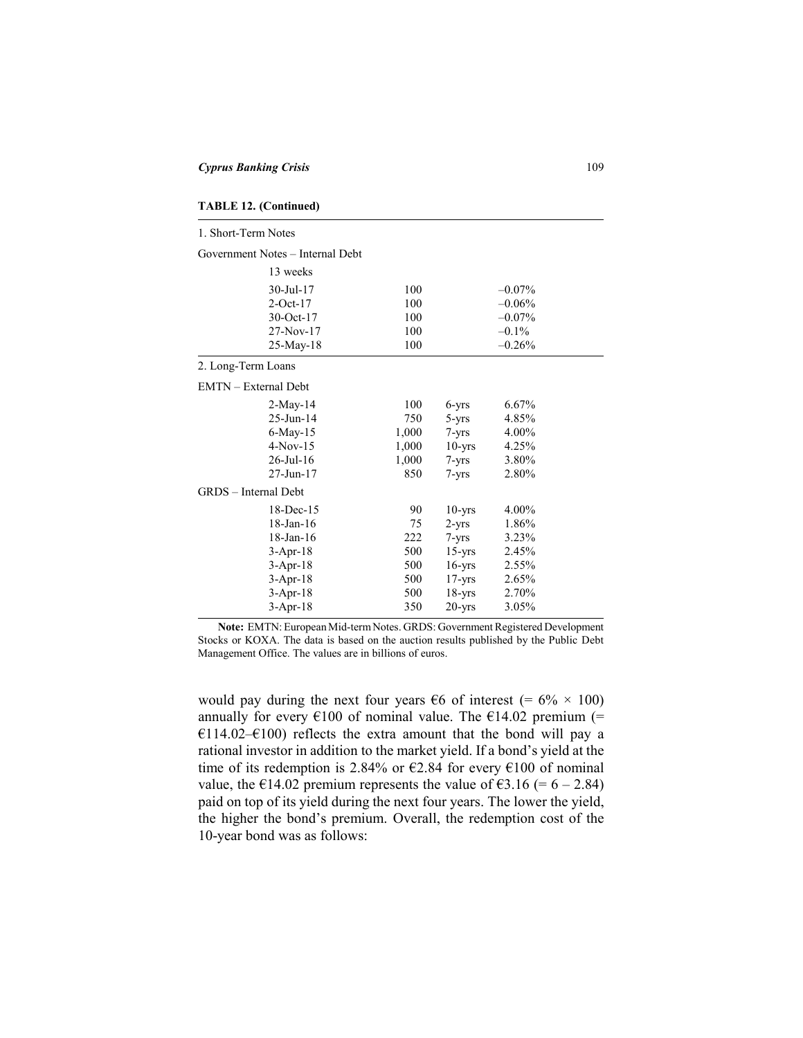**TABLE 12. (Continued)**

| | | | |
|---|---|---|---|
| 1. Short-Term Notes | | | |
| Government Notes – Internal Debt | | | |
| 13 weeks | | | |
| 30-Jul-17 | 100 | | –0.07% |
| 2-Oct-17 | 100 | | –0.06% |
| 30-Oct-17 | 100 | | –0.07% |
| 27-Nov-17 | 100 | | –0.1% |
| 25-May-18 | 100 | | –0.26% |
| 2. Long-Term Loans | | | |
| EMTN – External Debt | | | |
| 2-May-14 | 100 | 6-yrs | 6.67% |
| 25-Jun-14 | 750 | 5-yrs | 4.85% |
| 6-May-15 | 1,000 | 7-yrs | 4.00% |
| 4-Nov-15 | 1,000 | 10-yrs | 4.25% |
| 26-Jul-16 | 1,000 | 7-yrs | 3.80% |
| 27-Jun-17 | 850 | 7-yrs | 2.80% |
| GRDS – Internal Debt | | | |
| 18-Dec-15 | 90 | 10-yrs | 4.00% |
| 18-Jan-16 | 75 | 2-yrs | 1.86% |
| 18-Jan-16 | 222 | 7-yrs | 3.23% |
| 3-Apr-18 | 500 | 15-yrs | 2.45% |
| 3-Apr-18 | 500 | 16-yrs | 2.55% |
| 3-Apr-18 | 500 | 17-yrs | 2.65% |
| 3-Apr-18 | 500 | 18-yrs | 2.70% |
| 3-Apr-18 | 350 | 20-yrs | 3.05% |

**Note:** EMTN: European Mid-term Notes. GRDS: Government Registered Development Stocks or KOXA. The data is based on the auction results published by the Public Debt Management Office. The values are in billions of euros.

would pay during the next four years €6 of interest (= 6% × 100) annually for every €100 of nominal value. The €14.02 premium (= €114.02–€100) reflects the extra amount that the bond will pay a rational investor in addition to the market yield. If a bond's yield at the time of its redemption is 2.84% or €2.84 for every €100 of nominal value, the €14.02 premium represents the value of €3.16 (= 6 – 2.84) paid on top of its yield during the next four years. The lower the yield, the higher the bond's premium. Overall, the redemption cost of the 10-year bond was as follows: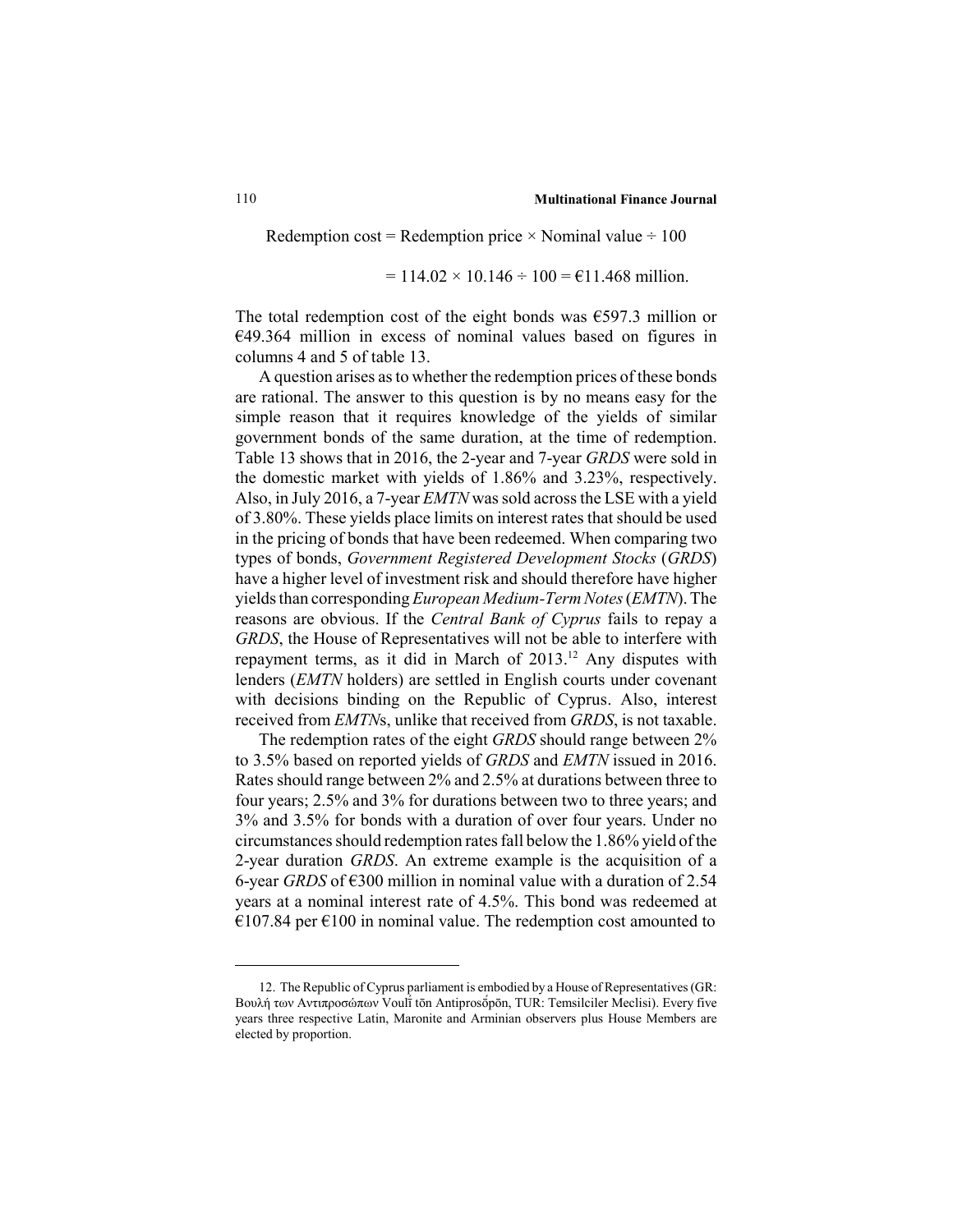Redemption cost = Redemption price × Nominal value ÷ 100

$$= 114.02 \times 10.146 \div 100 = €11.468 \text{ million.}$$

The total redemption cost of the eight bonds was €597.3 million or €49.364 million in excess of nominal values based on figures in columns 4 and 5 of table 13.

A question arises as to whether the redemption prices of these bonds are rational. The answer to this question is by no means easy for the simple reason that it requires knowledge of the yields of similar government bonds of the same duration, at the time of redemption. Table 13 shows that in 2016, the 2-year and 7-year *GRDS* were sold in the domestic market with yields of 1.86% and 3.23%, respectively. Also, in July 2016, a 7-year *EMTN* was sold across the LSE with a yield of 3.80%. These yields place limits on interest rates that should be used in the pricing of bonds that have been redeemed. When comparing two types of bonds, *Government Registered Development Stocks* (*GRDS*) have a higher level of investment risk and should therefore have higher yields than corresponding *European Medium-Term Notes* (*EMTN*). The reasons are obvious. If the *Central Bank of Cyprus* fails to repay a *GRDS*, the House of Representatives will not be able to interfere with repayment terms, as it did in March of 2013.[12] Any disputes with lenders (*EMTN* holders) are settled in English courts under covenant with decisions binding on the Republic of Cyprus. Also, interest received from *EMTN*s, unlike that received from *GRDS*, is not taxable.

The redemption rates of the eight *GRDS* should range between 2% to 3.5% based on reported yields of *GRDS* and *EMTN* issued in 2016. Rates should range between 2% and 2.5% at durations between three to four years; 2.5% and 3% for durations between two to three years; and 3% and 3.5% for bonds with a duration of over four years. Under no circumstances should redemption rates fall below the 1.86% yield of the 2-year duration *GRDS*. An extreme example is the acquisition of a 6-year *GRDS* of €300 million in nominal value with a duration of 2.54 years at a nominal interest rate of 4.5%. This bond was redeemed at €107.84 per €100 in nominal value. The redemption cost amounted to

---

12. The Republic of Cyprus parliament is embodied by a House of Representatives (GR: Βουλή των Αντιπροσώπων Voulī́ tōn Antiprosṓpōn, TUR: Temsilciler Meclisi). Every five years three respective Latin, Maronite and Arminian observers plus House Members are elected by proportion.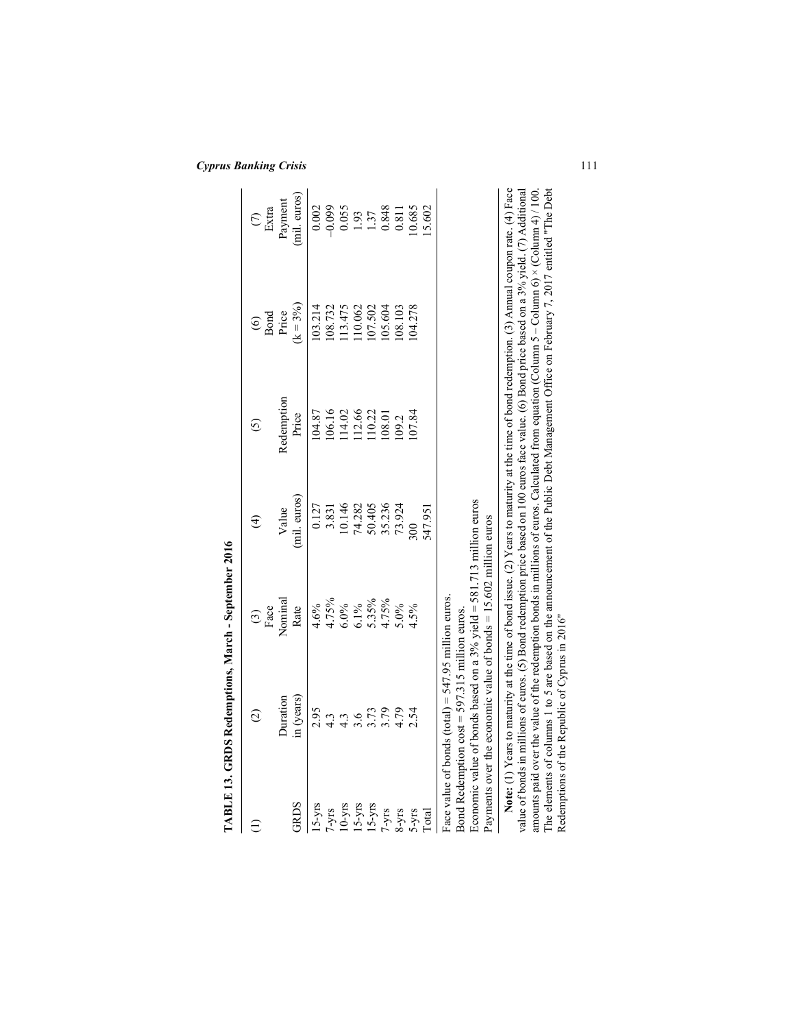**TABLE 13. GRDS Redemptions, March - September 2016**

| (1) GRDS | (2) Duration in (years) | (3) Face Nominal Rate | (4) Value (mil. euros) | (5) Redemption Price | (6) Bond Price (k = 3%) | (7) Extra Payment (mil. euros) |
|---|---|---|---|---|---|---|
| 15-yrs | 2.95 | 4.6% | 0.127 | 104.87 | 103.214 | 0.002 |
| 7-yrs | 4.3 | 4.75% | 3.831 | 106.16 | 108.732 | –0.099 |
| 10-yrs | 4.3 | 6.0% | 10.146 | 114.02 | 113.475 | 0.055 |
| 15-yrs | 3.6 | 6.1% | 74.282 | 112.66 | 110.062 | 1.93 |
| 15-yrs | 3.73 | 5.35% | 50.405 | 110.22 | 107.502 | 1.37 |
| 7-yrs | 3.79 | 4.75% | 35.236 | 108.01 | 105.604 | 0.848 |
| 8-yrs | 4.79 | 5.0% | 73.924 | 109.2 | 108.103 | 0.811 |
| 5-yrs | 2.54 | 4.5% | 300 | 107.84 | 104.278 | 10.685 |
| Total | | | 547.951 | | | 15.602 |

Face value of bonds (total) = 547.95 million euros.
Bond Redemption cost = 597.315 million euros.
Economic value of bonds based on a 3% yield = 581.713 million euros
Payments over the economic value of bonds = 15.602 million euros

**Note:** (1) Years to maturity at the time of bond issue. (2) Years to maturity at the time of bond redemption. (3) Annual coupon rate. (4) Face value of bonds in millions of euros. (5) Bond redemption price based on 100 euros face value. (6) Bond price based on a 3% yield. (7) Additional amounts paid over the value of the redemption bonds in millions of euros. Calculated from equation (Column 5 – Column 6) × (Column 4) / 100. The elements of columns 1 to 5 are based on the announcement of the Public Debt Management Office on February 7, 2017 entitled "The Debt Redemptions of the Republic of Cyprus in 2016"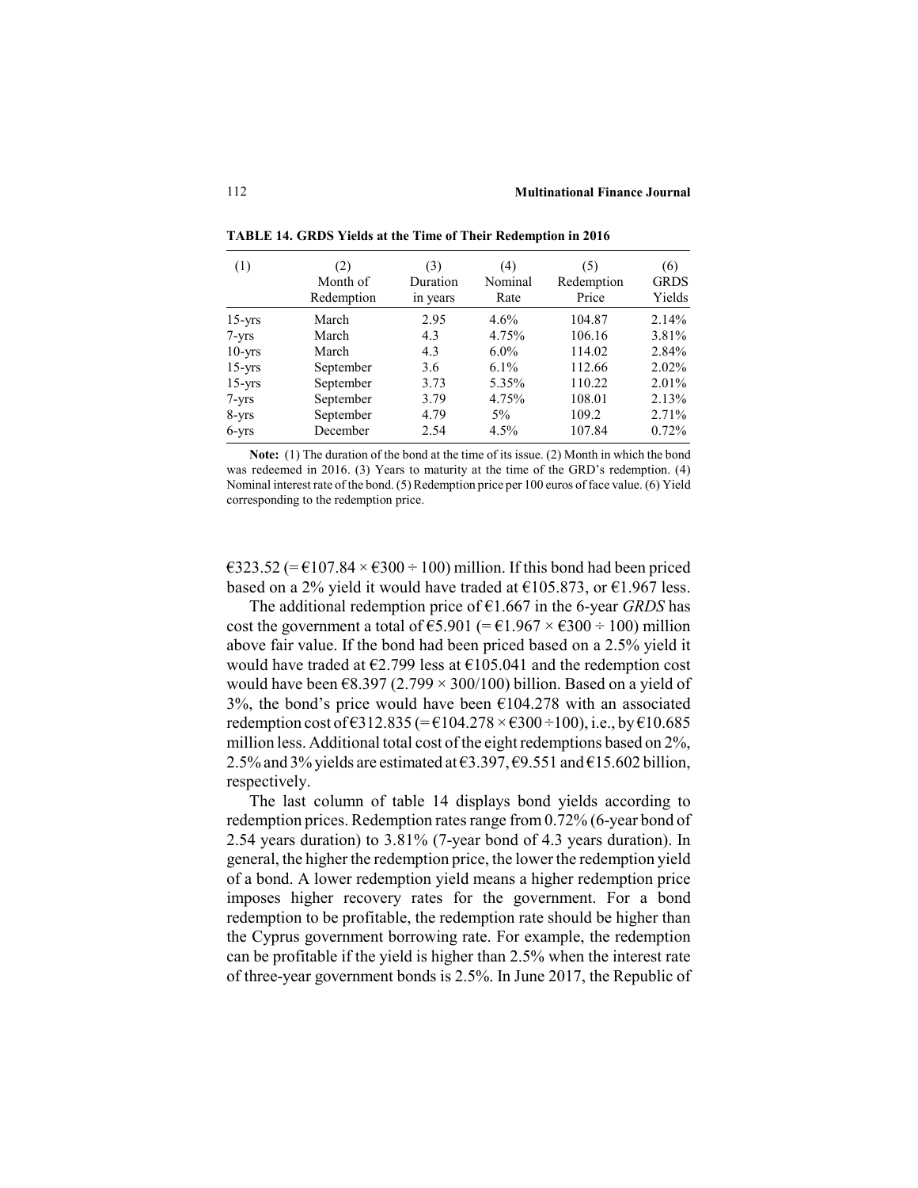**TABLE 14. GRDS Yields at the Time of Their Redemption in 2016**

| (1) | (2) Month of Redemption | (3) Duration in years | (4) Nominal Rate | (5) Redemption Price | (6) GRDS Yields |
|---|---|---|---|---|---|
| 15-yrs | March | 2.95 | 4.6% | 104.87 | 2.14% |
| 7-yrs | March | 4.3 | 4.75% | 106.16 | 3.81% |
| 10-yrs | March | 4.3 | 6.0% | 114.02 | 2.84% |
| 15-yrs | September | 3.6 | 6.1% | 112.66 | 2.02% |
| 15-yrs | September | 3.73 | 5.35% | 110.22 | 2.01% |
| 7-yrs | September | 3.79 | 4.75% | 108.01 | 2.13% |
| 8-yrs | September | 4.79 | 5% | 109.2 | 2.71% |
| 6-yrs | December | 2.54 | 4.5% | 107.84 | 0.72% |

**Note:** (1) The duration of the bond at the time of its issue. (2) Month in which the bond was redeemed in 2016. (3) Years to maturity at the time of the GRD's redemption. (4) Nominal interest rate of the bond. (5) Redemption price per 100 euros of face value. (6) Yield corresponding to the redemption price.

€323.52 (= €107.84 × €300 ÷ 100) million. If this bond had been priced based on a 2% yield it would have traded at €105.873, or €1.967 less.

The additional redemption price of €1.667 in the 6-year *GRDS* has cost the government a total of €5.901 (= €1.967 × €300 ÷ 100) million above fair value. If the bond had been priced based on a 2.5% yield it would have traded at €2.799 less at €105.041 and the redemption cost would have been €8.397 (2.799 × 300/100) billion. Based on a yield of 3%, the bond's price would have been €104.278 with an associated redemption cost of €312.835 (= €104.278 × €300 ÷100), i.e., by €10.685 million less. Additional total cost of the eight redemptions based on 2%, 2.5% and 3% yields are estimated at €3.397, €9.551 and €15.602 billion, respectively.

The last column of table 14 displays bond yields according to redemption prices. Redemption rates range from 0.72% (6-year bond of 2.54 years duration) to 3.81% (7-year bond of 4.3 years duration). In general, the higher the redemption price, the lower the redemption yield of a bond. A lower redemption yield means a higher redemption price imposes higher recovery rates for the government. For a bond redemption to be profitable, the redemption rate should be higher than the Cyprus government borrowing rate. For example, the redemption can be profitable if the yield is higher than 2.5% when the interest rate of three-year government bonds is 2.5%. In June 2017, the Republic of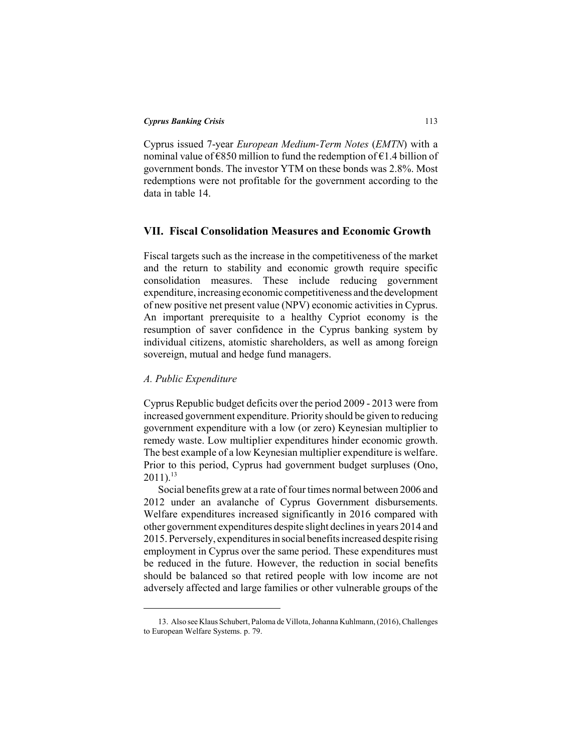Cyprus issued 7-year *European Medium-Term Notes* (*EMTN*) with a nominal value of €850 million to fund the redemption of €1.4 billion of government bonds. The investor YTM on these bonds was 2.8%. Most redemptions were not profitable for the government according to the data in table 14.

## VII. Fiscal Consolidation Measures and Economic Growth

Fiscal targets such as the increase in the competitiveness of the market and the return to stability and economic growth require specific consolidation measures. These include reducing government expenditure, increasing economic competitiveness and the development of new positive net present value (NPV) economic activities in Cyprus. An important prerequisite to a healthy Cypriot economy is the resumption of saver confidence in the Cyprus banking system by individual citizens, atomistic shareholders, as well as among foreign sovereign, mutual and hedge fund managers.

### *A. Public Expenditure*

Cyprus Republic budget deficits over the period 2009 - 2013 were from increased government expenditure. Priority should be given to reducing government expenditure with a low (or zero) Keynesian multiplier to remedy waste. Low multiplier expenditures hinder economic growth. The best example of a low Keynesian multiplier expenditure is welfare. Prior to this period, Cyprus had government budget surpluses (Ono, 2011).[13]

Social benefits grew at a rate of four times normal between 2006 and 2012 under an avalanche of Cyprus Government disbursements. Welfare expenditures increased significantly in 2016 compared with other government expenditures despite slight declines in years 2014 and 2015. Perversely, expenditures in social benefits increased despite rising employment in Cyprus over the same period. These expenditures must be reduced in the future. However, the reduction in social benefits should be balanced so that retired people with low income are not adversely affected and large families or other vulnerable groups of the

---

13. Also see Klaus Schubert, Paloma de Villota, Johanna Kuhlmann, (2016), Challenges to European Welfare Systems. p. 79.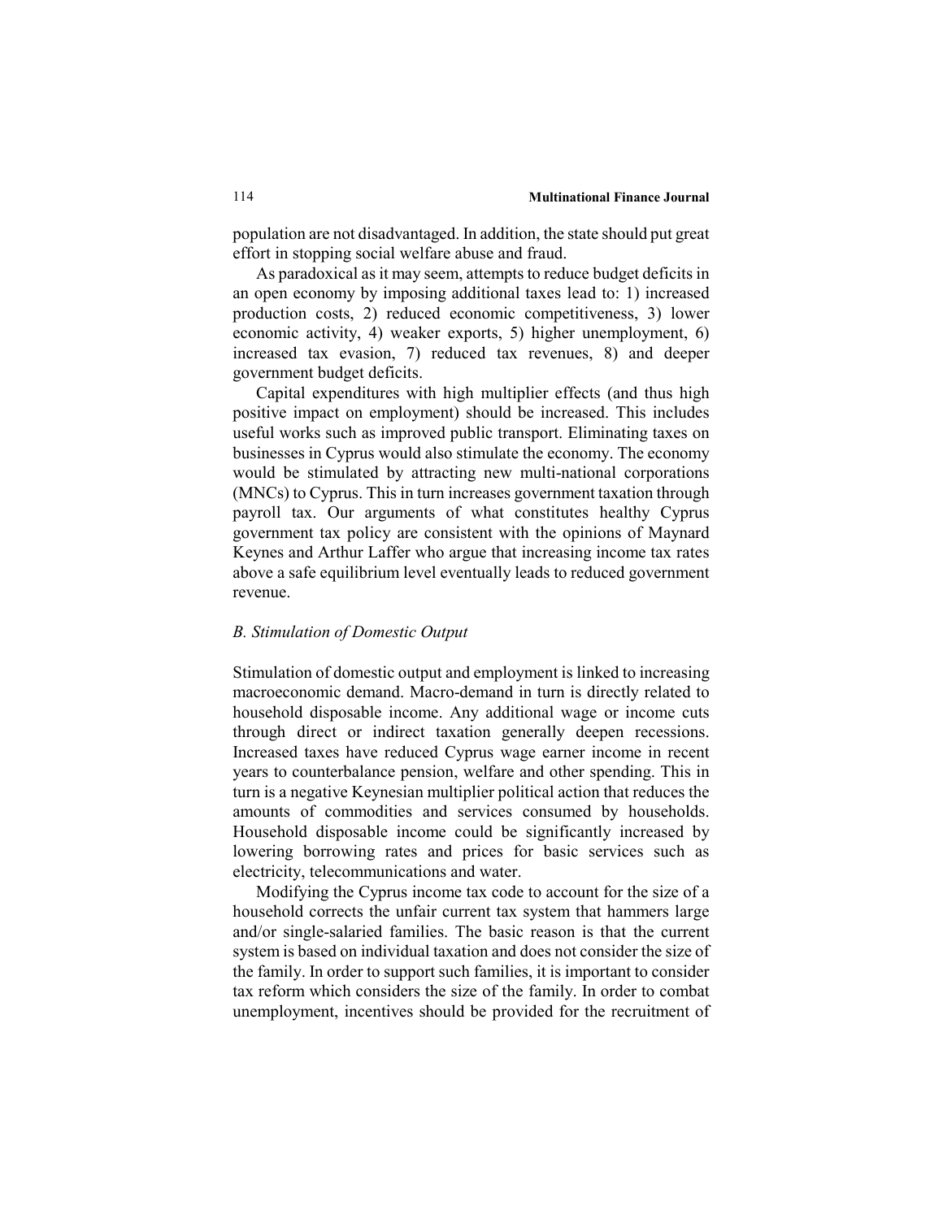population are not disadvantaged. In addition, the state should put great effort in stopping social welfare abuse and fraud.

As paradoxical as it may seem, attempts to reduce budget deficits in an open economy by imposing additional taxes lead to: 1) increased production costs, 2) reduced economic competitiveness, 3) lower economic activity, 4) weaker exports, 5) higher unemployment, 6) increased tax evasion, 7) reduced tax revenues, 8) and deeper government budget deficits.

Capital expenditures with high multiplier effects (and thus high positive impact on employment) should be increased. This includes useful works such as improved public transport. Eliminating taxes on businesses in Cyprus would also stimulate the economy. The economy would be stimulated by attracting new multi-national corporations (MNCs) to Cyprus. This in turn increases government taxation through payroll tax. Our arguments of what constitutes healthy Cyprus government tax policy are consistent with the opinions of Maynard Keynes and Arthur Laffer who argue that increasing income tax rates above a safe equilibrium level eventually leads to reduced government revenue.

### *B. Stimulation of Domestic Output*

Stimulation of domestic output and employment is linked to increasing macroeconomic demand. Macro-demand in turn is directly related to household disposable income. Any additional wage or income cuts through direct or indirect taxation generally deepen recessions. Increased taxes have reduced Cyprus wage earner income in recent years to counterbalance pension, welfare and other spending. This in turn is a negative Keynesian multiplier political action that reduces the amounts of commodities and services consumed by households. Household disposable income could be significantly increased by lowering borrowing rates and prices for basic services such as electricity, telecommunications and water.

Modifying the Cyprus income tax code to account for the size of a household corrects the unfair current tax system that hammers large and/or single-salaried families. The basic reason is that the current system is based on individual taxation and does not consider the size of the family. In order to support such families, it is important to consider tax reform which considers the size of the family. In order to combat unemployment, incentives should be provided for the recruitment of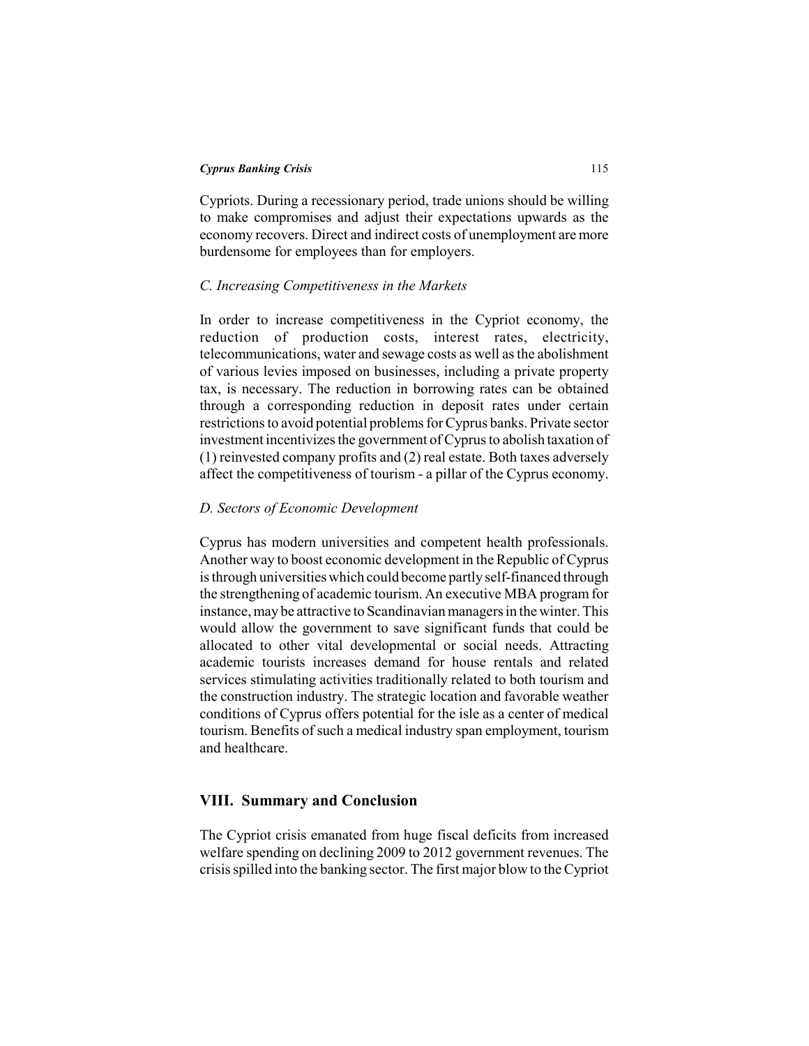Cypriots. During a recessionary period, trade unions should be willing to make compromises and adjust their expectations upwards as the economy recovers. Direct and indirect costs of unemployment are more burdensome for employees than for employers.

### *C. Increasing Competitiveness in the Markets*

In order to increase competitiveness in the Cypriot economy, the reduction of production costs, interest rates, electricity, telecommunications, water and sewage costs as well as the abolishment of various levies imposed on businesses, including a private property tax, is necessary. The reduction in borrowing rates can be obtained through a corresponding reduction in deposit rates under certain restrictions to avoid potential problems for Cyprus banks. Private sector investment incentivizes the government of Cyprus to abolish taxation of (1) reinvested company profits and (2) real estate. Both taxes adversely affect the competitiveness of tourism - a pillar of the Cyprus economy.

### *D. Sectors of Economic Development*

Cyprus has modern universities and competent health professionals. Another way to boost economic development in the Republic of Cyprus is through universities which could become partly self-financed through the strengthening of academic tourism. An executive MBA program for instance, may be attractive to Scandinavian managers in the winter. This would allow the government to save significant funds that could be allocated to other vital developmental or social needs. Attracting academic tourists increases demand for house rentals and related services stimulating activities traditionally related to both tourism and the construction industry. The strategic location and favorable weather conditions of Cyprus offers potential for the isle as a center of medical tourism. Benefits of such a medical industry span employment, tourism and healthcare.

## VIII. Summary and Conclusion

The Cypriot crisis emanated from huge fiscal deficits from increased welfare spending on declining 2009 to 2012 government revenues. The crisis spilled into the banking sector. The first major blow to the Cypriot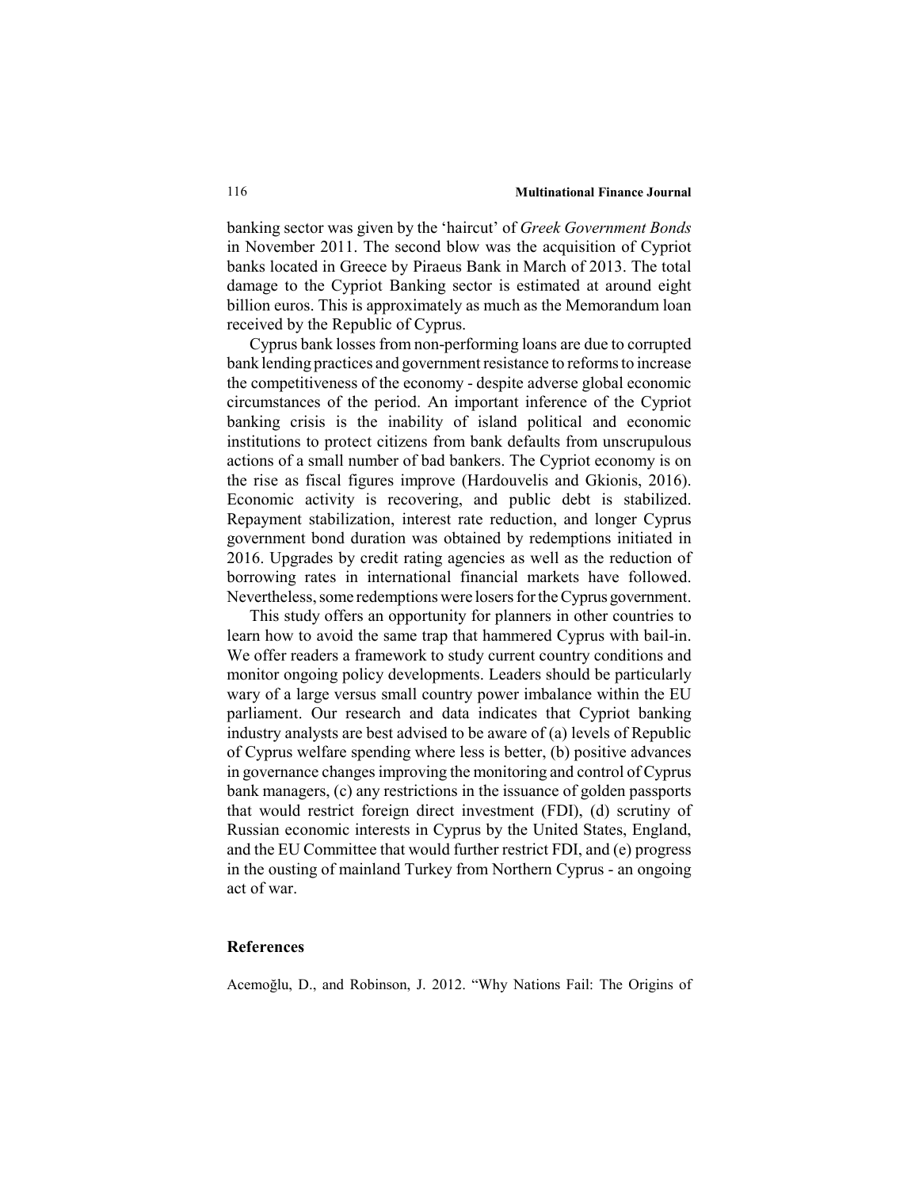banking sector was given by the 'haircut' of *Greek Government Bonds* in November 2011. The second blow was the acquisition of Cypriot banks located in Greece by Piraeus Bank in March of 2013. The total damage to the Cypriot Banking sector is estimated at around eight billion euros. This is approximately as much as the Memorandum loan received by the Republic of Cyprus.

Cyprus bank losses from non-performing loans are due to corrupted bank lending practices and government resistance to reforms to increase the competitiveness of the economy - despite adverse global economic circumstances of the period. An important inference of the Cypriot banking crisis is the inability of island political and economic institutions to protect citizens from bank defaults from unscrupulous actions of a small number of bad bankers. The Cypriot economy is on the rise as fiscal figures improve (Hardouvelis and Gkionis, 2016). Economic activity is recovering, and public debt is stabilized. Repayment stabilization, interest rate reduction, and longer Cyprus government bond duration was obtained by redemptions initiated in 2016. Upgrades by credit rating agencies as well as the reduction of borrowing rates in international financial markets have followed. Nevertheless, some redemptions were losers for the Cyprus government.

This study offers an opportunity for planners in other countries to learn how to avoid the same trap that hammered Cyprus with bail-in. We offer readers a framework to study current country conditions and monitor ongoing policy developments. Leaders should be particularly wary of a large versus small country power imbalance within the EU parliament. Our research and data indicates that Cypriot banking industry analysts are best advised to be aware of (a) levels of Republic of Cyprus welfare spending where less is better, (b) positive advances in governance changes improving the monitoring and control of Cyprus bank managers, (c) any restrictions in the issuance of golden passports that would restrict foreign direct investment (FDI), (d) scrutiny of Russian economic interests in Cyprus by the United States, England, and the EU Committee that would further restrict FDI, and (e) progress in the ousting of mainland Turkey from Northern Cyprus - an ongoing act of war.

## References

Acemoğlu, D., and Robinson, J. 2012. "Why Nations Fail: The Origins of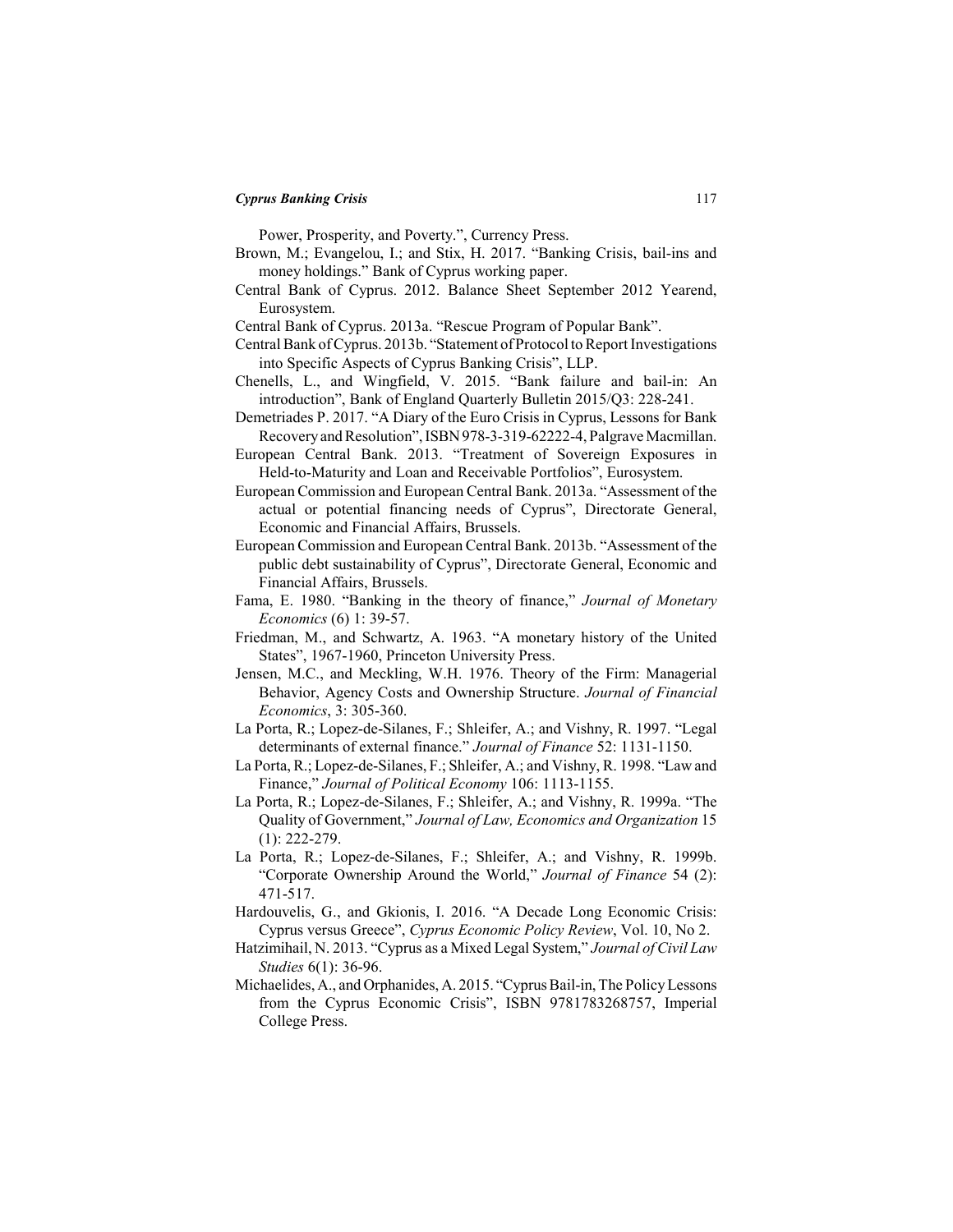Power, Prosperity, and Poverty.", Currency Press.

Brown, M.; Evangelou, I.; and Stix, H. 2017. "Banking Crisis, bail-ins and money holdings." Bank of Cyprus working paper.

Central Bank of Cyprus. 2012. Balance Sheet September 2012 Yearend, Eurosystem.

Central Bank of Cyprus. 2013a. "Rescue Program of Popular Bank".

Central Bank of Cyprus. 2013b. "Statement of Protocol to Report Investigations into Specific Aspects of Cyprus Banking Crisis", LLP.

Chenells, L., and Wingfield, V. 2015. "Bank failure and bail-in: An introduction", Bank of England Quarterly Bulletin 2015/Q3: 228-241.

Demetriades P. 2017. "A Diary of the Euro Crisis in Cyprus, Lessons for Bank Recovery and Resolution", ISBN 978-3-319-62222-4, Palgrave Macmillan.

European Central Bank. 2013. "Treatment of Sovereign Exposures in Held-to-Maturity and Loan and Receivable Portfolios", Eurosystem.

European Commission and European Central Bank. 2013a. "Assessment of the actual or potential financing needs of Cyprus", Directorate General, Economic and Financial Affairs, Brussels.

European Commission and European Central Bank. 2013b. "Assessment of the public debt sustainability of Cyprus", Directorate General, Economic and Financial Affairs, Brussels.

Fama, E. 1980. "Banking in the theory of finance," *Journal of Monetary Economics* (6) 1: 39-57.

Friedman, M., and Schwartz, A. 1963. "A monetary history of the United States", 1967-1960, Princeton University Press.

Jensen, M.C., and Meckling, W.H. 1976. Theory of the Firm: Managerial Behavior, Agency Costs and Ownership Structure. *Journal of Financial Economics*, 3: 305-360.

La Porta, R.; Lopez-de-Silanes, F.; Shleifer, A.; and Vishny, R. 1997. "Legal determinants of external finance." *Journal of Finance* 52: 1131-1150.

La Porta, R.; Lopez-de-Silanes, F.; Shleifer, A.; and Vishny, R. 1998. "Law and Finance," *Journal of Political Economy* 106: 1113-1155.

La Porta, R.; Lopez-de-Silanes, F.; Shleifer, A.; and Vishny, R. 1999a. "The Quality of Government," *Journal of Law, Economics and Organization* 15 (1): 222-279.

La Porta, R.; Lopez-de-Silanes, F.; Shleifer, A.; and Vishny, R. 1999b. "Corporate Ownership Around the World," *Journal of Finance* 54 (2): 471-517.

Hardouvelis, G., and Gkionis, I. 2016. "A Decade Long Economic Crisis: Cyprus versus Greece", *Cyprus Economic Policy Review*, Vol. 10, No 2.

Hatzimihail, N. 2013. "Cyprus as a Mixed Legal System," *Journal of Civil Law Studies* 6(1): 36-96.

Michaelides, A., and Orphanides, A. 2015. "Cyprus Bail-in, The Policy Lessons from the Cyprus Economic Crisis", ISBN 9781783268757, Imperial College Press.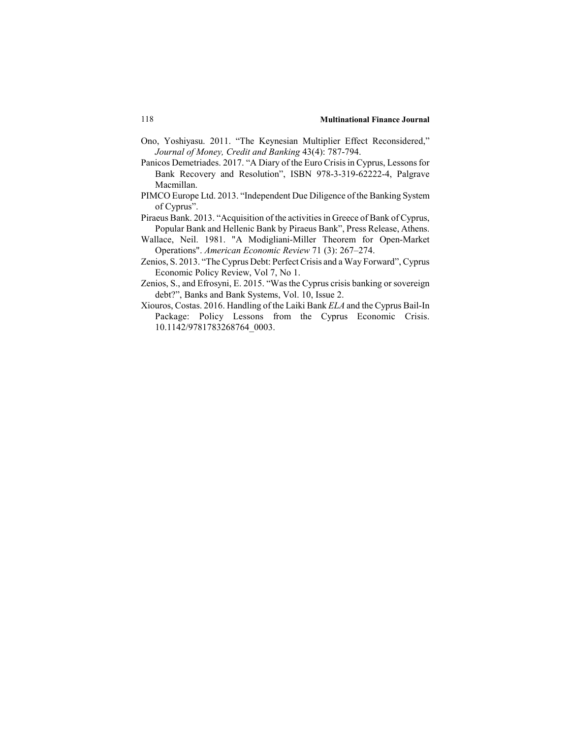Ono, Yoshiyasu. 2011. "The Keynesian Multiplier Effect Reconsidered," *Journal of Money, Credit and Banking* 43(4): 787-794.

Panicos Demetriades. 2017. "A Diary of the Euro Crisis in Cyprus, Lessons for Bank Recovery and Resolution", ISBN 978-3-319-62222-4, Palgrave Macmillan.

PIMCO Europe Ltd. 2013. "Independent Due Diligence of the Banking System of Cyprus".

Piraeus Bank. 2013. "Acquisition of the activities in Greece of Bank of Cyprus, Popular Bank and Hellenic Bank by Piraeus Bank", Press Release, Athens.

Wallace, Neil. 1981. "A Modigliani-Miller Theorem for Open-Market Operations". *American Economic Review* 71 (3): 267–274.

Zenios, S. 2013. "The Cyprus Debt: Perfect Crisis and a Way Forward", Cyprus Economic Policy Review, Vol 7, No 1.

Zenios, S., and Efrosyni, E. 2015. "Was the Cyprus crisis banking or sovereign debt?", Banks and Bank Systems, Vol. 10, Issue 2.

Xiouros, Costas. 2016. Handling of the Laiki Bank *ELA* and the Cyprus Bail-In Package: Policy Lessons from the Cyprus Economic Crisis. 10.1142/9781783268764_0003.